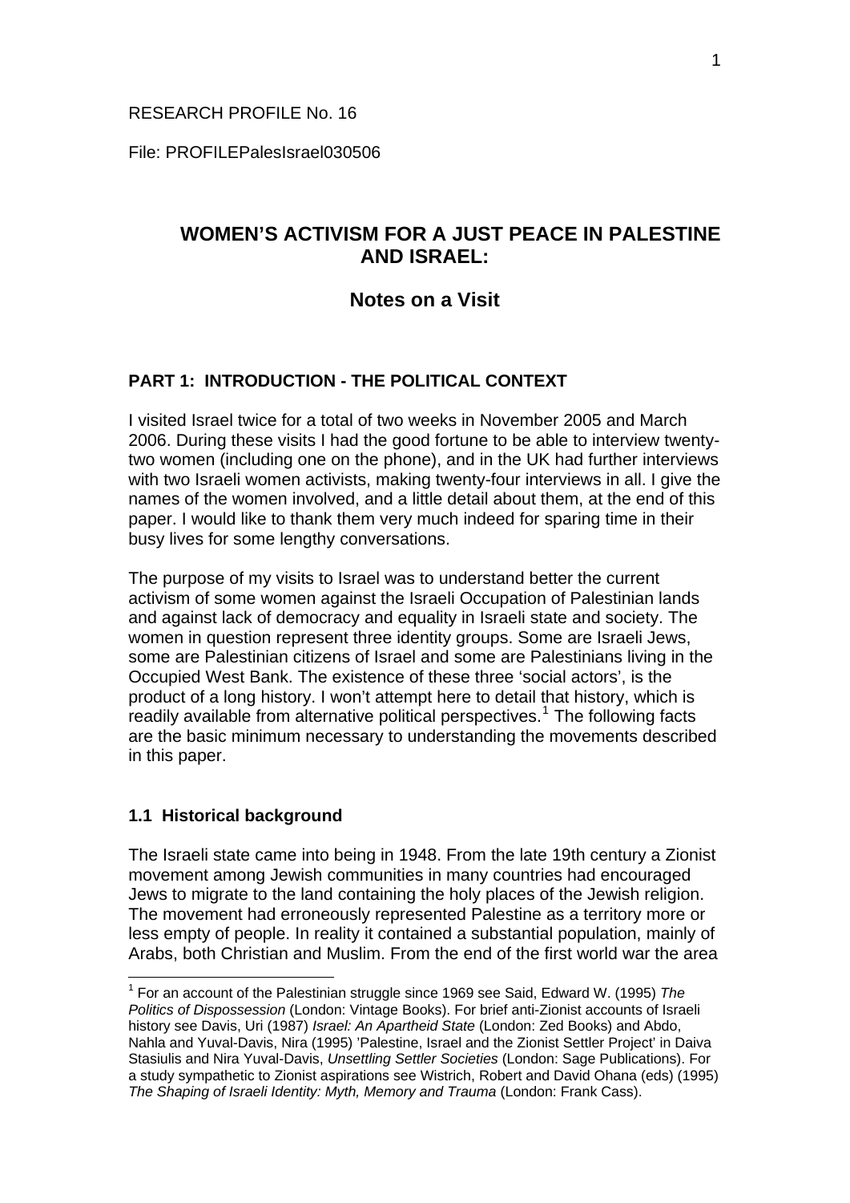RESEARCH PROFILE No. 16

File: PROFILEPalesIsrael030506

# WOMEN'S ACTIVISM FOR A JUST PEACE IN PALESTINE AND ISRAEL:

## Notes on a Visit

### PART 1: INTRODUCTION - THE POLITICAL CONTEXT

I visited Israel twice for a total of two weeks in November 2005 and March 2006. During these visits I had the good fortune to be able to interview twenty-two women (including one on the phone), and in the UK had further interviews with two Israeli women activists, making twenty-four interviews in all. I give the names of the women involved, and a little detail about them, at the end of this paper. I would like to thank them very much indeed for sparing time in their busy lives for some lengthy conversations.

The purpose of my visits to Israel was to understand better the current activism of some women against the Israeli Occupation of Palestinian lands and against lack of democracy and equality in Israeli state and society. The women in question represent three identity groups. Some are Israeli Jews, some are Palestinian citizens of Israel and some are Palestinians living in the Occupied West Bank. The existence of these three 'social actors', is the product of a long history. I won't attempt here to detail that history, which is readily available from alternative political perspectives.[1] The following facts are the basic minimum necessary to understanding the movements described in this paper.

#### 1.1 Historical background

The Israeli state came into being in 1948. From the late 19th century a Zionist movement among Jewish communities in many countries had encouraged Jews to migrate to the land containing the holy places of the Jewish religion. The movement had erroneously represented Palestine as a territory more or less empty of people. In reality it contained a substantial population, mainly of Arabs, both Christian and Muslim. From the end of the first world war the area

[1] For an account of the Palestinian struggle since 1969 see Said, Edward W. (1995) *The Politics of Dispossession* (London: Vintage Books). For brief anti-Zionist accounts of Israeli history see Davis, Uri (1987) *Israel: An Apartheid State* (London: Zed Books) and Abdo, Nahla and Yuval-Davis, Nira (1995) 'Palestine, Israel and the Zionist Settler Project' in Daiva Stasiulis and Nira Yuval-Davis, *Unsettling Settler Societies* (London: Sage Publications). For a study sympathetic to Zionist aspirations see Wistrich, Robert and David Ohana (eds) (1995) *The Shaping of Israeli Identity: Myth, Memory and Trauma* (London: Frank Cass).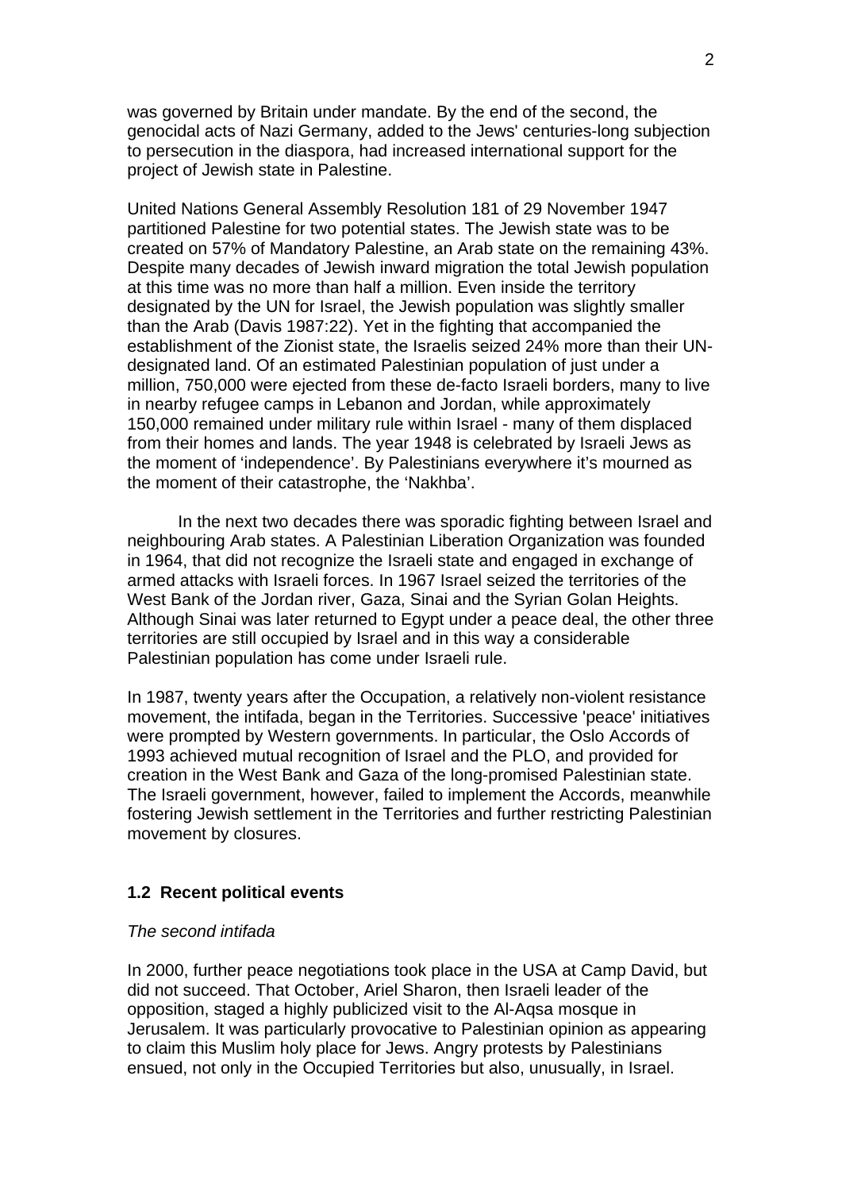was governed by Britain under mandate. By the end of the second, the genocidal acts of Nazi Germany, added to the Jews' centuries-long subjection to persecution in the diaspora, had increased international support for the project of Jewish state in Palestine.

United Nations General Assembly Resolution 181 of 29 November 1947 partitioned Palestine for two potential states. The Jewish state was to be created on 57% of Mandatory Palestine, an Arab state on the remaining 43%. Despite many decades of Jewish inward migration the total Jewish population at this time was no more than half a million. Even inside the territory designated by the UN for Israel, the Jewish population was slightly smaller than the Arab (Davis 1987:22). Yet in the fighting that accompanied the establishment of the Zionist state, the Israelis seized 24% more than their UN-designated land. Of an estimated Palestinian population of just under a million, 750,000 were ejected from these de-facto Israeli borders, many to live in nearby refugee camps in Lebanon and Jordan, while approximately 150,000 remained under military rule within Israel - many of them displaced from their homes and lands. The year 1948 is celebrated by Israeli Jews as the moment of 'independence'. By Palestinians everywhere it's mourned as the moment of their catastrophe, the 'Nakhba'.

In the next two decades there was sporadic fighting between Israel and neighbouring Arab states. A Palestinian Liberation Organization was founded in 1964, that did not recognize the Israeli state and engaged in exchange of armed attacks with Israeli forces. In 1967 Israel seized the territories of the West Bank of the Jordan river, Gaza, Sinai and the Syrian Golan Heights. Although Sinai was later returned to Egypt under a peace deal, the other three territories are still occupied by Israel and in this way a considerable Palestinian population has come under Israeli rule.

In 1987, twenty years after the Occupation, a relatively non-violent resistance movement, the intifada, began in the Territories. Successive 'peace' initiatives were prompted by Western governments. In particular, the Oslo Accords of 1993 achieved mutual recognition of Israel and the PLO, and provided for creation in the West Bank and Gaza of the long-promised Palestinian state. The Israeli government, however, failed to implement the Accords, meanwhile fostering Jewish settlement in the Territories and further restricting Palestinian movement by closures.

### 1.2 Recent political events

*The second intifada*

In 2000, further peace negotiations took place in the USA at Camp David, but did not succeed. That October, Ariel Sharon, then Israeli leader of the opposition, staged a highly publicized visit to the Al-Aqsa mosque in Jerusalem. It was particularly provocative to Palestinian opinion as appearing to claim this Muslim holy place for Jews. Angry protests by Palestinians ensued, not only in the Occupied Territories but also, unusually, in Israel.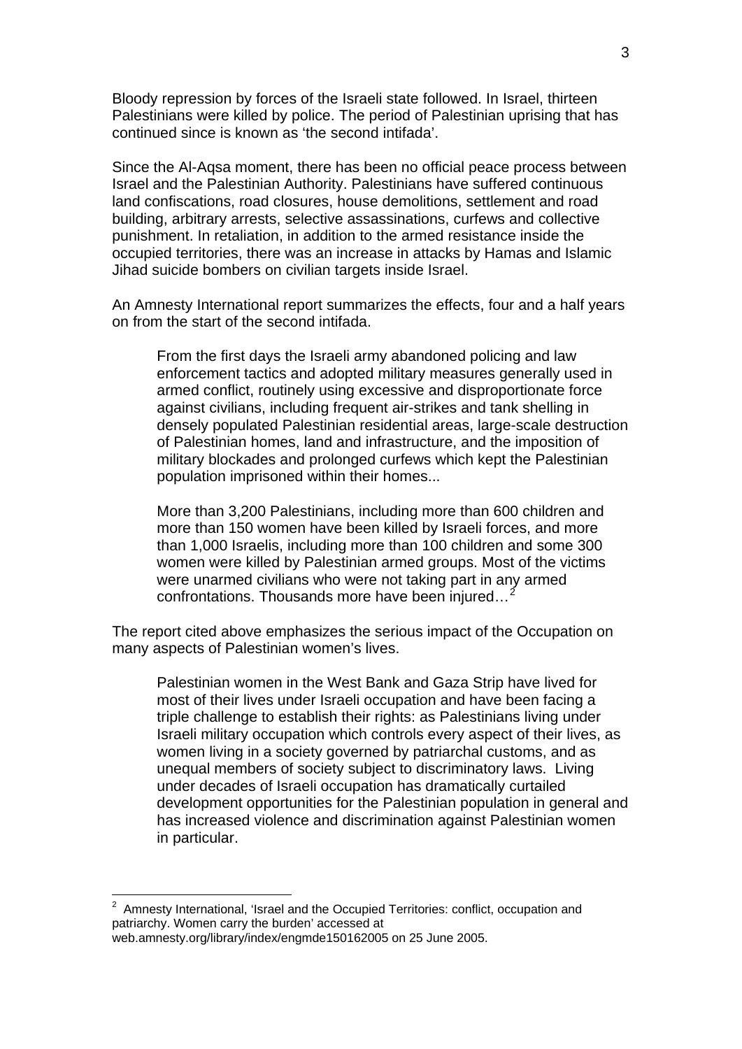Bloody repression by forces of the Israeli state followed. In Israel, thirteen Palestinians were killed by police. The period of Palestinian uprising that has continued since is known as 'the second intifada'.

Since the Al-Aqsa moment, there has been no official peace process between Israel and the Palestinian Authority. Palestinians have suffered continuous land confiscations, road closures, house demolitions, settlement and road building, arbitrary arrests, selective assassinations, curfews and collective punishment. In retaliation, in addition to the armed resistance inside the occupied territories, there was an increase in attacks by Hamas and Islamic Jihad suicide bombers on civilian targets inside Israel.

An Amnesty International report summarizes the effects, four and a half years on from the start of the second intifada.

> From the first days the Israeli army abandoned policing and law enforcement tactics and adopted military measures generally used in armed conflict, routinely using excessive and disproportionate force against civilians, including frequent air-strikes and tank shelling in densely populated Palestinian residential areas, large-scale destruction of Palestinian homes, land and infrastructure, and the imposition of military blockades and prolonged curfews which kept the Palestinian population imprisoned within their homes...
>
> More than 3,200 Palestinians, including more than 600 children and more than 150 women have been killed by Israeli forces, and more than 1,000 Israelis, including more than 100 children and some 300 women were killed by Palestinian armed groups. Most of the victims were unarmed civilians who were not taking part in any armed confrontations. Thousands more have been injured…[2]

The report cited above emphasizes the serious impact of the Occupation on many aspects of Palestinian women's lives.

> Palestinian women in the West Bank and Gaza Strip have lived for most of their lives under Israeli occupation and have been facing a triple challenge to establish their rights: as Palestinians living under Israeli military occupation which controls every aspect of their lives, as women living in a society governed by patriarchal customs, and as unequal members of society subject to discriminatory laws. Living under decades of Israeli occupation has dramatically curtailed development opportunities for the Palestinian population in general and has increased violence and discrimination against Palestinian women in particular.

---

[2] Amnesty International, 'Israel and the Occupied Territories: conflict, occupation and patriarchy. Women carry the burden' accessed at web.amnesty.org/library/index/engmde150162005 on 25 June 2005.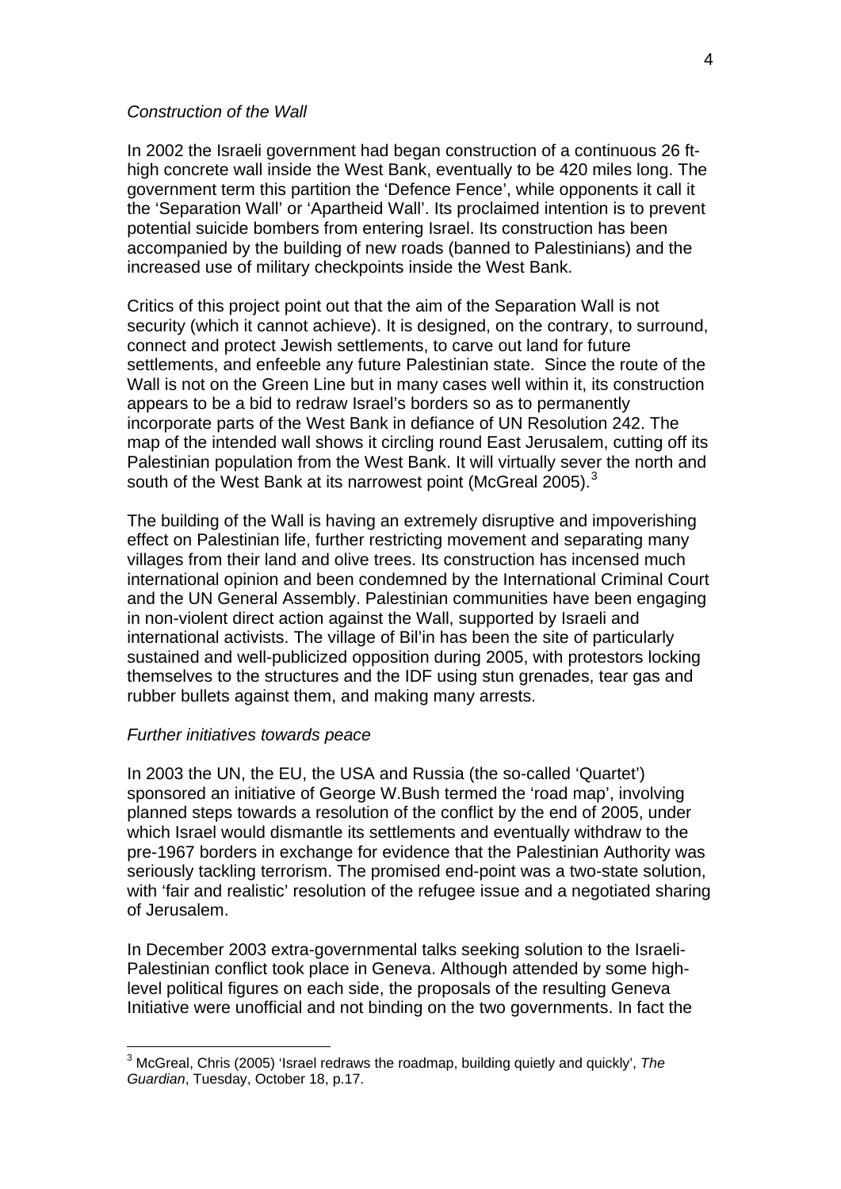*Construction of the Wall*

In 2002 the Israeli government had began construction of a continuous 26 ft-high concrete wall inside the West Bank, eventually to be 420 miles long. The government term this partition the 'Defence Fence', while opponents it call it the 'Separation Wall' or 'Apartheid Wall'. Its proclaimed intention is to prevent potential suicide bombers from entering Israel. Its construction has been accompanied by the building of new roads (banned to Palestinians) and the increased use of military checkpoints inside the West Bank.

Critics of this project point out that the aim of the Separation Wall is not security (which it cannot achieve). It is designed, on the contrary, to surround, connect and protect Jewish settlements, to carve out land for future settlements, and enfeeble any future Palestinian state. Since the route of the Wall is not on the Green Line but in many cases well within it, its construction appears to be a bid to redraw Israel's borders so as to permanently incorporate parts of the West Bank in defiance of UN Resolution 242. The map of the intended wall shows it circling round East Jerusalem, cutting off its Palestinian population from the West Bank. It will virtually sever the north and south of the West Bank at its narrowest point (McGreal 2005).[3]

The building of the Wall is having an extremely disruptive and impoverishing effect on Palestinian life, further restricting movement and separating many villages from their land and olive trees. Its construction has incensed much international opinion and been condemned by the International Criminal Court and the UN General Assembly. Palestinian communities have been engaging in non-violent direct action against the Wall, supported by Israeli and international activists. The village of Bil'in has been the site of particularly sustained and well-publicized opposition during 2005, with protestors locking themselves to the structures and the IDF using stun grenades, tear gas and rubber bullets against them, and making many arrests.

*Further initiatives towards peace*

In 2003 the UN, the EU, the USA and Russia (the so-called 'Quartet') sponsored an initiative of George W.Bush termed the 'road map', involving planned steps towards a resolution of the conflict by the end of 2005, under which Israel would dismantle its settlements and eventually withdraw to the pre-1967 borders in exchange for evidence that the Palestinian Authority was seriously tackling terrorism. The promised end-point was a two-state solution, with 'fair and realistic' resolution of the refugee issue and a negotiated sharing of Jerusalem.

In December 2003 extra-governmental talks seeking solution to the Israeli-Palestinian conflict took place in Geneva. Although attended by some high-level political figures on each side, the proposals of the resulting Geneva Initiative were unofficial and not binding on the two governments. In fact the

---

[3] McGreal, Chris (2005) 'Israel redraws the roadmap, building quietly and quickly', *The Guardian*, Tuesday, October 18, p.17.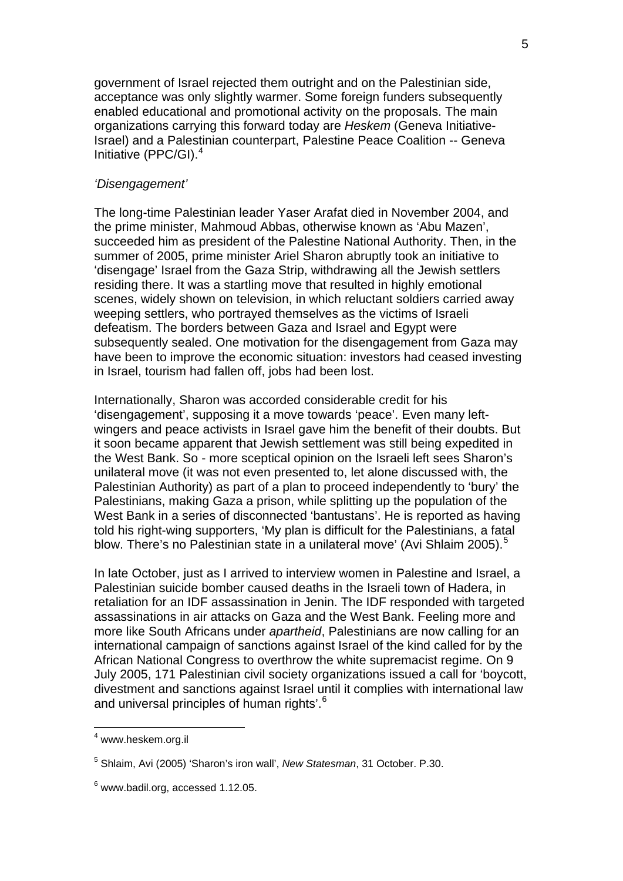government of Israel rejected them outright and on the Palestinian side, acceptance was only slightly warmer. Some foreign funders subsequently enabled educational and promotional activity on the proposals. The main organizations carrying this forward today are *Heskem* (Geneva Initiative-Israel) and a Palestinian counterpart, Palestine Peace Coalition -- Geneva Initiative (PPC/GI).[4]

*'Disengagement'*

The long-time Palestinian leader Yaser Arafat died in November 2004, and the prime minister, Mahmoud Abbas, otherwise known as 'Abu Mazen', succeeded him as president of the Palestine National Authority. Then, in the summer of 2005, prime minister Ariel Sharon abruptly took an initiative to 'disengage' Israel from the Gaza Strip, withdrawing all the Jewish settlers residing there. It was a startling move that resulted in highly emotional scenes, widely shown on television, in which reluctant soldiers carried away weeping settlers, who portrayed themselves as the victims of Israeli defeatism. The borders between Gaza and Israel and Egypt were subsequently sealed. One motivation for the disengagement from Gaza may have been to improve the economic situation: investors had ceased investing in Israel, tourism had fallen off, jobs had been lost.

Internationally, Sharon was accorded considerable credit for his 'disengagement', supposing it a move towards 'peace'. Even many left-wingers and peace activists in Israel gave him the benefit of their doubts. But it soon became apparent that Jewish settlement was still being expedited in the West Bank. So - more sceptical opinion on the Israeli left sees Sharon's unilateral move (it was not even presented to, let alone discussed with, the Palestinian Authority) as part of a plan to proceed independently to 'bury' the Palestinians, making Gaza a prison, while splitting up the population of the West Bank in a series of disconnected 'bantustans'. He is reported as having told his right-wing supporters, 'My plan is difficult for the Palestinians, a fatal blow. There's no Palestinian state in a unilateral move' (Avi Shlaim 2005).[5]

In late October, just as I arrived to interview women in Palestine and Israel, a Palestinian suicide bomber caused deaths in the Israeli town of Hadera, in retaliation for an IDF assassination in Jenin. The IDF responded with targeted assassinations in air attacks on Gaza and the West Bank. Feeling more and more like South Africans under *apartheid*, Palestinians are now calling for an international campaign of sanctions against Israel of the kind called for by the African National Congress to overthrow the white supremacist regime. On 9 July 2005, 171 Palestinian civil society organizations issued a call for 'boycott, divestment and sanctions against Israel until it complies with international law and universal principles of human rights'.[6]

---

[4] www.heskem.org.il

[5] Shlaim, Avi (2005) 'Sharon's iron wall', *New Statesman*, 31 October. P.30.

[6] www.badil.org, accessed 1.12.05.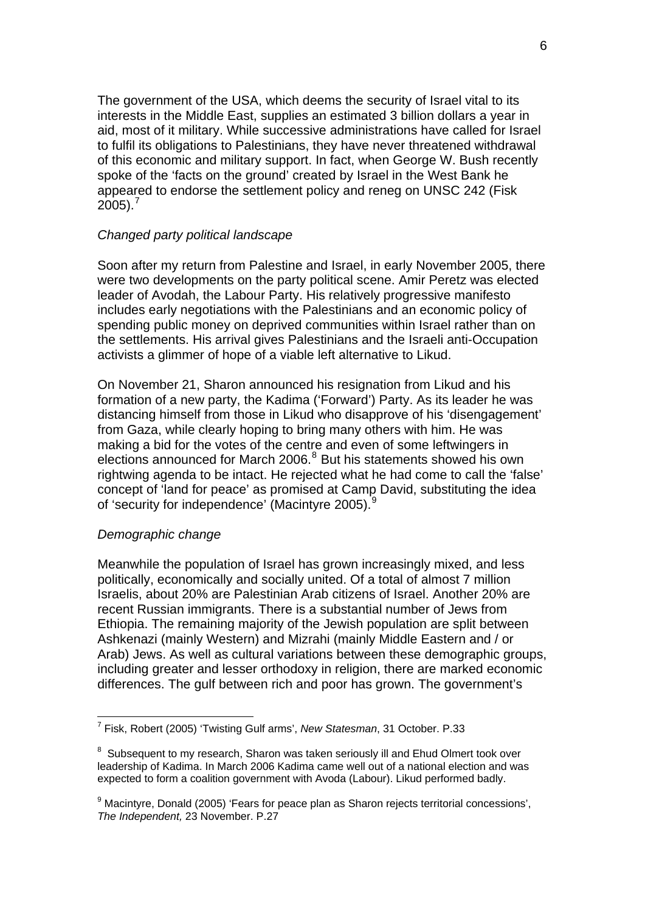The government of the USA, which deems the security of Israel vital to its interests in the Middle East, supplies an estimated 3 billion dollars a year in aid, most of it military. While successive administrations have called for Israel to fulfil its obligations to Palestinians, they have never threatened withdrawal of this economic and military support. In fact, when George W. Bush recently spoke of the 'facts on the ground' created by Israel in the West Bank he appeared to endorse the settlement policy and reneg on UNSC 242 (Fisk 2005).[7]

*Changed party political landscape*

Soon after my return from Palestine and Israel, in early November 2005, there were two developments on the party political scene. Amir Peretz was elected leader of Avodah, the Labour Party. His relatively progressive manifesto includes early negotiations with the Palestinians and an economic policy of spending public money on deprived communities within Israel rather than on the settlements. His arrival gives Palestinians and the Israeli anti-Occupation activists a glimmer of hope of a viable left alternative to Likud.

On November 21, Sharon announced his resignation from Likud and his formation of a new party, the Kadima ('Forward') Party. As its leader he was distancing himself from those in Likud who disapprove of his 'disengagement' from Gaza, while clearly hoping to bring many others with him. He was making a bid for the votes of the centre and even of some leftwingers in elections announced for March 2006.[8] But his statements showed his own rightwing agenda to be intact. He rejected what he had come to call the 'false' concept of 'land for peace' as promised at Camp David, substituting the idea of 'security for independence' (Macintyre 2005).[9]

*Demographic change*

Meanwhile the population of Israel has grown increasingly mixed, and less politically, economically and socially united. Of a total of almost 7 million Israelis, about 20% are Palestinian Arab citizens of Israel. Another 20% are recent Russian immigrants. There is a substantial number of Jews from Ethiopia. The remaining majority of the Jewish population are split between Ashkenazi (mainly Western) and Mizrahi (mainly Middle Eastern and / or Arab) Jews. As well as cultural variations between these demographic groups, including greater and lesser orthodoxy in religion, there are marked economic differences. The gulf between rich and poor has grown. The government's

---

[7] Fisk, Robert (2005) 'Twisting Gulf arms', *New Statesman*, 31 October. P.33

[8] Subsequent to my research, Sharon was taken seriously ill and Ehud Olmert took over leadership of Kadima. In March 2006 Kadima came well out of a national election and was expected to form a coalition government with Avoda (Labour). Likud performed badly.

[9] Macintyre, Donald (2005) 'Fears for peace plan as Sharon rejects territorial concessions', *The Independent,* 23 November. P.27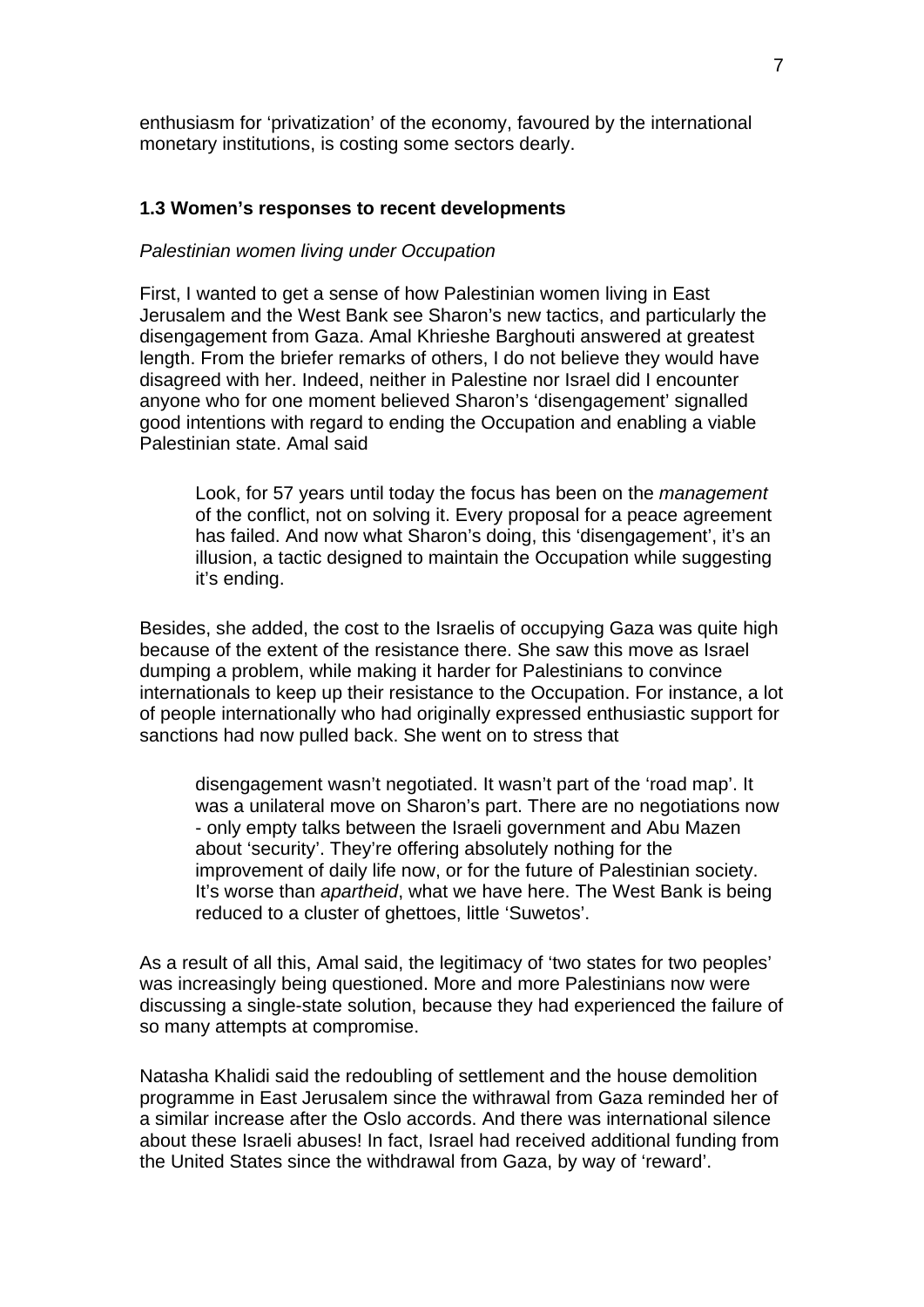enthusiasm for 'privatization' of the economy, favoured by the international monetary institutions, is costing some sectors dearly.

### 1.3 Women's responses to recent developments

*Palestinian women living under Occupation*

First, I wanted to get a sense of how Palestinian women living in East Jerusalem and the West Bank see Sharon's new tactics, and particularly the disengagement from Gaza. Amal Khrieshe Barghouti answered at greatest length. From the briefer remarks of others, I do not believe they would have disagreed with her. Indeed, neither in Palestine nor Israel did I encounter anyone who for one moment believed Sharon's 'disengagement' signalled good intentions with regard to ending the Occupation and enabling a viable Palestinian state. Amal said

> Look, for 57 years until today the focus has been on the *management* of the conflict, not on solving it. Every proposal for a peace agreement has failed. And now what Sharon's doing, this 'disengagement', it's an illusion, a tactic designed to maintain the Occupation while suggesting it's ending.

Besides, she added, the cost to the Israelis of occupying Gaza was quite high because of the extent of the resistance there. She saw this move as Israel dumping a problem, while making it harder for Palestinians to convince internationals to keep up their resistance to the Occupation. For instance, a lot of people internationally who had originally expressed enthusiastic support for sanctions had now pulled back. She went on to stress that

> disengagement wasn't negotiated. It wasn't part of the 'road map'. It was a unilateral move on Sharon's part. There are no negotiations now - only empty talks between the Israeli government and Abu Mazen about 'security'. They're offering absolutely nothing for the improvement of daily life now, or for the future of Palestinian society. It's worse than *apartheid*, what we have here. The West Bank is being reduced to a cluster of ghettoes, little 'Suwetos'.

As a result of all this, Amal said, the legitimacy of 'two states for two peoples' was increasingly being questioned. More and more Palestinians now were discussing a single-state solution, because they had experienced the failure of so many attempts at compromise.

Natasha Khalidi said the redoubling of settlement and the house demolition programme in East Jerusalem since the withdrawal from Gaza reminded her of a similar increase after the Oslo accords. And there was international silence about these Israeli abuses! In fact, Israel had received additional funding from the United States since the withdrawal from Gaza, by way of 'reward'.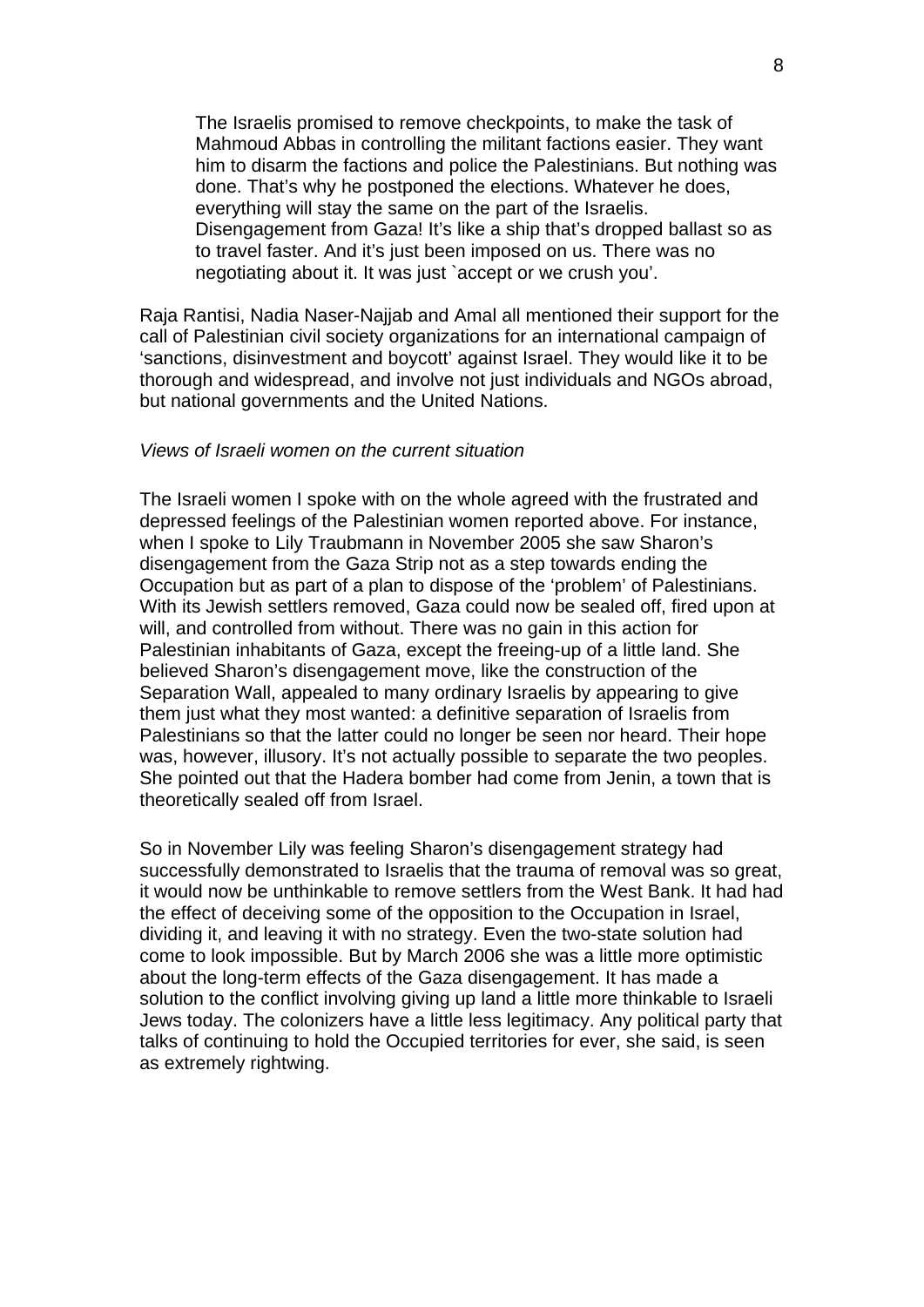> The Israelis promised to remove checkpoints, to make the task of Mahmoud Abbas in controlling the militant factions easier. They want him to disarm the factions and police the Palestinians. But nothing was done. That's why he postponed the elections. Whatever he does, everything will stay the same on the part of the Israelis. Disengagement from Gaza! It's like a ship that's dropped ballast so as to travel faster. And it's just been imposed on us. There was no negotiating about it. It was just `accept or we crush you'.

Raja Rantisi, Nadia Naser-Najjab and Amal all mentioned their support for the call of Palestinian civil society organizations for an international campaign of 'sanctions, disinvestment and boycott' against Israel. They would like it to be thorough and widespread, and involve not just individuals and NGOs abroad, but national governments and the United Nations.

*Views of Israeli women on the current situation*

The Israeli women I spoke with on the whole agreed with the frustrated and depressed feelings of the Palestinian women reported above. For instance, when I spoke to Lily Traubmann in November 2005 she saw Sharon's disengagement from the Gaza Strip not as a step towards ending the Occupation but as part of a plan to dispose of the 'problem' of Palestinians. With its Jewish settlers removed, Gaza could now be sealed off, fired upon at will, and controlled from without. There was no gain in this action for Palestinian inhabitants of Gaza, except the freeing-up of a little land. She believed Sharon's disengagement move, like the construction of the Separation Wall, appealed to many ordinary Israelis by appearing to give them just what they most wanted: a definitive separation of Israelis from Palestinians so that the latter could no longer be seen nor heard. Their hope was, however, illusory. It's not actually possible to separate the two peoples. She pointed out that the Hadera bomber had come from Jenin, a town that is theoretically sealed off from Israel.

So in November Lily was feeling Sharon's disengagement strategy had successfully demonstrated to Israelis that the trauma of removal was so great, it would now be unthinkable to remove settlers from the West Bank. It had had the effect of deceiving some of the opposition to the Occupation in Israel, dividing it, and leaving it with no strategy. Even the two-state solution had come to look impossible. But by March 2006 she was a little more optimistic about the long-term effects of the Gaza disengagement. It has made a solution to the conflict involving giving up land a little more thinkable to Israeli Jews today. The colonizers have a little less legitimacy. Any political party that talks of continuing to hold the Occupied territories for ever, she said, is seen as extremely rightwing.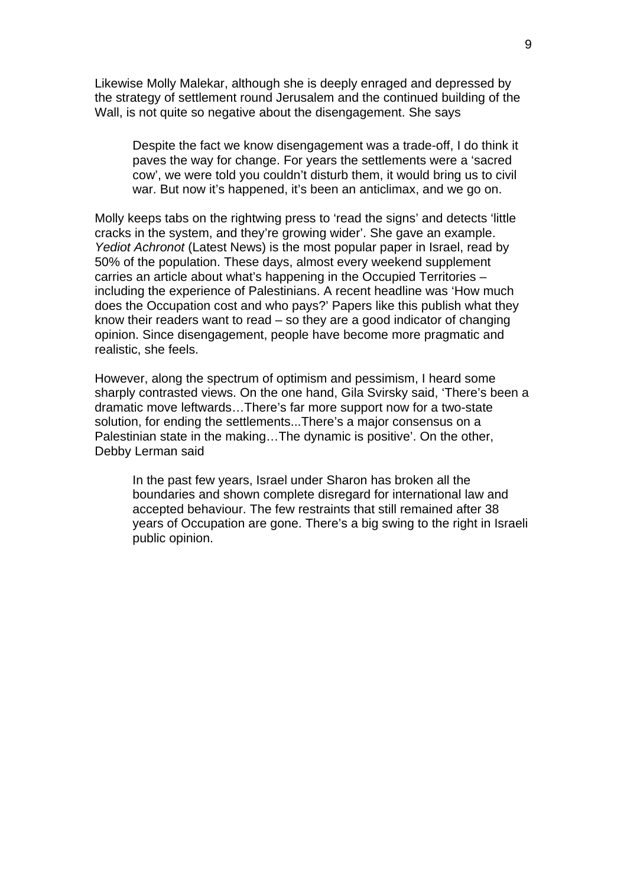Likewise Molly Malekar, although she is deeply enraged and depressed by the strategy of settlement round Jerusalem and the continued building of the Wall, is not quite so negative about the disengagement. She says

> Despite the fact we know disengagement was a trade-off, I do think it paves the way for change. For years the settlements were a 'sacred cow', we were told you couldn't disturb them, it would bring us to civil war. But now it's happened, it's been an anticlimax, and we go on.

Molly keeps tabs on the rightwing press to 'read the signs' and detects 'little cracks in the system, and they're growing wider'. She gave an example. *Yediot Achronot* (Latest News) is the most popular paper in Israel, read by 50% of the population. These days, almost every weekend supplement carries an article about what's happening in the Occupied Territories – including the experience of Palestinians. A recent headline was 'How much does the Occupation cost and who pays?' Papers like this publish what they know their readers want to read – so they are a good indicator of changing opinion. Since disengagement, people have become more pragmatic and realistic, she feels.

However, along the spectrum of optimism and pessimism, I heard some sharply contrasted views. On the one hand, Gila Svirsky said, 'There's been a dramatic move leftwards…There's far more support now for a two-state solution, for ending the settlements...There's a major consensus on a Palestinian state in the making…The dynamic is positive'. On the other, Debby Lerman said

> In the past few years, Israel under Sharon has broken all the boundaries and shown complete disregard for international law and accepted behaviour. The few restraints that still remained after 38 years of Occupation are gone. There's a big swing to the right in Israeli public opinion.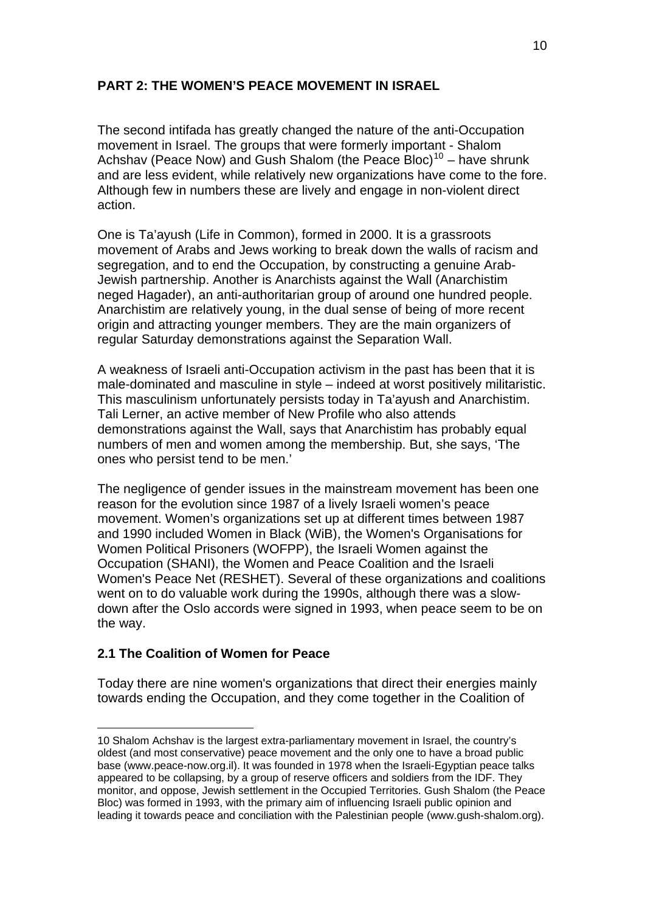## PART 2: THE WOMEN'S PEACE MOVEMENT IN ISRAEL

The second intifada has greatly changed the nature of the anti-Occupation movement in Israel. The groups that were formerly important - Shalom Achshav (Peace Now) and Gush Shalom (the Peace Bloc)[10] – have shrunk and are less evident, while relatively new organizations have come to the fore. Although few in numbers these are lively and engage in non-violent direct action.

One is Ta'ayush (Life in Common), formed in 2000. It is a grassroots movement of Arabs and Jews working to break down the walls of racism and segregation, and to end the Occupation, by constructing a genuine Arab-Jewish partnership. Another is Anarchists against the Wall (Anarchistim neged Hagader), an anti-authoritarian group of around one hundred people. Anarchistim are relatively young, in the dual sense of being of more recent origin and attracting younger members. They are the main organizers of regular Saturday demonstrations against the Separation Wall.

A weakness of Israeli anti-Occupation activism in the past has been that it is male-dominated and masculine in style – indeed at worst positively militaristic. This masculinism unfortunately persists today in Ta'ayush and Anarchistim. Tali Lerner, an active member of New Profile who also attends demonstrations against the Wall, says that Anarchistim has probably equal numbers of men and women among the membership. But, she says, 'The ones who persist tend to be men.'

The negligence of gender issues in the mainstream movement has been one reason for the evolution since 1987 of a lively Israeli women's peace movement. Women's organizations set up at different times between 1987 and 1990 included Women in Black (WiB), the Women's Organisations for Women Political Prisoners (WOFPP), the Israeli Women against the Occupation (SHANI), the Women and Peace Coalition and the Israeli Women's Peace Net (RESHET). Several of these organizations and coalitions went on to do valuable work during the 1990s, although there was a slow-down after the Oslo accords were signed in 1993, when peace seem to be on the way.

### 2.1 The Coalition of Women for Peace

Today there are nine women's organizations that direct their energies mainly towards ending the Occupation, and they come together in the Coalition of

---

10 Shalom Achshav is the largest extra-parliamentary movement in Israel, the country's oldest (and most conservative) peace movement and the only one to have a broad public base (www.peace-now.org.il). It was founded in 1978 when the Israeli-Egyptian peace talks appeared to be collapsing, by a group of reserve officers and soldiers from the IDF. They monitor, and oppose, Jewish settlement in the Occupied Territories. Gush Shalom (the Peace Bloc) was formed in 1993, with the primary aim of influencing Israeli public opinion and leading it towards peace and conciliation with the Palestinian people (www.gush-shalom.org).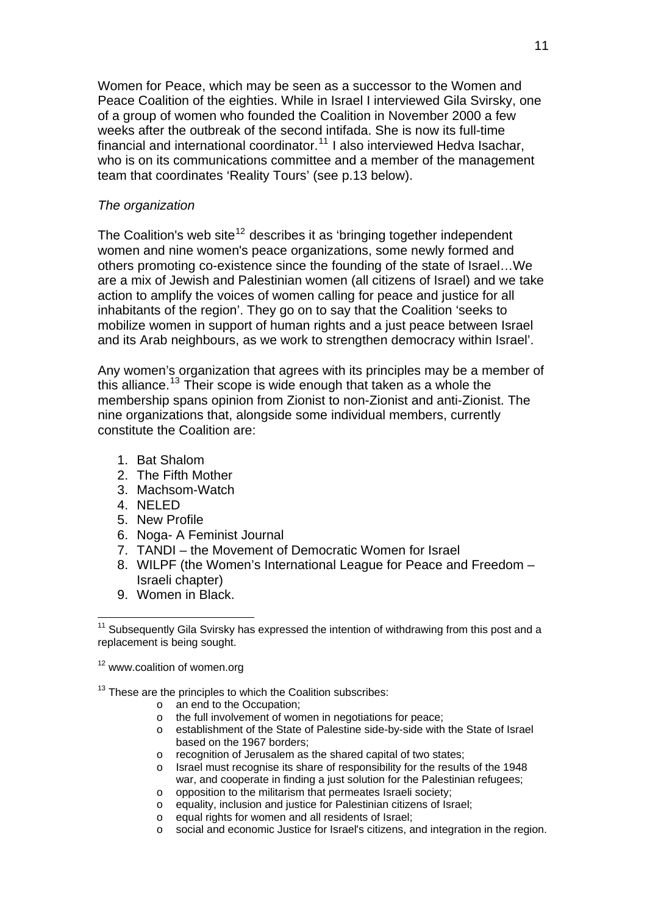Women for Peace, which may be seen as a successor to the Women and Peace Coalition of the eighties. While in Israel I interviewed Gila Svirsky, one of a group of women who founded the Coalition in November 2000 a few weeks after the outbreak of the second intifada. She is now its full-time financial and international coordinator.[11] I also interviewed Hedva Isachar, who is on its communications committee and a member of the management team that coordinates 'Reality Tours' (see p.13 below).

*The organization*

The Coalition's web site[12] describes it as 'bringing together independent women and nine women's peace organizations, some newly formed and others promoting co-existence since the founding of the state of Israel…We are a mix of Jewish and Palestinian women (all citizens of Israel) and we take action to amplify the voices of women calling for peace and justice for all inhabitants of the region'. They go on to say that the Coalition 'seeks to mobilize women in support of human rights and a just peace between Israel and its Arab neighbours, as we work to strengthen democracy within Israel'.

Any women's organization that agrees with its principles may be a member of this alliance.[13] Their scope is wide enough that taken as a whole the membership spans opinion from Zionist to non-Zionist and anti-Zionist. The nine organizations that, alongside some individual members, currently constitute the Coalition are:

1. Bat Shalom
2. The Fifth Mother
3. Machsom-Watch
4. NELED
5. New Profile
6. Noga- A Feminist Journal
7. TANDI – the Movement of Democratic Women for Israel
8. WILPF (the Women's International League for Peace and Freedom – Israeli chapter)
9. Women in Black.

---

[11] Subsequently Gila Svirsky has expressed the intention of withdrawing from this post and a replacement is being sought.

[12] www.coalition of women.org

[13] These are the principles to which the Coalition subscribes:

- an end to the Occupation;
- the full involvement of women in negotiations for peace;
- establishment of the State of Palestine side-by-side with the State of Israel based on the 1967 borders;
- recognition of Jerusalem as the shared capital of two states;
- Israel must recognise its share of responsibility for the results of the 1948 war, and cooperate in finding a just solution for the Palestinian refugees;
- opposition to the militarism that permeates Israeli society;
- equality, inclusion and justice for Palestinian citizens of Israel;
- equal rights for women and all residents of Israel;
- social and economic Justice for Israel's citizens, and integration in the region.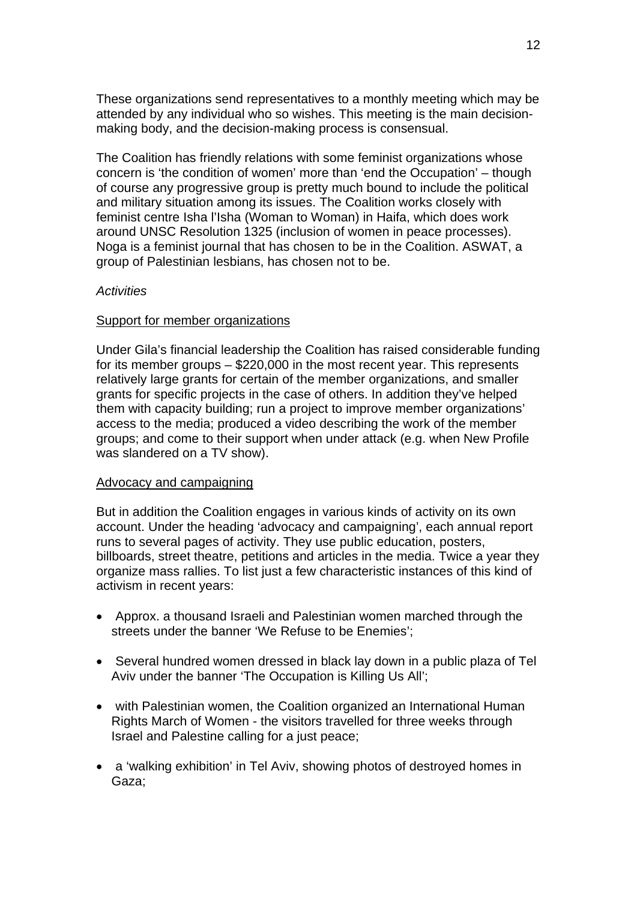These organizations send representatives to a monthly meeting which may be attended by any individual who so wishes. This meeting is the main decision-making body, and the decision-making process is consensual.

The Coalition has friendly relations with some feminist organizations whose concern is 'the condition of women' more than 'end the Occupation' – though of course any progressive group is pretty much bound to include the political and military situation among its issues. The Coalition works closely with feminist centre Isha l'Isha (Woman to Woman) in Haifa, which does work around UNSC Resolution 1325 (inclusion of women in peace processes). Noga is a feminist journal that has chosen to be in the Coalition. ASWAT, a group of Palestinian lesbians, has chosen not to be.

*Activities*

<u>Support for member organizations</u>

Under Gila's financial leadership the Coalition has raised considerable funding for its member groups – $220,000 in the most recent year. This represents relatively large grants for certain of the member organizations, and smaller grants for specific projects in the case of others. In addition they've helped them with capacity building; run a project to improve member organizations' access to the media; produced a video describing the work of the member groups; and come to their support when under attack (e.g. when New Profile was slandered on a TV show).

<u>Advocacy and campaigning</u>

But in addition the Coalition engages in various kinds of activity on its own account. Under the heading 'advocacy and campaigning', each annual report runs to several pages of activity. They use public education, posters, billboards, street theatre, petitions and articles in the media. Twice a year they organize mass rallies. To list just a few characteristic instances of this kind of activism in recent years:

- Approx. a thousand Israeli and Palestinian women marched through the streets under the banner 'We Refuse to be Enemies';
- Several hundred women dressed in black lay down in a public plaza of Tel Aviv under the banner 'The Occupation is Killing Us All';
- with Palestinian women, the Coalition organized an International Human Rights March of Women - the visitors travelled for three weeks through Israel and Palestine calling for a just peace;
- a 'walking exhibition' in Tel Aviv, showing photos of destroyed homes in Gaza;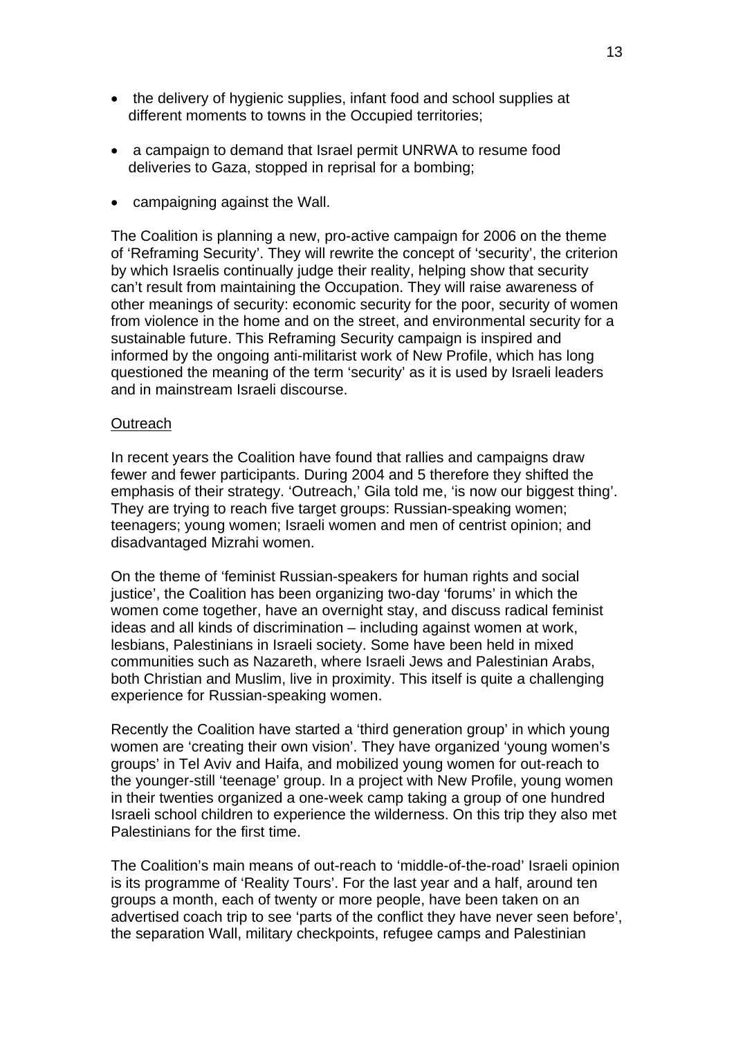- the delivery of hygienic supplies, infant food and school supplies at different moments to towns in the Occupied territories;
- a campaign to demand that Israel permit UNRWA to resume food deliveries to Gaza, stopped in reprisal for a bombing;
- campaigning against the Wall.

The Coalition is planning a new, pro-active campaign for 2006 on the theme of 'Reframing Security'. They will rewrite the concept of 'security', the criterion by which Israelis continually judge their reality, helping show that security can't result from maintaining the Occupation. They will raise awareness of other meanings of security: economic security for the poor, security of women from violence in the home and on the street, and environmental security for a sustainable future. This Reframing Security campaign is inspired and informed by the ongoing anti-militarist work of New Profile, which has long questioned the meaning of the term 'security' as it is used by Israeli leaders and in mainstream Israeli discourse.

<u>Outreach</u>

In recent years the Coalition have found that rallies and campaigns draw fewer and fewer participants. During 2004 and 5 therefore they shifted the emphasis of their strategy. 'Outreach,' Gila told me, 'is now our biggest thing'. They are trying to reach five target groups: Russian-speaking women; teenagers; young women; Israeli women and men of centrist opinion; and disadvantaged Mizrahi women.

On the theme of 'feminist Russian-speakers for human rights and social justice', the Coalition has been organizing two-day 'forums' in which the women come together, have an overnight stay, and discuss radical feminist ideas and all kinds of discrimination – including against women at work, lesbians, Palestinians in Israeli society. Some have been held in mixed communities such as Nazareth, where Israeli Jews and Palestinian Arabs, both Christian and Muslim, live in proximity. This itself is quite a challenging experience for Russian-speaking women.

Recently the Coalition have started a 'third generation group' in which young women are 'creating their own vision'. They have organized 'young women's groups' in Tel Aviv and Haifa, and mobilized young women for out-reach to the younger-still 'teenage' group. In a project with New Profile, young women in their twenties organized a one-week camp taking a group of one hundred Israeli school children to experience the wilderness. On this trip they also met Palestinians for the first time.

The Coalition's main means of out-reach to 'middle-of-the-road' Israeli opinion is its programme of 'Reality Tours'. For the last year and a half, around ten groups a month, each of twenty or more people, have been taken on an advertised coach trip to see 'parts of the conflict they have never seen before', the separation Wall, military checkpoints, refugee camps and Palestinian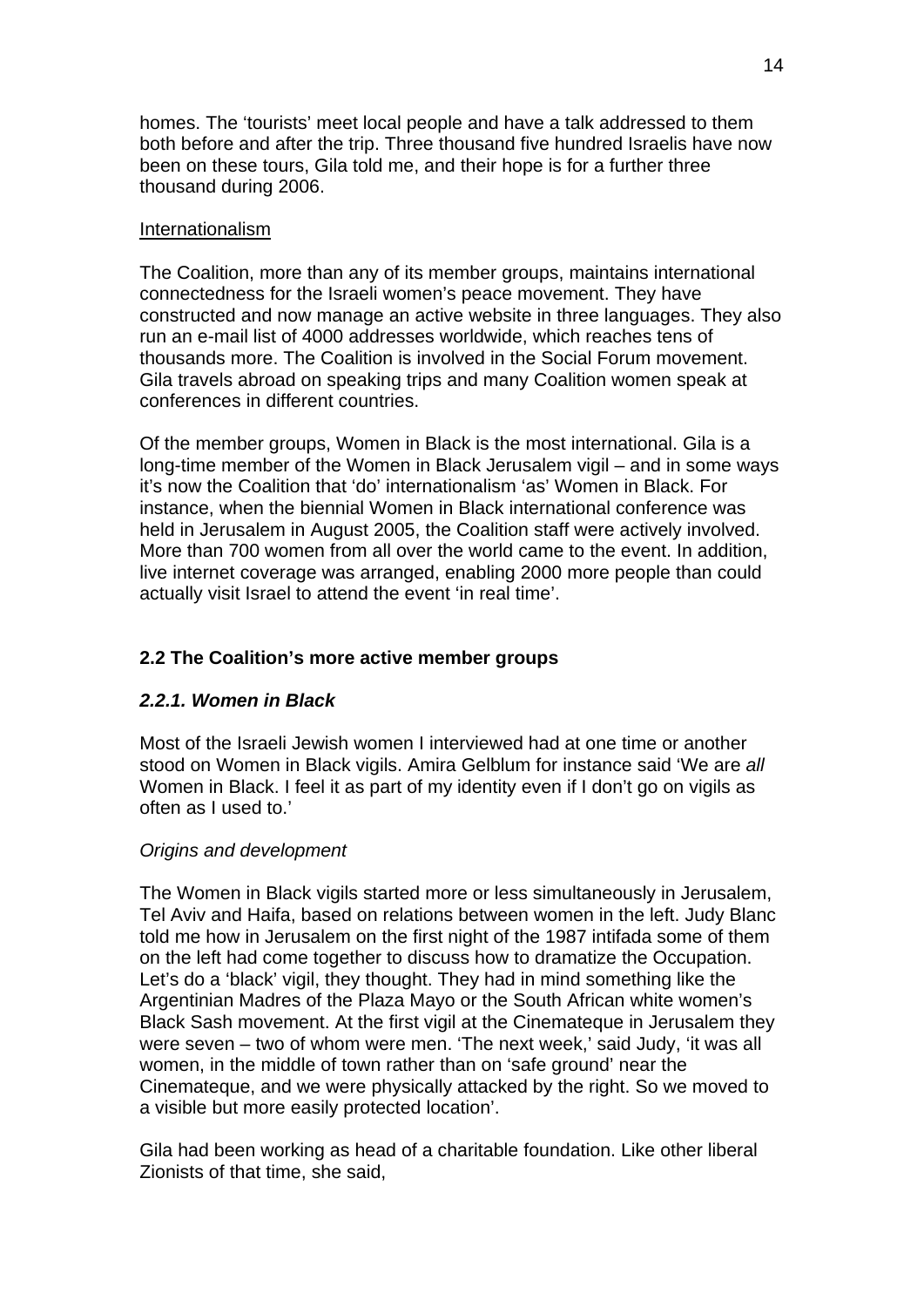homes. The 'tourists' meet local people and have a talk addressed to them both before and after the trip. Three thousand five hundred Israelis have now been on these tours, Gila told me, and their hope is for a further three thousand during 2006.

Internationalism

The Coalition, more than any of its member groups, maintains international connectedness for the Israeli women's peace movement. They have constructed and now manage an active website in three languages. They also run an e-mail list of 4000 addresses worldwide, which reaches tens of thousands more. The Coalition is involved in the Social Forum movement. Gila travels abroad on speaking trips and many Coalition women speak at conferences in different countries.

Of the member groups, Women in Black is the most international. Gila is a long-time member of the Women in Black Jerusalem vigil – and in some ways it's now the Coalition that 'do' internationalism 'as' Women in Black. For instance, when the biennial Women in Black international conference was held in Jerusalem in August 2005, the Coalition staff were actively involved. More than 700 women from all over the world came to the event. In addition, live internet coverage was arranged, enabling 2000 more people than could actually visit Israel to attend the event 'in real time'.

### 2.2 The Coalition's more active member groups

#### *2.2.1. Women in Black*

Most of the Israeli Jewish women I interviewed had at one time or another stood on Women in Black vigils. Amira Gelblum for instance said 'We are *all* Women in Black. I feel it as part of my identity even if I don't go on vigils as often as I used to.'

*Origins and development*

The Women in Black vigils started more or less simultaneously in Jerusalem, Tel Aviv and Haifa, based on relations between women in the left. Judy Blanc told me how in Jerusalem on the first night of the 1987 intifada some of them on the left had come together to discuss how to dramatize the Occupation. Let's do a 'black' vigil, they thought. They had in mind something like the Argentinian Madres of the Plaza Mayo or the South African white women's Black Sash movement. At the first vigil at the Cinemateque in Jerusalem they were seven – two of whom were men. 'The next week,' said Judy, 'it was all women, in the middle of town rather than on 'safe ground' near the Cinemateque, and we were physically attacked by the right. So we moved to a visible but more easily protected location'.

Gila had been working as head of a charitable foundation. Like other liberal Zionists of that time, she said,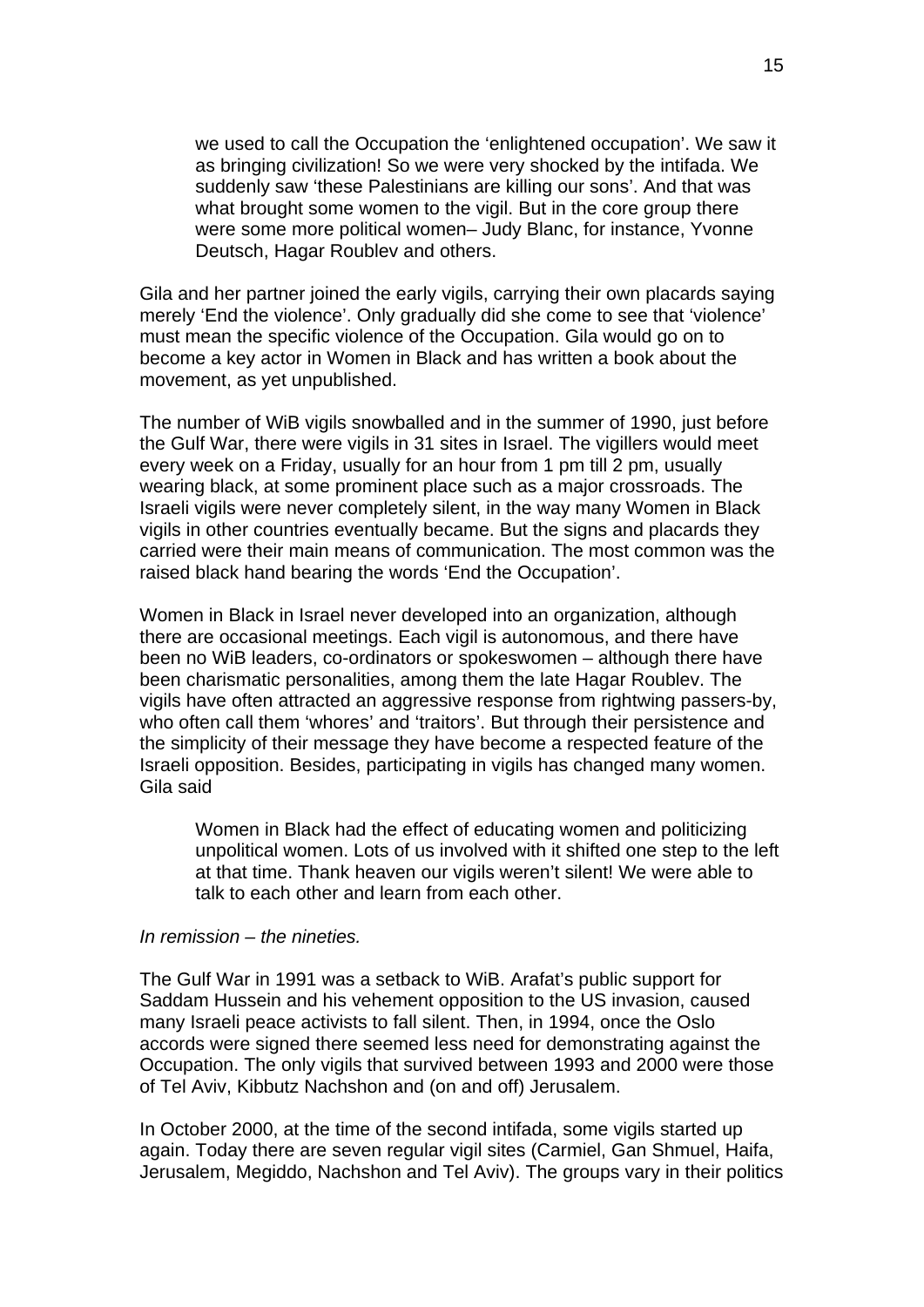> we used to call the Occupation the 'enlightened occupation'. We saw it as bringing civilization! So we were very shocked by the intifada. We suddenly saw 'these Palestinians are killing our sons'. And that was what brought some women to the vigil. But in the core group there were some more political women– Judy Blanc, for instance, Yvonne Deutsch, Hagar Roublev and others.

Gila and her partner joined the early vigils, carrying their own placards saying merely 'End the violence'. Only gradually did she come to see that 'violence' must mean the specific violence of the Occupation. Gila would go on to become a key actor in Women in Black and has written a book about the movement, as yet unpublished.

The number of WiB vigils snowballed and in the summer of 1990, just before the Gulf War, there were vigils in 31 sites in Israel. The vigillers would meet every week on a Friday, usually for an hour from 1 pm till 2 pm, usually wearing black, at some prominent place such as a major crossroads. The Israeli vigils were never completely silent, in the way many Women in Black vigils in other countries eventually became. But the signs and placards they carried were their main means of communication. The most common was the raised black hand bearing the words 'End the Occupation'.

Women in Black in Israel never developed into an organization, although there are occasional meetings. Each vigil is autonomous, and there have been no WiB leaders, co-ordinators or spokeswomen – although there have been charismatic personalities, among them the late Hagar Roublev. The vigils have often attracted an aggressive response from rightwing passers-by, who often call them 'whores' and 'traitors'. But through their persistence and the simplicity of their message they have become a respected feature of the Israeli opposition. Besides, participating in vigils has changed many women. Gila said

> Women in Black had the effect of educating women and politicizing unpolitical women. Lots of us involved with it shifted one step to the left at that time. Thank heaven our vigils weren't silent! We were able to talk to each other and learn from each other.

*In remission – the nineties.*

The Gulf War in 1991 was a setback to WiB. Arafat's public support for Saddam Hussein and his vehement opposition to the US invasion, caused many Israeli peace activists to fall silent. Then, in 1994, once the Oslo accords were signed there seemed less need for demonstrating against the Occupation. The only vigils that survived between 1993 and 2000 were those of Tel Aviv, Kibbutz Nachshon and (on and off) Jerusalem.

In October 2000, at the time of the second intifada, some vigils started up again. Today there are seven regular vigil sites (Carmiel, Gan Shmuel, Haifa, Jerusalem, Megiddo, Nachshon and Tel Aviv). The groups vary in their politics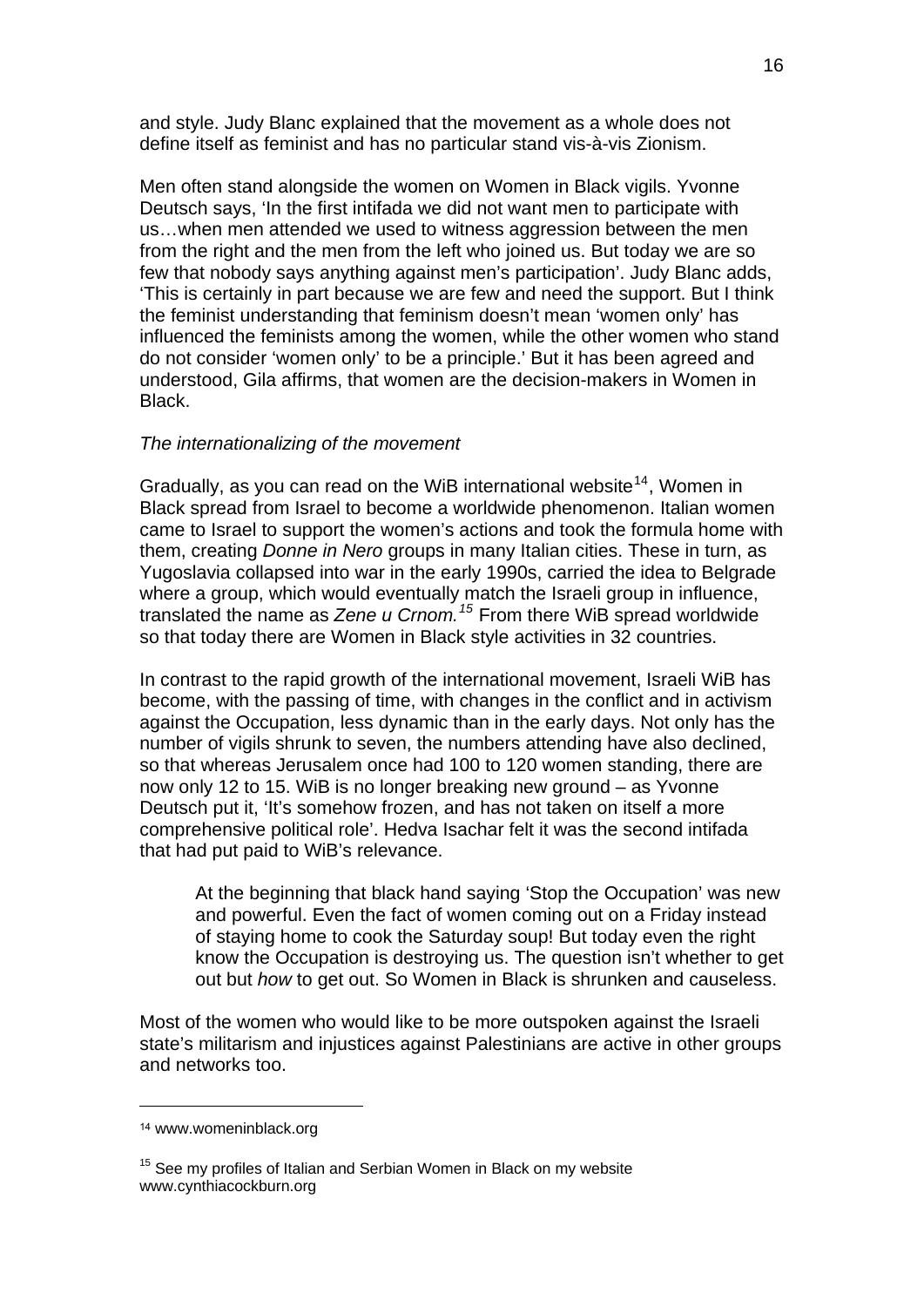and style. Judy Blanc explained that the movement as a whole does not define itself as feminist and has no particular stand vis-à-vis Zionism.

Men often stand alongside the women on Women in Black vigils. Yvonne Deutsch says, 'In the first intifada we did not want men to participate with us…when men attended we used to witness aggression between the men from the right and the men from the left who joined us. But today we are so few that nobody says anything against men's participation'. Judy Blanc adds, 'This is certainly in part because we are few and need the support. But I think the feminist understanding that feminism doesn't mean 'women only' has influenced the feminists among the women, while the other women who stand do not consider 'women only' to be a principle.' But it has been agreed and understood, Gila affirms, that women are the decision-makers in Women in Black.

*The internationalizing of the movement*

Gradually, as you can read on the WiB international website[14], Women in Black spread from Israel to become a worldwide phenomenon. Italian women came to Israel to support the women's actions and took the formula home with them, creating *Donne in Nero* groups in many Italian cities. These in turn, as Yugoslavia collapsed into war in the early 1990s, carried the idea to Belgrade where a group, which would eventually match the Israeli group in influence, translated the name as *Zene u Crnom.*[15] From there WiB spread worldwide so that today there are Women in Black style activities in 32 countries.

In contrast to the rapid growth of the international movement, Israeli WiB has become, with the passing of time, with changes in the conflict and in activism against the Occupation, less dynamic than in the early days. Not only has the number of vigils shrunk to seven, the numbers attending have also declined, so that whereas Jerusalem once had 100 to 120 women standing, there are now only 12 to 15. WiB is no longer breaking new ground – as Yvonne Deutsch put it, 'It's somehow frozen, and has not taken on itself a more comprehensive political role'. Hedva Isachar felt it was the second intifada that had put paid to WiB's relevance.

> At the beginning that black hand saying 'Stop the Occupation' was new and powerful. Even the fact of women coming out on a Friday instead of staying home to cook the Saturday soup! But today even the right know the Occupation is destroying us. The question isn't whether to get out but *how* to get out. So Women in Black is shrunken and causeless.

Most of the women who would like to be more outspoken against the Israeli state's militarism and injustices against Palestinians are active in other groups and networks too.

---

[14] www.womeninblack.org

[15] See my profiles of Italian and Serbian Women in Black on my website www.cynthiacockburn.org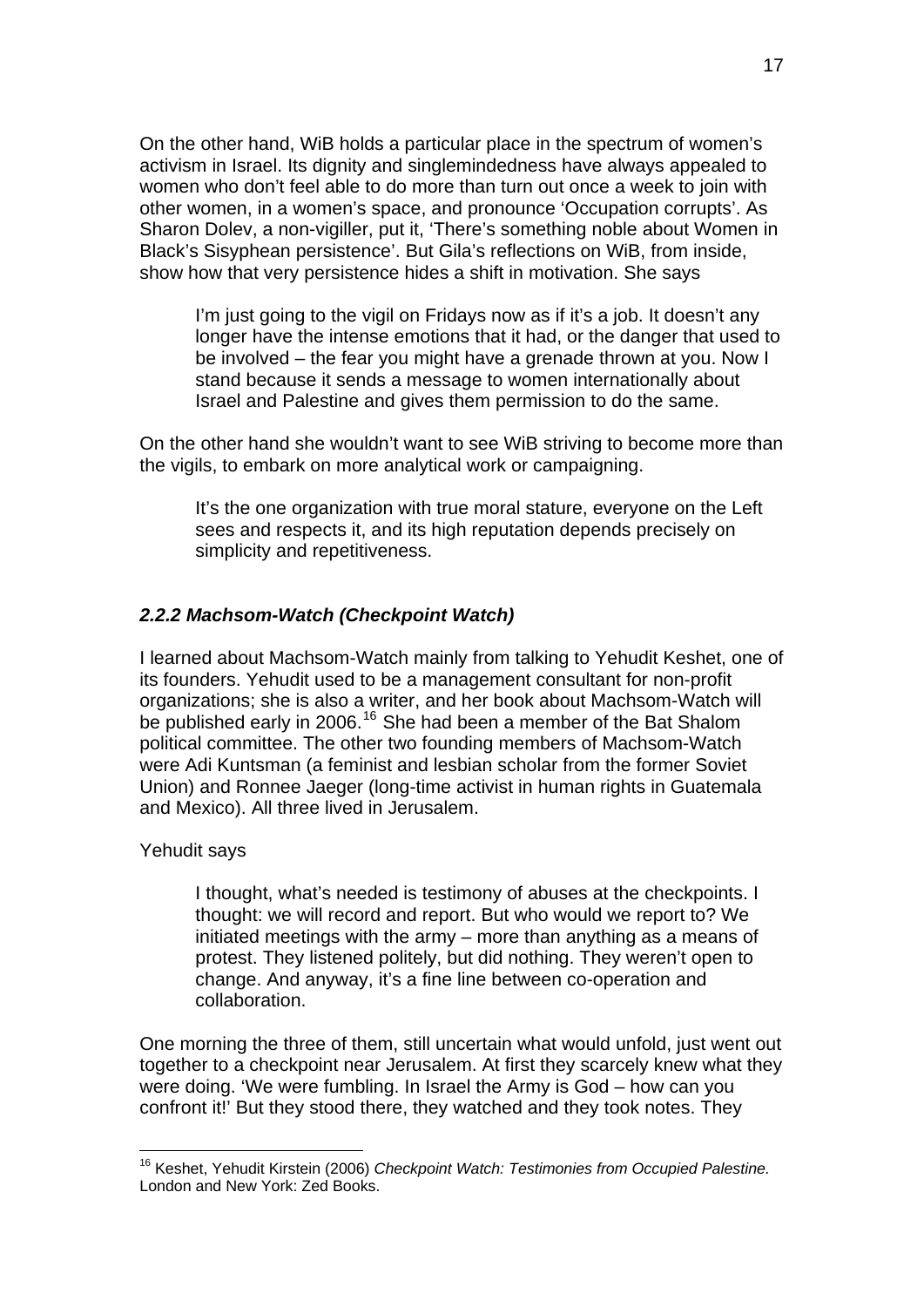On the other hand, WiB holds a particular place in the spectrum of women's activism in Israel. Its dignity and singlemindedness have always appealed to women who don't feel able to do more than turn out once a week to join with other women, in a women's space, and pronounce 'Occupation corrupts'. As Sharon Dolev, a non-vigiller, put it, 'There's something noble about Women in Black's Sisyphean persistence'. But Gila's reflections on WiB, from inside, show how that very persistence hides a shift in motivation. She says

> I'm just going to the vigil on Fridays now as if it's a job. It doesn't any longer have the intense emotions that it had, or the danger that used to be involved – the fear you might have a grenade thrown at you. Now I stand because it sends a message to women internationally about Israel and Palestine and gives them permission to do the same.

On the other hand she wouldn't want to see WiB striving to become more than the vigils, to embark on more analytical work or campaigning.

> It's the one organization with true moral stature, everyone on the Left sees and respects it, and its high reputation depends precisely on simplicity and repetitiveness.

### *2.2.2 Machsom-Watch (Checkpoint Watch)*

I learned about Machsom-Watch mainly from talking to Yehudit Keshet, one of its founders. Yehudit used to be a management consultant for non-profit organizations; she is also a writer, and her book about Machsom-Watch will be published early in 2006.[16] She had been a member of the Bat Shalom political committee. The other two founding members of Machsom-Watch were Adi Kuntsman (a feminist and lesbian scholar from the former Soviet Union) and Ronnee Jaeger (long-time activist in human rights in Guatemala and Mexico). All three lived in Jerusalem.

Yehudit says

> I thought, what's needed is testimony of abuses at the checkpoints. I thought: we will record and report. But who would we report to? We initiated meetings with the army – more than anything as a means of protest. They listened politely, but did nothing. They weren't open to change. And anyway, it's a fine line between co-operation and collaboration.

One morning the three of them, still uncertain what would unfold, just went out together to a checkpoint near Jerusalem. At first they scarcely knew what they were doing. 'We were fumbling. In Israel the Army is God – how can you confront it!' But they stood there, they watched and they took notes. They

---

[16] Keshet, Yehudit Kirstein (2006) *Checkpoint Watch: Testimonies from Occupied Palestine.* London and New York: Zed Books.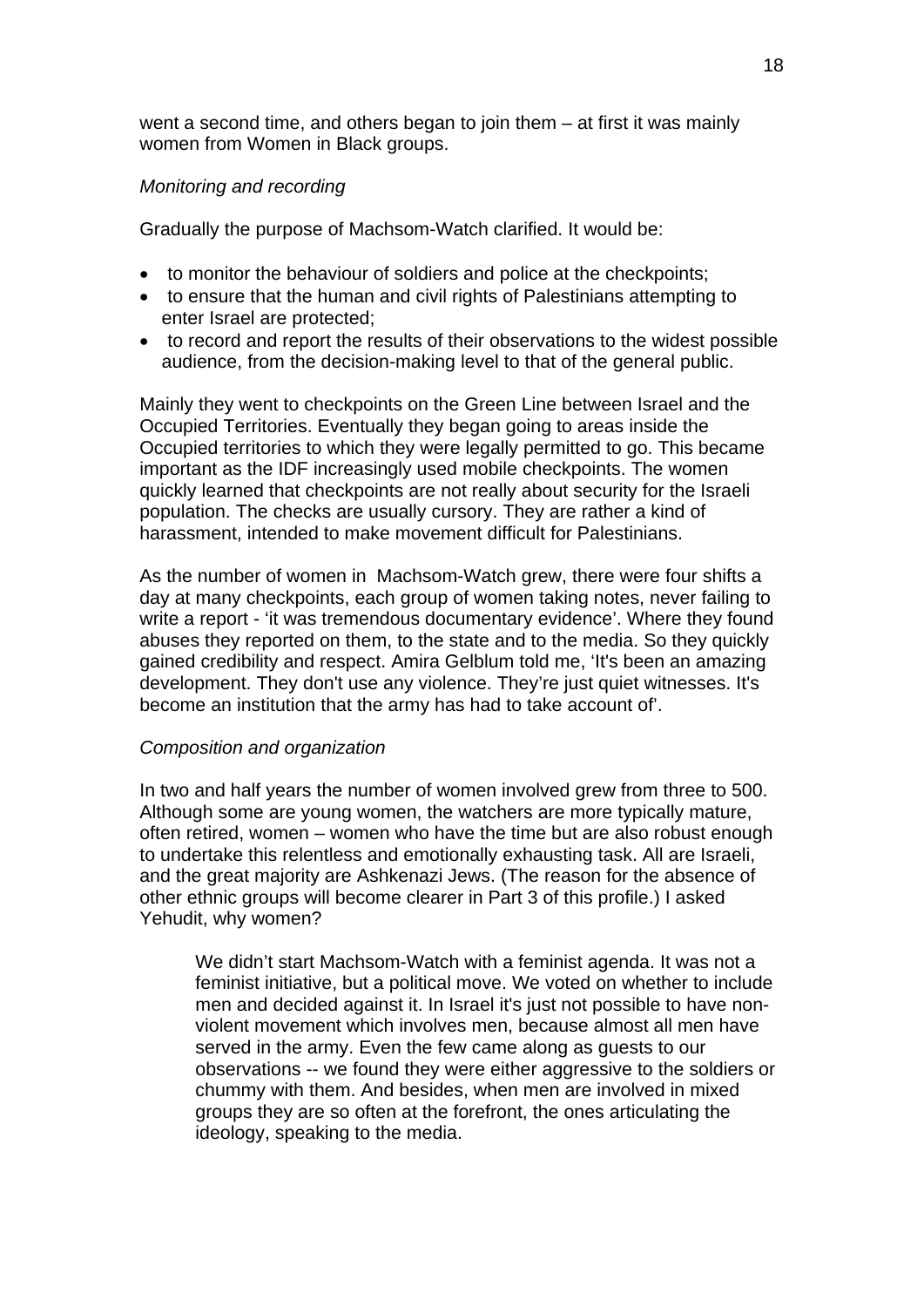went a second time, and others began to join them – at first it was mainly women from Women in Black groups.

*Monitoring and recording*

Gradually the purpose of Machsom-Watch clarified. It would be:

- to monitor the behaviour of soldiers and police at the checkpoints;
- to ensure that the human and civil rights of Palestinians attempting to enter Israel are protected;
- to record and report the results of their observations to the widest possible audience, from the decision-making level to that of the general public.

Mainly they went to checkpoints on the Green Line between Israel and the Occupied Territories. Eventually they began going to areas inside the Occupied territories to which they were legally permitted to go. This became important as the IDF increasingly used mobile checkpoints. The women quickly learned that checkpoints are not really about security for the Israeli population. The checks are usually cursory. They are rather a kind of harassment, intended to make movement difficult for Palestinians.

As the number of women in Machsom-Watch grew, there were four shifts a day at many checkpoints, each group of women taking notes, never failing to write a report - 'it was tremendous documentary evidence'. Where they found abuses they reported on them, to the state and to the media. So they quickly gained credibility and respect. Amira Gelblum told me, 'It's been an amazing development. They don't use any violence. They're just quiet witnesses. It's become an institution that the army has had to take account of'.

*Composition and organization*

In two and half years the number of women involved grew from three to 500. Although some are young women, the watchers are more typically mature, often retired, women – women who have the time but are also robust enough to undertake this relentless and emotionally exhausting task. All are Israeli, and the great majority are Ashkenazi Jews. (The reason for the absence of other ethnic groups will become clearer in Part 3 of this profile.) I asked Yehudit, why women?

> We didn't start Machsom-Watch with a feminist agenda. It was not a feminist initiative, but a political move. We voted on whether to include men and decided against it. In Israel it's just not possible to have non-violent movement which involves men, because almost all men have served in the army. Even the few came along as guests to our observations -- we found they were either aggressive to the soldiers or chummy with them. And besides, when men are involved in mixed groups they are so often at the forefront, the ones articulating the ideology, speaking to the media.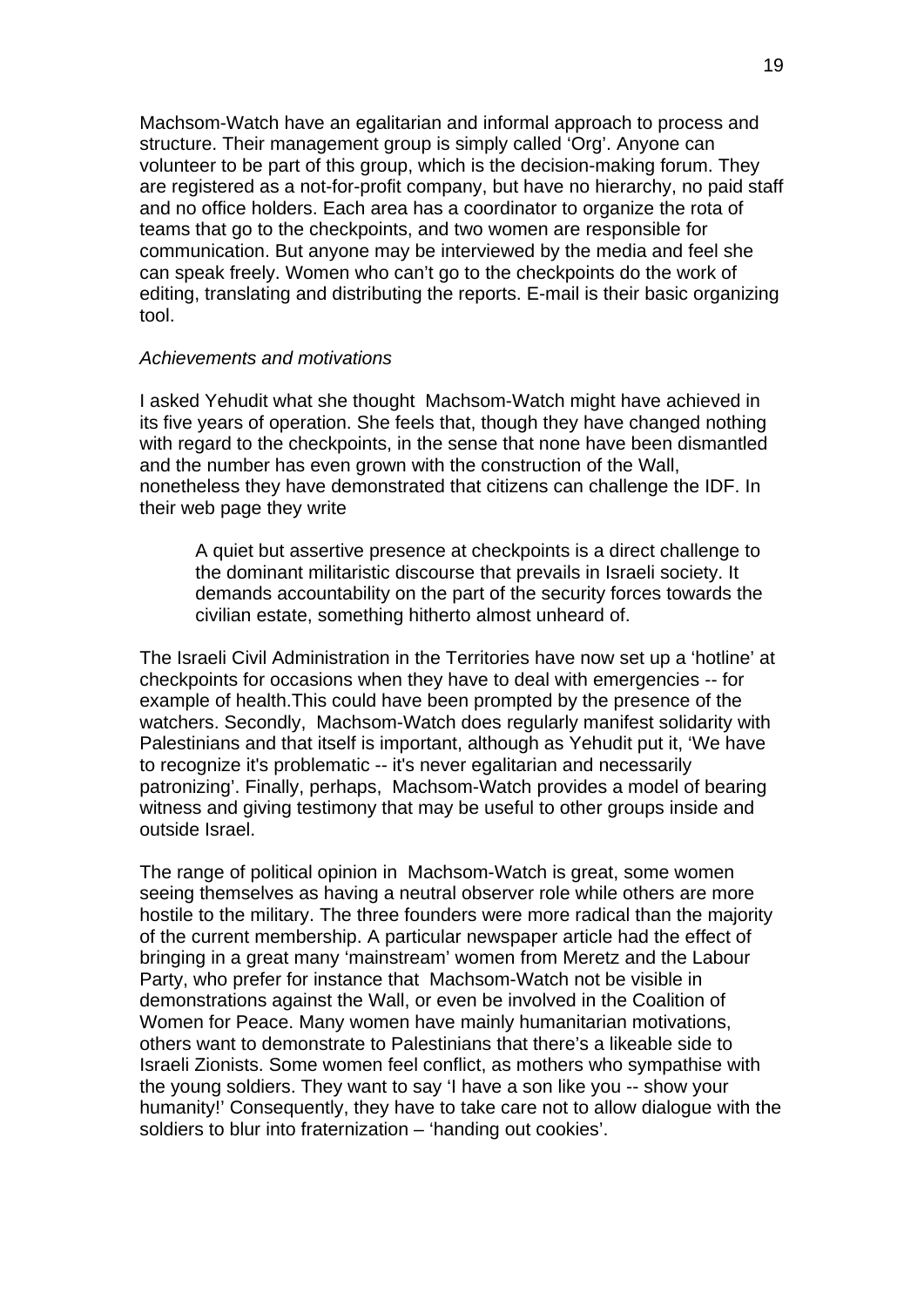Machsom-Watch have an egalitarian and informal approach to process and structure. Their management group is simply called 'Org'. Anyone can volunteer to be part of this group, which is the decision-making forum. They are registered as a not-for-profit company, but have no hierarchy, no paid staff and no office holders. Each area has a coordinator to organize the rota of teams that go to the checkpoints, and two women are responsible for communication. But anyone may be interviewed by the media and feel she can speak freely. Women who can't go to the checkpoints do the work of editing, translating and distributing the reports. E-mail is their basic organizing tool.

*Achievements and motivations*

I asked Yehudit what she thought Machsom-Watch might have achieved in its five years of operation. She feels that, though they have changed nothing with regard to the checkpoints, in the sense that none have been dismantled and the number has even grown with the construction of the Wall, nonetheless they have demonstrated that citizens can challenge the IDF. In their web page they write

> A quiet but assertive presence at checkpoints is a direct challenge to the dominant militaristic discourse that prevails in Israeli society. It demands accountability on the part of the security forces towards the civilian estate, something hitherto almost unheard of.

The Israeli Civil Administration in the Territories have now set up a 'hotline' at checkpoints for occasions when they have to deal with emergencies -- for example of health.This could have been prompted by the presence of the watchers. Secondly, Machsom-Watch does regularly manifest solidarity with Palestinians and that itself is important, although as Yehudit put it, 'We have to recognize it's problematic -- it's never egalitarian and necessarily patronizing'. Finally, perhaps, Machsom-Watch provides a model of bearing witness and giving testimony that may be useful to other groups inside and outside Israel.

The range of political opinion in Machsom-Watch is great, some women seeing themselves as having a neutral observer role while others are more hostile to the military. The three founders were more radical than the majority of the current membership. A particular newspaper article had the effect of bringing in a great many 'mainstream' women from Meretz and the Labour Party, who prefer for instance that Machsom-Watch not be visible in demonstrations against the Wall, or even be involved in the Coalition of Women for Peace. Many women have mainly humanitarian motivations, others want to demonstrate to Palestinians that there's a likeable side to Israeli Zionists. Some women feel conflict, as mothers who sympathise with the young soldiers. They want to say 'I have a son like you -- show your humanity!' Consequently, they have to take care not to allow dialogue with the soldiers to blur into fraternization – 'handing out cookies'.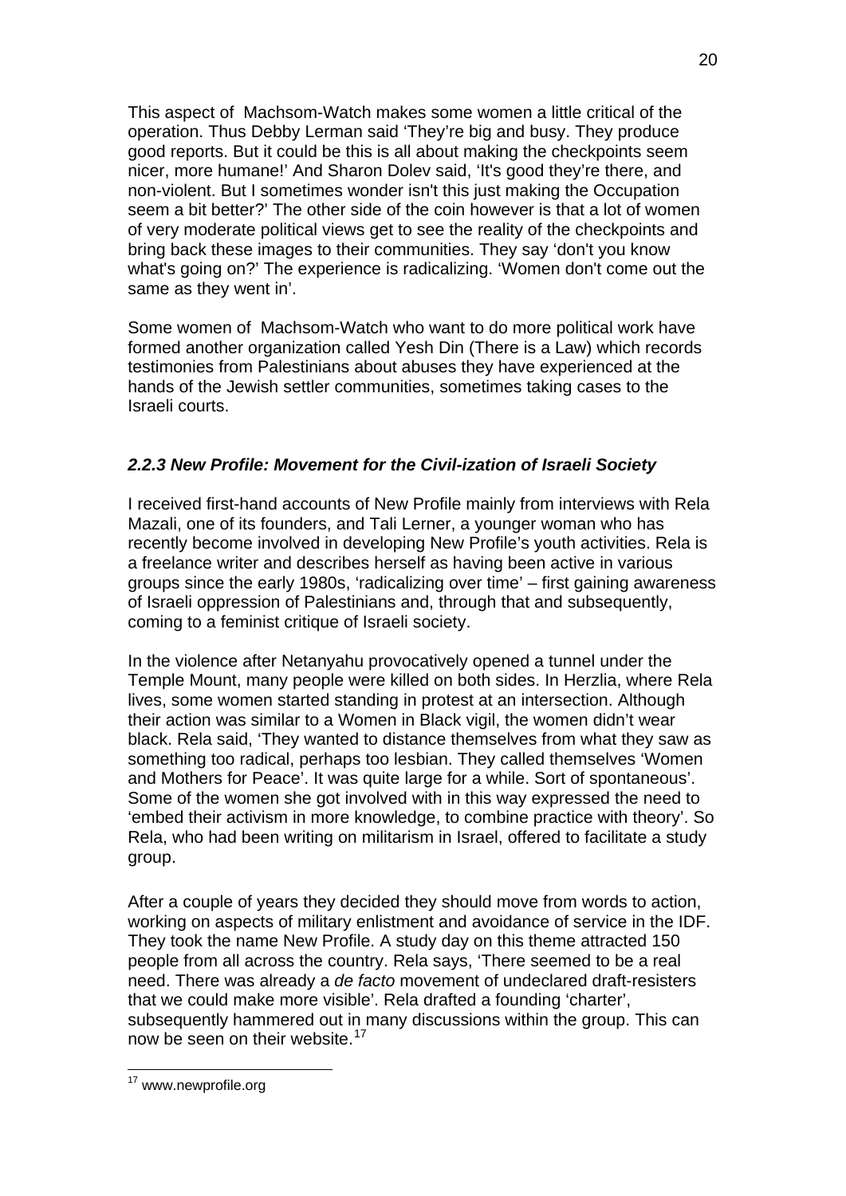This aspect of Machsom-Watch makes some women a little critical of the operation. Thus Debby Lerman said 'They're big and busy. They produce good reports. But it could be this is all about making the checkpoints seem nicer, more humane!' And Sharon Dolev said, 'It's good they're there, and non-violent. But I sometimes wonder isn't this just making the Occupation seem a bit better?' The other side of the coin however is that a lot of women of very moderate political views get to see the reality of the checkpoints and bring back these images to their communities. They say 'don't you know what's going on?' The experience is radicalizing. 'Women don't come out the same as they went in'.

Some women of Machsom-Watch who want to do more political work have formed another organization called Yesh Din (There is a Law) which records testimonies from Palestinians about abuses they have experienced at the hands of the Jewish settler communities, sometimes taking cases to the Israeli courts.

### *2.2.3 New Profile: Movement for the Civil-ization of Israeli Society*

I received first-hand accounts of New Profile mainly from interviews with Rela Mazali, one of its founders, and Tali Lerner, a younger woman who has recently become involved in developing New Profile's youth activities. Rela is a freelance writer and describes herself as having been active in various groups since the early 1980s, 'radicalizing over time' – first gaining awareness of Israeli oppression of Palestinians and, through that and subsequently, coming to a feminist critique of Israeli society.

In the violence after Netanyahu provocatively opened a tunnel under the Temple Mount, many people were killed on both sides. In Herzlia, where Rela lives, some women started standing in protest at an intersection. Although their action was similar to a Women in Black vigil, the women didn't wear black. Rela said, 'They wanted to distance themselves from what they saw as something too radical, perhaps too lesbian. They called themselves 'Women and Mothers for Peace'. It was quite large for a while. Sort of spontaneous'. Some of the women she got involved with in this way expressed the need to 'embed their activism in more knowledge, to combine practice with theory'. So Rela, who had been writing on militarism in Israel, offered to facilitate a study group.

After a couple of years they decided they should move from words to action, working on aspects of military enlistment and avoidance of service in the IDF. They took the name New Profile. A study day on this theme attracted 150 people from all across the country. Rela says, 'There seemed to be a real need. There was already a *de facto* movement of undeclared draft-resisters that we could make more visible'. Rela drafted a founding 'charter', subsequently hammered out in many discussions within the group. This can now be seen on their website.[17]

[17] www.newprofile.org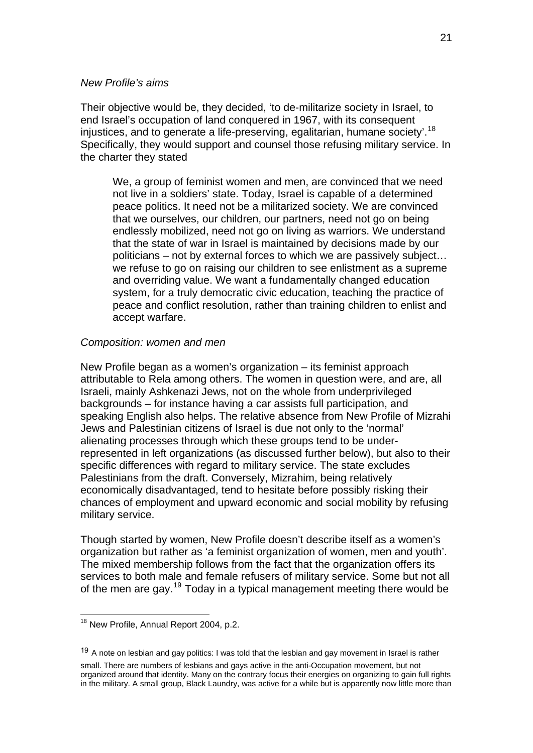*New Profile's aims*

Their objective would be, they decided, 'to de-militarize society in Israel, to end Israel's occupation of land conquered in 1967, with its consequent injustices, and to generate a life-preserving, egalitarian, humane society'.[18] Specifically, they would support and counsel those refusing military service. In the charter they stated

> We, a group of feminist women and men, are convinced that we need not live in a soldiers' state. Today, Israel is capable of a determined peace politics. It need not be a militarized society. We are convinced that we ourselves, our children, our partners, need not go on being endlessly mobilized, need not go on living as warriors. We understand that the state of war in Israel is maintained by decisions made by our politicians – not by external forces to which we are passively subject… we refuse to go on raising our children to see enlistment as a supreme and overriding value. We want a fundamentally changed education system, for a truly democratic civic education, teaching the practice of peace and conflict resolution, rather than training children to enlist and accept warfare.

*Composition: women and men*

New Profile began as a women's organization – its feminist approach attributable to Rela among others. The women in question were, and are, all Israeli, mainly Ashkenazi Jews, not on the whole from underprivileged backgrounds – for instance having a car assists full participation, and speaking English also helps. The relative absence from New Profile of Mizrahi Jews and Palestinian citizens of Israel is due not only to the 'normal' alienating processes through which these groups tend to be under-represented in left organizations (as discussed further below), but also to their specific differences with regard to military service. The state excludes Palestinians from the draft. Conversely, Mizrahim, being relatively economically disadvantaged, tend to hesitate before possibly risking their chances of employment and upward economic and social mobility by refusing military service.

Though started by women, New Profile doesn't describe itself as a women's organization but rather as 'a feminist organization of women, men and youth'. The mixed membership follows from the fact that the organization offers its services to both male and female refusers of military service. Some but not all of the men are gay.[19] Today in a typical management meeting there would be

---

[18] New Profile, Annual Report 2004, p.2.

[19] A note on lesbian and gay politics: I was told that the lesbian and gay movement in Israel is rather small. There are numbers of lesbians and gays active in the anti-Occupation movement, but not organized around that identity. Many on the contrary focus their energies on organizing to gain full rights in the military. A small group, Black Laundry, was active for a while but is apparently now little more than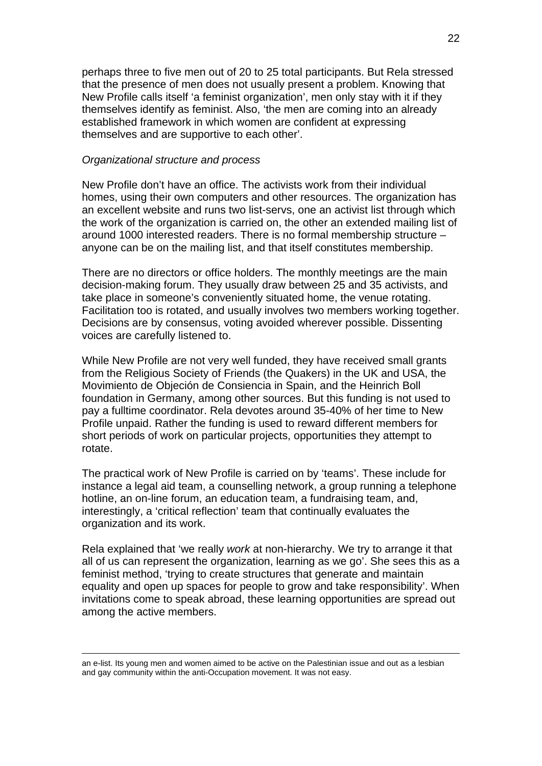perhaps three to five men out of 20 to 25 total participants. But Rela stressed that the presence of men does not usually present a problem. Knowing that New Profile calls itself 'a feminist organization', men only stay with it if they themselves identify as feminist. Also, 'the men are coming into an already established framework in which women are confident at expressing themselves and are supportive to each other'.

*Organizational structure and process*

New Profile don't have an office. The activists work from their individual homes, using their own computers and other resources. The organization has an excellent website and runs two list-servs, one an activist list through which the work of the organization is carried on, the other an extended mailing list of around 1000 interested readers. There is no formal membership structure – anyone can be on the mailing list, and that itself constitutes membership.

There are no directors or office holders. The monthly meetings are the main decision-making forum. They usually draw between 25 and 35 activists, and take place in someone's conveniently situated home, the venue rotating. Facilitation too is rotated, and usually involves two members working together. Decisions are by consensus, voting avoided wherever possible. Dissenting voices are carefully listened to.

While New Profile are not very well funded, they have received small grants from the Religious Society of Friends (the Quakers) in the UK and USA, the Movimiento de Objeción de Consiencia in Spain, and the Heinrich Boll foundation in Germany, among other sources. But this funding is not used to pay a fulltime coordinator. Rela devotes around 35-40% of her time to New Profile unpaid. Rather the funding is used to reward different members for short periods of work on particular projects, opportunities they attempt to rotate.

The practical work of New Profile is carried on by 'teams'. These include for instance a legal aid team, a counselling network, a group running a telephone hotline, an on-line forum, an education team, a fundraising team, and, interestingly, a 'critical reflection' team that continually evaluates the organization and its work.

Rela explained that 'we really *work* at non-hierarchy. We try to arrange it that all of us can represent the organization, learning as we go'. She sees this as a feminist method, 'trying to create structures that generate and maintain equality and open up spaces for people to grow and take responsibility'. When invitations come to speak abroad, these learning opportunities are spread out among the active members.

---

an e-list. Its young men and women aimed to be active on the Palestinian issue and out as a lesbian and gay community within the anti-Occupation movement. It was not easy.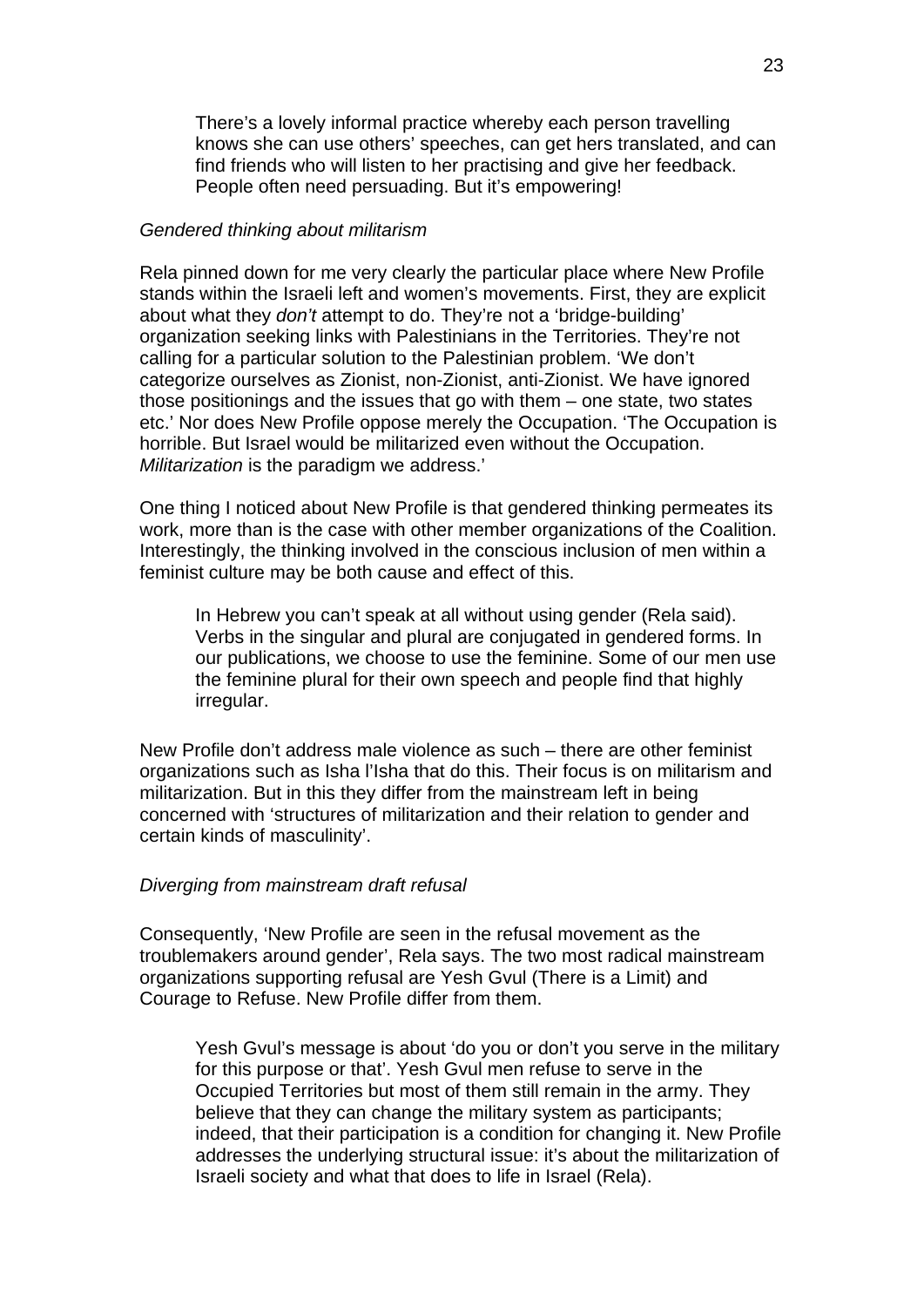> There's a lovely informal practice whereby each person travelling knows she can use others' speeches, can get hers translated, and can find friends who will listen to her practising and give her feedback. People often need persuading. But it's empowering!

*Gendered thinking about militarism*

Rela pinned down for me very clearly the particular place where New Profile stands within the Israeli left and women's movements. First, they are explicit about what they *don't* attempt to do. They're not a 'bridge-building' organization seeking links with Palestinians in the Territories. They're not calling for a particular solution to the Palestinian problem. 'We don't categorize ourselves as Zionist, non-Zionist, anti-Zionist. We have ignored those positionings and the issues that go with them – one state, two states etc.' Nor does New Profile oppose merely the Occupation. 'The Occupation is horrible. But Israel would be militarized even without the Occupation. *Militarization* is the paradigm we address.'

One thing I noticed about New Profile is that gendered thinking permeates its work, more than is the case with other member organizations of the Coalition. Interestingly, the thinking involved in the conscious inclusion of men within a feminist culture may be both cause and effect of this.

> In Hebrew you can't speak at all without using gender (Rela said). Verbs in the singular and plural are conjugated in gendered forms. In our publications, we choose to use the feminine. Some of our men use the feminine plural for their own speech and people find that highly irregular.

New Profile don't address male violence as such – there are other feminist organizations such as Isha l'Isha that do this. Their focus is on militarism and militarization. But in this they differ from the mainstream left in being concerned with 'structures of militarization and their relation to gender and certain kinds of masculinity'.

*Diverging from mainstream draft refusal*

Consequently, 'New Profile are seen in the refusal movement as the troublemakers around gender', Rela says. The two most radical mainstream organizations supporting refusal are Yesh Gvul (There is a Limit) and Courage to Refuse. New Profile differ from them.

> Yesh Gvul's message is about 'do you or don't you serve in the military for this purpose or that'. Yesh Gvul men refuse to serve in the Occupied Territories but most of them still remain in the army. They believe that they can change the military system as participants; indeed, that their participation is a condition for changing it. New Profile addresses the underlying structural issue: it's about the militarization of Israeli society and what that does to life in Israel (Rela).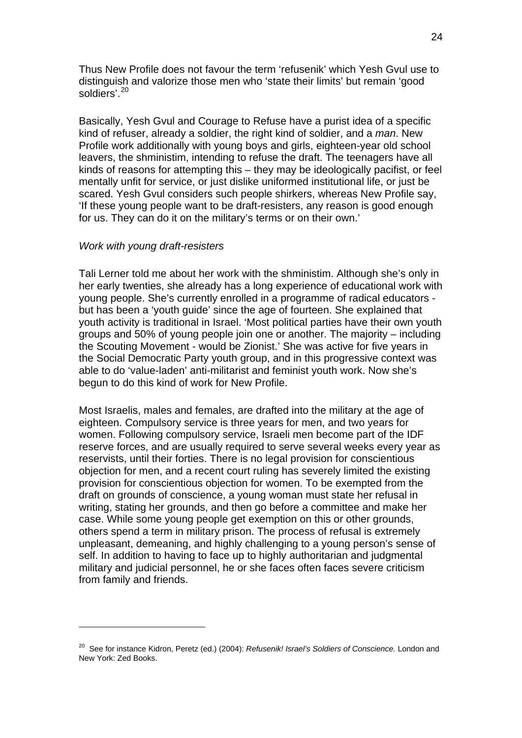Thus New Profile does not favour the term 'refusenik' which Yesh Gvul use to distinguish and valorize those men who 'state their limits' but remain 'good soldiers'.[20]

Basically, Yesh Gvul and Courage to Refuse have a purist idea of a specific kind of refuser, already a soldier, the right kind of soldier, and a *man*. New Profile work additionally with young boys and girls, eighteen-year old school leavers, the shministim, intending to refuse the draft. The teenagers have all kinds of reasons for attempting this – they may be ideologically pacifist, or feel mentally unfit for service, or just dislike uniformed institutional life, or just be scared. Yesh Gvul considers such people shirkers, whereas New Profile say, 'If these young people want to be draft-resisters, any reason is good enough for us. They can do it on the military's terms or on their own.'

*Work with young draft-resisters*

Tali Lerner told me about her work with the shministim. Although she's only in her early twenties, she already has a long experience of educational work with young people. She's currently enrolled in a programme of radical educators - but has been a 'youth guide' since the age of fourteen. She explained that youth activity is traditional in Israel. 'Most political parties have their own youth groups and 50% of young people join one or another. The majority – including the Scouting Movement - would be Zionist.' She was active for five years in the Social Democratic Party youth group, and in this progressive context was able to do 'value-laden' anti-militarist and feminist youth work. Now she's begun to do this kind of work for New Profile.

Most Israelis, males and females, are drafted into the military at the age of eighteen. Compulsory service is three years for men, and two years for women. Following compulsory service, Israeli men become part of the IDF reserve forces, and are usually required to serve several weeks every year as reservists, until their forties. There is no legal provision for conscientious objection for men, and a recent court ruling has severely limited the existing provision for conscientious objection for women. To be exempted from the draft on grounds of conscience, a young woman must state her refusal in writing, stating her grounds, and then go before a committee and make her case. While some young people get exemption on this or other grounds, others spend a term in military prison. The process of refusal is extremely unpleasant, demeaning, and highly challenging to a young person's sense of self. In addition to having to face up to highly authoritarian and judgmental military and judicial personnel, he or she faces often faces severe criticism from family and friends.

---

[20] See for instance Kidron, Peretz (ed.) (2004): *Refusenik! Israel's Soldiers of Conscience.* London and New York: Zed Books.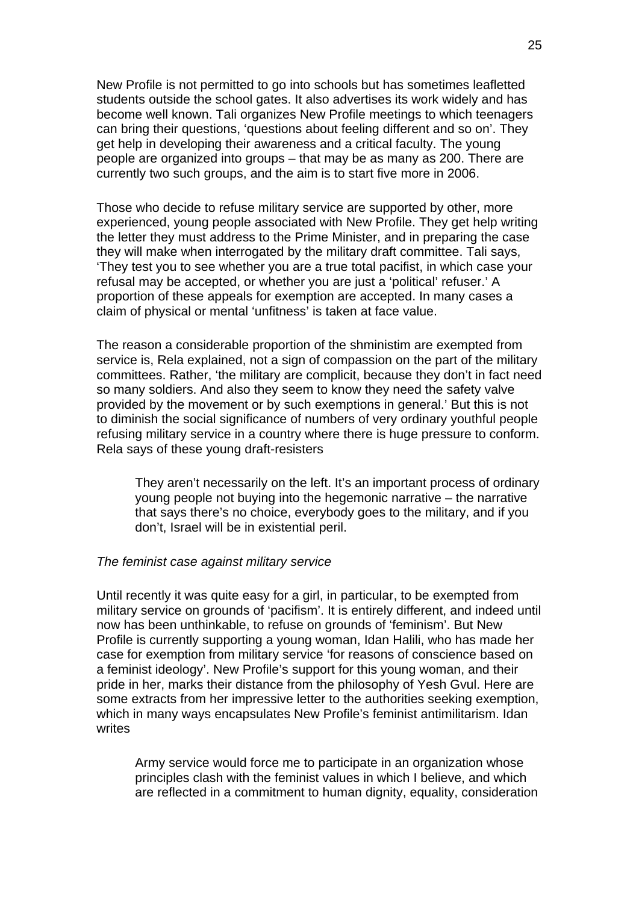New Profile is not permitted to go into schools but has sometimes leafletted students outside the school gates. It also advertises its work widely and has become well known. Tali organizes New Profile meetings to which teenagers can bring their questions, 'questions about feeling different and so on'. They get help in developing their awareness and a critical faculty. The young people are organized into groups – that may be as many as 200. There are currently two such groups, and the aim is to start five more in 2006.

Those who decide to refuse military service are supported by other, more experienced, young people associated with New Profile. They get help writing the letter they must address to the Prime Minister, and in preparing the case they will make when interrogated by the military draft committee. Tali says, 'They test you to see whether you are a true total pacifist, in which case your refusal may be accepted, or whether you are just a 'political' refuser.' A proportion of these appeals for exemption are accepted. In many cases a claim of physical or mental 'unfitness' is taken at face value.

The reason a considerable proportion of the shministim are exempted from service is, Rela explained, not a sign of compassion on the part of the military committees. Rather, 'the military are complicit, because they don't in fact need so many soldiers. And also they seem to know they need the safety valve provided by the movement or by such exemptions in general.' But this is not to diminish the social significance of numbers of very ordinary youthful people refusing military service in a country where there is huge pressure to conform. Rela says of these young draft-resisters

> They aren't necessarily on the left. It's an important process of ordinary young people not buying into the hegemonic narrative – the narrative that says there's no choice, everybody goes to the military, and if you don't, Israel will be in existential peril.

*The feminist case against military service*

Until recently it was quite easy for a girl, in particular, to be exempted from military service on grounds of 'pacifism'. It is entirely different, and indeed until now has been unthinkable, to refuse on grounds of 'feminism'. But New Profile is currently supporting a young woman, Idan Halili, who has made her case for exemption from military service 'for reasons of conscience based on a feminist ideology'. New Profile's support for this young woman, and their pride in her, marks their distance from the philosophy of Yesh Gvul. Here are some extracts from her impressive letter to the authorities seeking exemption, which in many ways encapsulates New Profile's feminist antimilitarism. Idan writes

> Army service would force me to participate in an organization whose principles clash with the feminist values in which I believe, and which are reflected in a commitment to human dignity, equality, consideration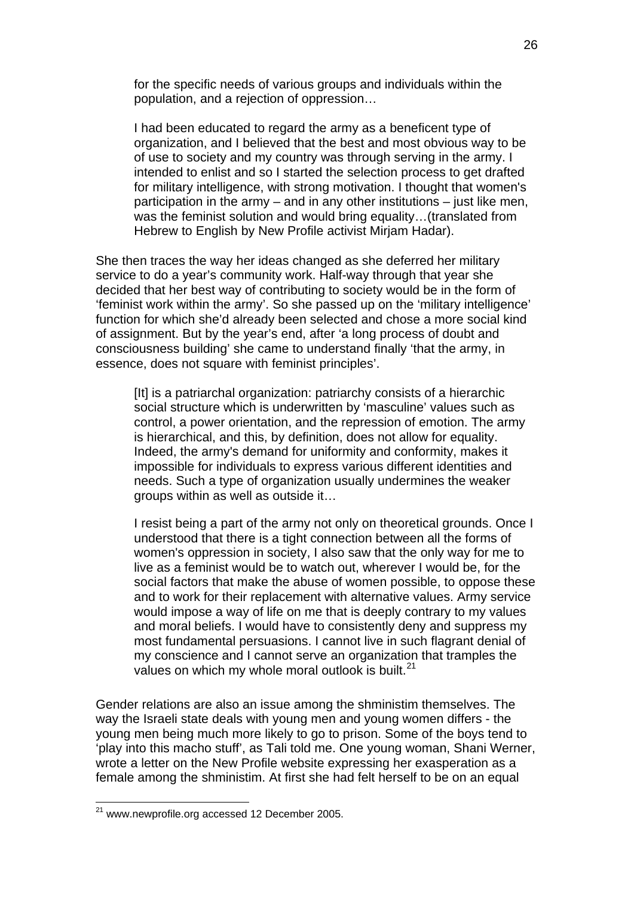> for the specific needs of various groups and individuals within the population, and a rejection of oppression…
>
> I had been educated to regard the army as a beneficent type of organization, and I believed that the best and most obvious way to be of use to society and my country was through serving in the army. I intended to enlist and so I started the selection process to get drafted for military intelligence, with strong motivation. I thought that women's participation in the army – and in any other institutions – just like men, was the feminist solution and would bring equality…(translated from Hebrew to English by New Profile activist Mirjam Hadar).

She then traces the way her ideas changed as she deferred her military service to do a year's community work. Half-way through that year she decided that her best way of contributing to society would be in the form of 'feminist work within the army'. So she passed up on the 'military intelligence' function for which she'd already been selected and chose a more social kind of assignment. But by the year's end, after 'a long process of doubt and consciousness building' she came to understand finally 'that the army, in essence, does not square with feminist principles'.

> [It] is a patriarchal organization: patriarchy consists of a hierarchic social structure which is underwritten by 'masculine' values such as control, a power orientation, and the repression of emotion. The army is hierarchical, and this, by definition, does not allow for equality. Indeed, the army's demand for uniformity and conformity, makes it impossible for individuals to express various different identities and needs. Such a type of organization usually undermines the weaker groups within as well as outside it…
>
> I resist being a part of the army not only on theoretical grounds. Once I understood that there is a tight connection between all the forms of women's oppression in society, I also saw that the only way for me to live as a feminist would be to watch out, wherever I would be, for the social factors that make the abuse of women possible, to oppose these and to work for their replacement with alternative values. Army service would impose a way of life on me that is deeply contrary to my values and moral beliefs. I would have to consistently deny and suppress my most fundamental persuasions. I cannot live in such flagrant denial of my conscience and I cannot serve an organization that tramples the values on which my whole moral outlook is built.[21]

Gender relations are also an issue among the shministim themselves. The way the Israeli state deals with young men and young women differs - the young men being much more likely to go to prison. Some of the boys tend to 'play into this macho stuff', as Tali told me. One young woman, Shani Werner, wrote a letter on the New Profile website expressing her exasperation as a female among the shministim. At first she had felt herself to be on an equal

---

[21] www.newprofile.org accessed 12 December 2005.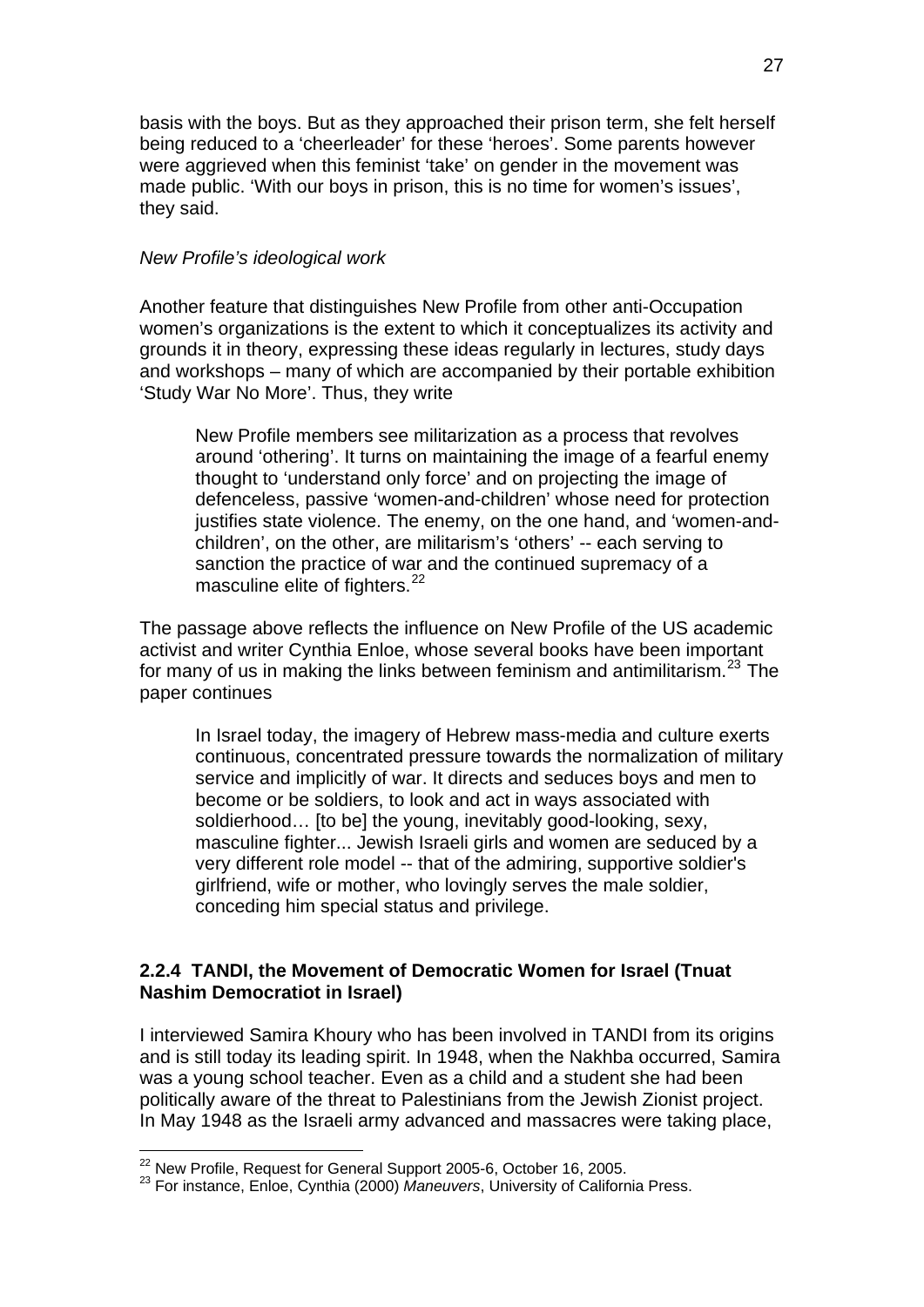basis with the boys. But as they approached their prison term, she felt herself being reduced to a 'cheerleader' for these 'heroes'. Some parents however were aggrieved when this feminist 'take' on gender in the movement was made public. 'With our boys in prison, this is no time for women's issues', they said.

*New Profile's ideological work*

Another feature that distinguishes New Profile from other anti-Occupation women's organizations is the extent to which it conceptualizes its activity and grounds it in theory, expressing these ideas regularly in lectures, study days and workshops – many of which are accompanied by their portable exhibition 'Study War No More'. Thus, they write

> New Profile members see militarization as a process that revolves around 'othering'. It turns on maintaining the image of a fearful enemy thought to 'understand only force' and on projecting the image of defenceless, passive 'women-and-children' whose need for protection justifies state violence. The enemy, on the one hand, and 'women-and-children', on the other, are militarism's 'others' -- each serving to sanction the practice of war and the continued supremacy of a masculine elite of fighters.[22]

The passage above reflects the influence on New Profile of the US academic activist and writer Cynthia Enloe, whose several books have been important for many of us in making the links between feminism and antimilitarism.[23] The paper continues

> In Israel today, the imagery of Hebrew mass-media and culture exerts continuous, concentrated pressure towards the normalization of military service and implicitly of war. It directs and seduces boys and men to become or be soldiers, to look and act in ways associated with soldierhood… [to be] the young, inevitably good-looking, sexy, masculine fighter... Jewish Israeli girls and women are seduced by a very different role model -- that of the admiring, supportive soldier's girlfriend, wife or mother, who lovingly serves the male soldier, conceding him special status and privilege.

### 2.2.4 TANDI, the Movement of Democratic Women for Israel (Tnuat Nashim Democratiot in Israel)

I interviewed Samira Khoury who has been involved in TANDI from its origins and is still today its leading spirit. In 1948, when the Nakhba occurred, Samira was a young school teacher. Even as a child and a student she had been politically aware of the threat to Palestinians from the Jewish Zionist project. In May 1948 as the Israeli army advanced and massacres were taking place,

---

[22] New Profile, Request for General Support 2005-6, October 16, 2005.

[23] For instance, Enloe, Cynthia (2000) *Maneuvers*, University of California Press.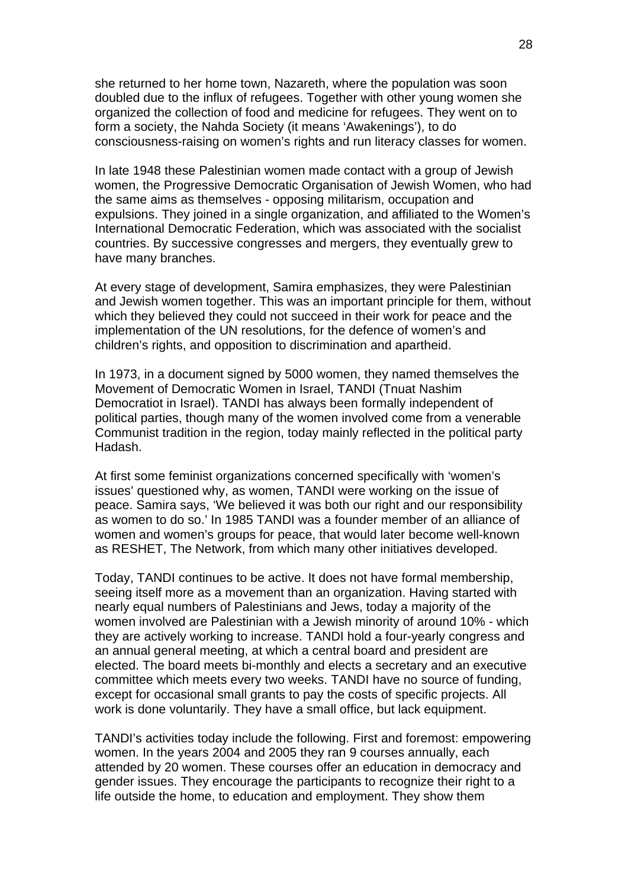she returned to her home town, Nazareth, where the population was soon doubled due to the influx of refugees. Together with other young women she organized the collection of food and medicine for refugees. They went on to form a society, the Nahda Society (it means 'Awakenings'), to do consciousness-raising on women's rights and run literacy classes for women.

In late 1948 these Palestinian women made contact with a group of Jewish women, the Progressive Democratic Organisation of Jewish Women, who had the same aims as themselves - opposing militarism, occupation and expulsions. They joined in a single organization, and affiliated to the Women's International Democratic Federation, which was associated with the socialist countries. By successive congresses and mergers, they eventually grew to have many branches.

At every stage of development, Samira emphasizes, they were Palestinian and Jewish women together. This was an important principle for them, without which they believed they could not succeed in their work for peace and the implementation of the UN resolutions, for the defence of women's and children's rights, and opposition to discrimination and apartheid.

In 1973, in a document signed by 5000 women, they named themselves the Movement of Democratic Women in Israel, TANDI (Tnuat Nashim Democratiot in Israel). TANDI has always been formally independent of political parties, though many of the women involved come from a venerable Communist tradition in the region, today mainly reflected in the political party Hadash.

At first some feminist organizations concerned specifically with 'women's issues' questioned why, as women, TANDI were working on the issue of peace. Samira says, 'We believed it was both our right and our responsibility as women to do so.' In 1985 TANDI was a founder member of an alliance of women and women's groups for peace, that would later become well-known as RESHET, The Network, from which many other initiatives developed.

Today, TANDI continues to be active. It does not have formal membership, seeing itself more as a movement than an organization. Having started with nearly equal numbers of Palestinians and Jews, today a majority of the women involved are Palestinian with a Jewish minority of around 10% - which they are actively working to increase. TANDI hold a four-yearly congress and an annual general meeting, at which a central board and president are elected. The board meets bi-monthly and elects a secretary and an executive committee which meets every two weeks. TANDI have no source of funding, except for occasional small grants to pay the costs of specific projects. All work is done voluntarily. They have a small office, but lack equipment.

TANDI's activities today include the following. First and foremost: empowering women. In the years 2004 and 2005 they ran 9 courses annually, each attended by 20 women. These courses offer an education in democracy and gender issues. They encourage the participants to recognize their right to a life outside the home, to education and employment. They show them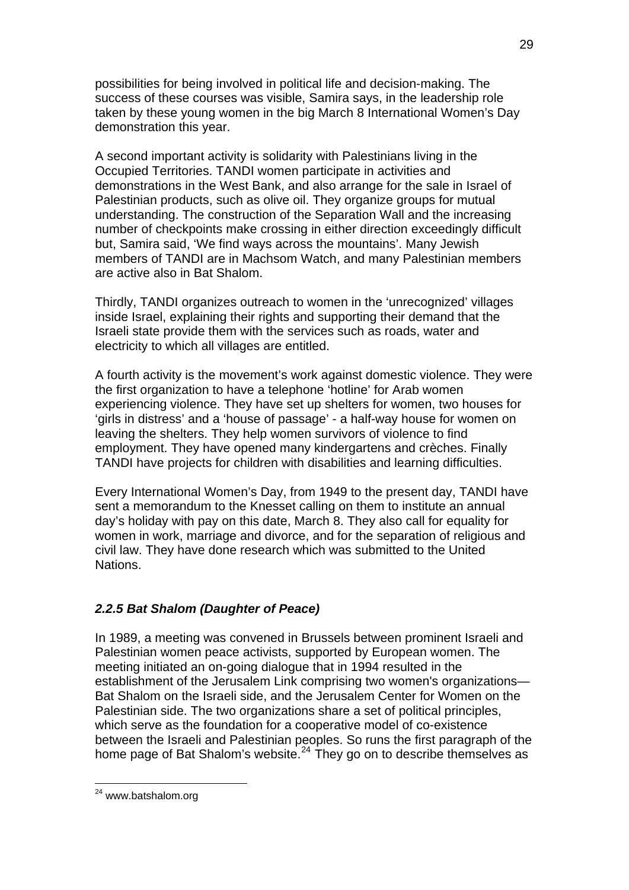possibilities for being involved in political life and decision-making. The success of these courses was visible, Samira says, in the leadership role taken by these young women in the big March 8 International Women's Day demonstration this year.

A second important activity is solidarity with Palestinians living in the Occupied Territories. TANDI women participate in activities and demonstrations in the West Bank, and also arrange for the sale in Israel of Palestinian products, such as olive oil. They organize groups for mutual understanding. The construction of the Separation Wall and the increasing number of checkpoints make crossing in either direction exceedingly difficult but, Samira said, 'We find ways across the mountains'. Many Jewish members of TANDI are in Machsom Watch, and many Palestinian members are active also in Bat Shalom.

Thirdly, TANDI organizes outreach to women in the 'unrecognized' villages inside Israel, explaining their rights and supporting their demand that the Israeli state provide them with the services such as roads, water and electricity to which all villages are entitled.

A fourth activity is the movement's work against domestic violence. They were the first organization to have a telephone 'hotline' for Arab women experiencing violence. They have set up shelters for women, two houses for 'girls in distress' and a 'house of passage' - a half-way house for women on leaving the shelters. They help women survivors of violence to find employment. They have opened many kindergartens and crèches. Finally TANDI have projects for children with disabilities and learning difficulties.

Every International Women's Day, from 1949 to the present day, TANDI have sent a memorandum to the Knesset calling on them to institute an annual day's holiday with pay on this date, March 8. They also call for equality for women in work, marriage and divorce, and for the separation of religious and civil law. They have done research which was submitted to the United Nations.

### *2.2.5 Bat Shalom (Daughter of Peace)*

In 1989, a meeting was convened in Brussels between prominent Israeli and Palestinian women peace activists, supported by European women. The meeting initiated an on-going dialogue that in 1994 resulted in the establishment of the Jerusalem Link comprising two women's organizations—Bat Shalom on the Israeli side, and the Jerusalem Center for Women on the Palestinian side. The two organizations share a set of political principles, which serve as the foundation for a cooperative model of co-existence between the Israeli and Palestinian peoples. So runs the first paragraph of the home page of Bat Shalom's website.[24] They go on to describe themselves as

[24] www.batshalom.org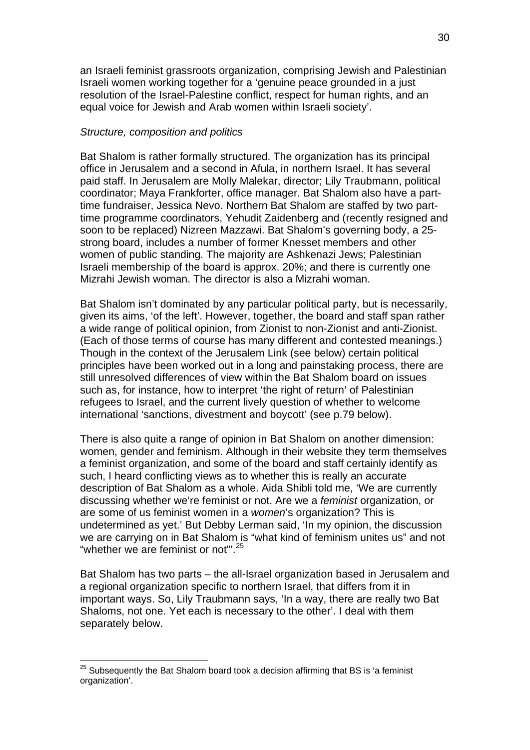an Israeli feminist grassroots organization, comprising Jewish and Palestinian Israeli women working together for a 'genuine peace grounded in a just resolution of the Israel-Palestine conflict, respect for human rights, and an equal voice for Jewish and Arab women within Israeli society'.

*Structure, composition and politics*

Bat Shalom is rather formally structured. The organization has its principal office in Jerusalem and a second in Afula, in northern Israel. It has several paid staff. In Jerusalem are Molly Malekar, director; Lily Traubmann, political coordinator; Maya Frankforter, office manager. Bat Shalom also have a part-time fundraiser, Jessica Nevo. Northern Bat Shalom are staffed by two part-time programme coordinators, Yehudit Zaidenberg and (recently resigned and soon to be replaced) Nizreen Mazzawi. Bat Shalom's governing body, a 25-strong board, includes a number of former Knesset members and other women of public standing. The majority are Ashkenazi Jews; Palestinian Israeli membership of the board is approx. 20%; and there is currently one Mizrahi Jewish woman. The director is also a Mizrahi woman.

Bat Shalom isn't dominated by any particular political party, but is necessarily, given its aims, 'of the left'. However, together, the board and staff span rather a wide range of political opinion, from Zionist to non-Zionist and anti-Zionist. (Each of those terms of course has many different and contested meanings.) Though in the context of the Jerusalem Link (see below) certain political principles have been worked out in a long and painstaking process, there are still unresolved differences of view within the Bat Shalom board on issues such as, for instance, how to interpret 'the right of return' of Palestinian refugees to Israel, and the current lively question of whether to welcome international 'sanctions, divestment and boycott' (see p.79 below).

There is also quite a range of opinion in Bat Shalom on another dimension: women, gender and feminism. Although in their website they term themselves a feminist organization, and some of the board and staff certainly identify as such, I heard conflicting views as to whether this is really an accurate description of Bat Shalom as a whole. Aida Shibli told me, 'We are currently discussing whether we're feminist or not. Are we a *feminist* organization, or are some of us feminist women in a *women*'s organization? This is undetermined as yet.' But Debby Lerman said, 'In my opinion, the discussion we are carrying on in Bat Shalom is "what kind of feminism unites us" and not "whether we are feminist or not"'.[25]

Bat Shalom has two parts – the all-Israel organization based in Jerusalem and a regional organization specific to northern Israel, that differs from it in important ways. So, Lily Traubmann says, 'In a way, there are really two Bat Shaloms, not one. Yet each is necessary to the other'. I deal with them separately below.

[25] Subsequently the Bat Shalom board took a decision affirming that BS is 'a feminist organization'.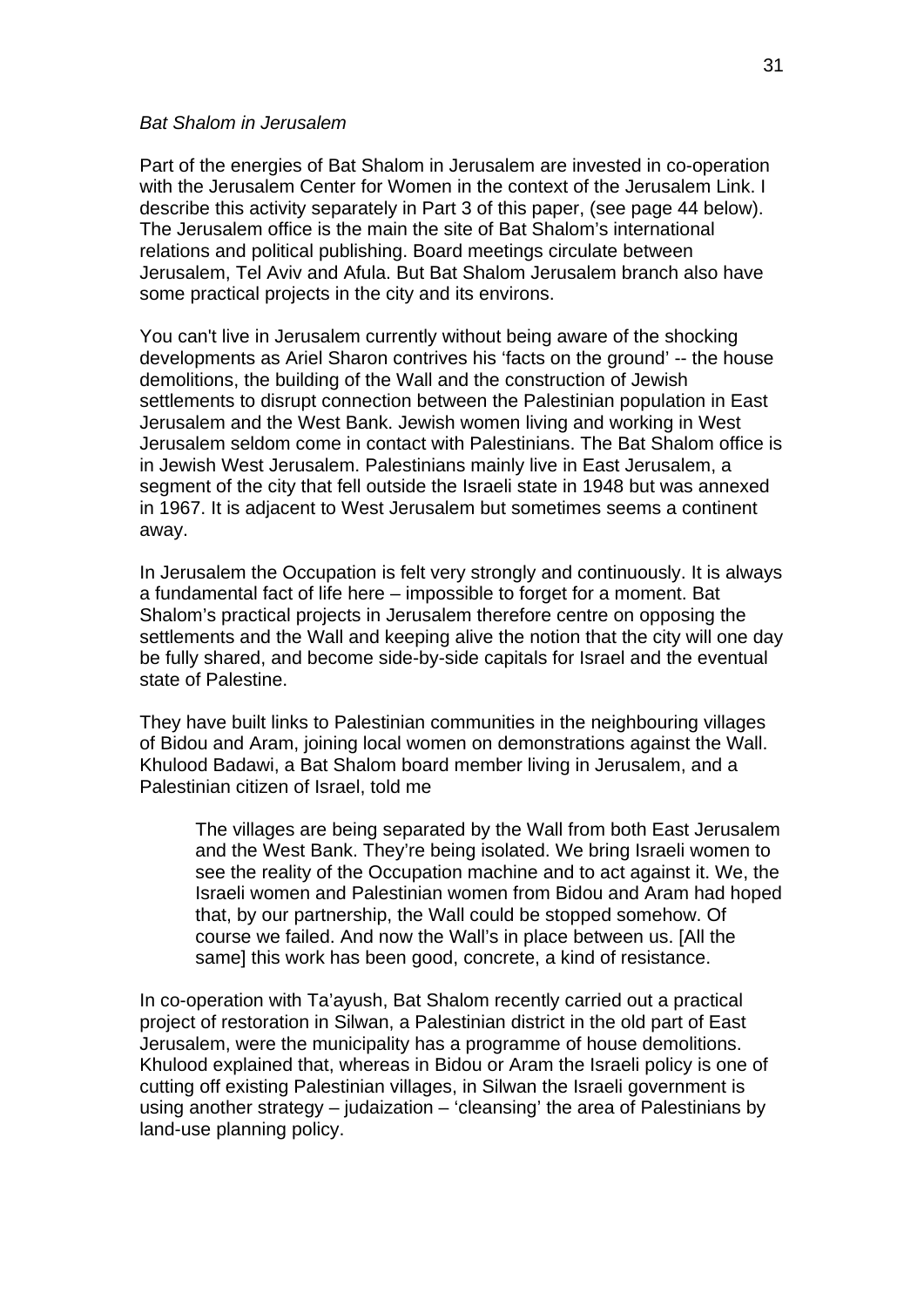*Bat Shalom in Jerusalem*

Part of the energies of Bat Shalom in Jerusalem are invested in co-operation with the Jerusalem Center for Women in the context of the Jerusalem Link. I describe this activity separately in Part 3 of this paper, (see page 44 below). The Jerusalem office is the main the site of Bat Shalom's international relations and political publishing. Board meetings circulate between Jerusalem, Tel Aviv and Afula. But Bat Shalom Jerusalem branch also have some practical projects in the city and its environs.

You can't live in Jerusalem currently without being aware of the shocking developments as Ariel Sharon contrives his 'facts on the ground' -- the house demolitions, the building of the Wall and the construction of Jewish settlements to disrupt connection between the Palestinian population in East Jerusalem and the West Bank. Jewish women living and working in West Jerusalem seldom come in contact with Palestinians. The Bat Shalom office is in Jewish West Jerusalem. Palestinians mainly live in East Jerusalem, a segment of the city that fell outside the Israeli state in 1948 but was annexed in 1967. It is adjacent to West Jerusalem but sometimes seems a continent away.

In Jerusalem the Occupation is felt very strongly and continuously. It is always a fundamental fact of life here – impossible to forget for a moment. Bat Shalom's practical projects in Jerusalem therefore centre on opposing the settlements and the Wall and keeping alive the notion that the city will one day be fully shared, and become side-by-side capitals for Israel and the eventual state of Palestine.

They have built links to Palestinian communities in the neighbouring villages of Bidou and Aram, joining local women on demonstrations against the Wall. Khulood Badawi, a Bat Shalom board member living in Jerusalem, and a Palestinian citizen of Israel, told me

> The villages are being separated by the Wall from both East Jerusalem and the West Bank. They're being isolated. We bring Israeli women to see the reality of the Occupation machine and to act against it. We, the Israeli women and Palestinian women from Bidou and Aram had hoped that, by our partnership, the Wall could be stopped somehow. Of course we failed. And now the Wall's in place between us. [All the same] this work has been good, concrete, a kind of resistance.

In co-operation with Ta'ayush, Bat Shalom recently carried out a practical project of restoration in Silwan, a Palestinian district in the old part of East Jerusalem, were the municipality has a programme of house demolitions. Khulood explained that, whereas in Bidou or Aram the Israeli policy is one of cutting off existing Palestinian villages, in Silwan the Israeli government is using another strategy – judaization – 'cleansing' the area of Palestinians by land-use planning policy.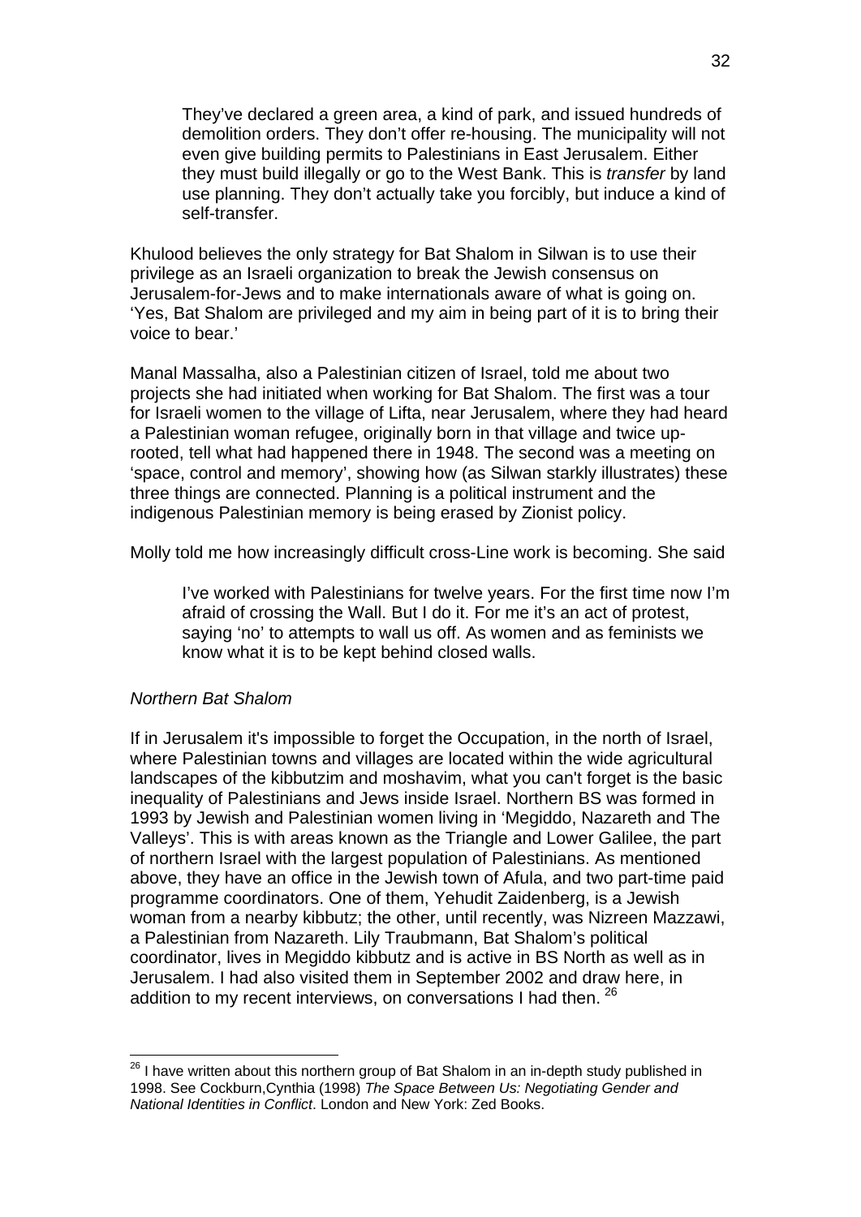> They've declared a green area, a kind of park, and issued hundreds of demolition orders. They don't offer re-housing. The municipality will not even give building permits to Palestinians in East Jerusalem. Either they must build illegally or go to the West Bank. This is *transfer* by land use planning. They don't actually take you forcibly, but induce a kind of self-transfer.

Khulood believes the only strategy for Bat Shalom in Silwan is to use their privilege as an Israeli organization to break the Jewish consensus on Jerusalem-for-Jews and to make internationals aware of what is going on. 'Yes, Bat Shalom are privileged and my aim in being part of it is to bring their voice to bear.'

Manal Massalha, also a Palestinian citizen of Israel, told me about two projects she had initiated when working for Bat Shalom. The first was a tour for Israeli women to the village of Lifta, near Jerusalem, where they had heard a Palestinian woman refugee, originally born in that village and twice up-rooted, tell what had happened there in 1948. The second was a meeting on 'space, control and memory', showing how (as Silwan starkly illustrates) these three things are connected. Planning is a political instrument and the indigenous Palestinian memory is being erased by Zionist policy.

Molly told me how increasingly difficult cross-Line work is becoming. She said

> I've worked with Palestinians for twelve years. For the first time now I'm afraid of crossing the Wall. But I do it. For me it's an act of protest, saying 'no' to attempts to wall us off. As women and as feminists we know what it is to be kept behind closed walls.

*Northern Bat Shalom*

If in Jerusalem it's impossible to forget the Occupation, in the north of Israel, where Palestinian towns and villages are located within the wide agricultural landscapes of the kibbutzim and moshavim, what you can't forget is the basic inequality of Palestinians and Jews inside Israel. Northern BS was formed in 1993 by Jewish and Palestinian women living in 'Megiddo, Nazareth and The Valleys'. This is with areas known as the Triangle and Lower Galilee, the part of northern Israel with the largest population of Palestinians. As mentioned above, they have an office in the Jewish town of Afula, and two part-time paid programme coordinators. One of them, Yehudit Zaidenberg, is a Jewish woman from a nearby kibbutz; the other, until recently, was Nizreen Mazzawi, a Palestinian from Nazareth. Lily Traubmann, Bat Shalom's political coordinator, lives in Megiddo kibbutz and is active in BS North as well as in Jerusalem. I had also visited them in September 2002 and draw here, in addition to my recent interviews, on conversations I had then. [26]

---

[26] I have written about this northern group of Bat Shalom in an in-depth study published in 1998. See Cockburn,Cynthia (1998) *The Space Between Us: Negotiating Gender and National Identities in Conflict*. London and New York: Zed Books.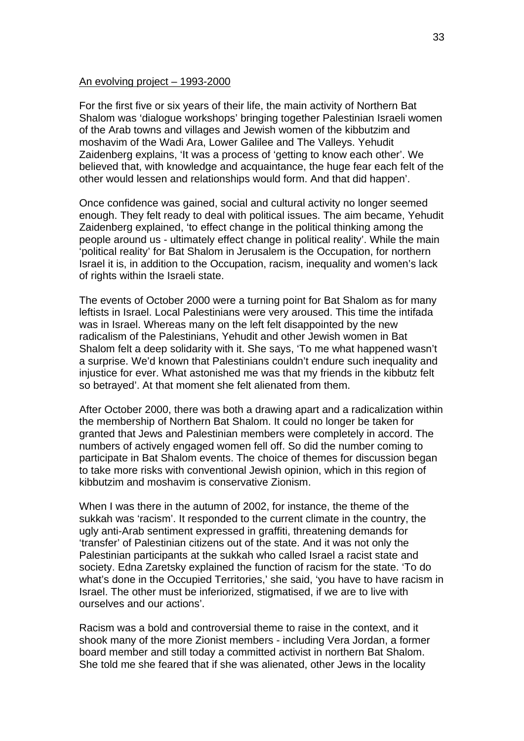An evolving project – 1993-2000

For the first five or six years of their life, the main activity of Northern Bat Shalom was 'dialogue workshops' bringing together Palestinian Israeli women of the Arab towns and villages and Jewish women of the kibbutzim and moshavim of the Wadi Ara, Lower Galilee and The Valleys. Yehudit Zaidenberg explains, 'It was a process of 'getting to know each other'. We believed that, with knowledge and acquaintance, the huge fear each felt of the other would lessen and relationships would form. And that did happen'.

Once confidence was gained, social and cultural activity no longer seemed enough. They felt ready to deal with political issues. The aim became, Yehudit Zaidenberg explained, 'to effect change in the political thinking among the people around us - ultimately effect change in political reality'. While the main 'political reality' for Bat Shalom in Jerusalem is the Occupation, for northern Israel it is, in addition to the Occupation, racism, inequality and women's lack of rights within the Israeli state.

The events of October 2000 were a turning point for Bat Shalom as for many leftists in Israel. Local Palestinians were very aroused. This time the intifada was in Israel. Whereas many on the left felt disappointed by the new radicalism of the Palestinians, Yehudit and other Jewish women in Bat Shalom felt a deep solidarity with it. She says, 'To me what happened wasn't a surprise. We'd known that Palestinians couldn't endure such inequality and injustice for ever. What astonished me was that my friends in the kibbutz felt so betrayed'. At that moment she felt alienated from them.

After October 2000, there was both a drawing apart and a radicalization within the membership of Northern Bat Shalom. It could no longer be taken for granted that Jews and Palestinian members were completely in accord. The numbers of actively engaged women fell off. So did the number coming to participate in Bat Shalom events. The choice of themes for discussion began to take more risks with conventional Jewish opinion, which in this region of kibbutzim and moshavim is conservative Zionism.

When I was there in the autumn of 2002, for instance, the theme of the sukkah was 'racism'. It responded to the current climate in the country, the ugly anti-Arab sentiment expressed in graffiti, threatening demands for 'transfer' of Palestinian citizens out of the state. And it was not only the Palestinian participants at the sukkah who called Israel a racist state and society. Edna Zaretsky explained the function of racism for the state. 'To do what's done in the Occupied Territories,' she said, 'you have to have racism in Israel. The other must be inferiorized, stigmatised, if we are to live with ourselves and our actions'.

Racism was a bold and controversial theme to raise in the context, and it shook many of the more Zionist members - including Vera Jordan, a former board member and still today a committed activist in northern Bat Shalom. She told me she feared that if she was alienated, other Jews in the locality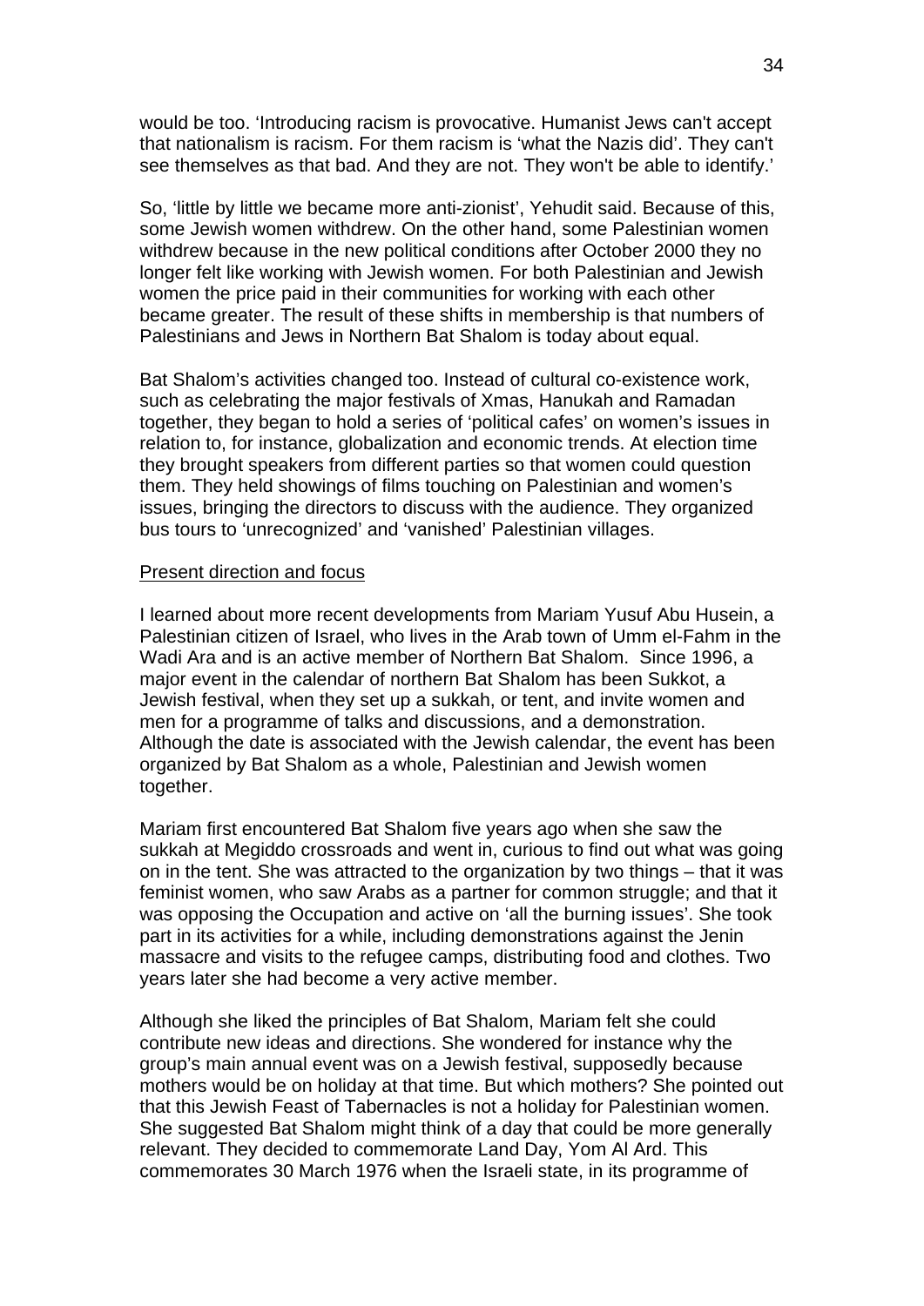would be too. 'Introducing racism is provocative. Humanist Jews can't accept that nationalism is racism. For them racism is 'what the Nazis did'. They can't see themselves as that bad. And they are not. They won't be able to identify.'

So, 'little by little we became more anti-zionist', Yehudit said. Because of this, some Jewish women withdrew. On the other hand, some Palestinian women withdrew because in the new political conditions after October 2000 they no longer felt like working with Jewish women. For both Palestinian and Jewish women the price paid in their communities for working with each other became greater. The result of these shifts in membership is that numbers of Palestinians and Jews in Northern Bat Shalom is today about equal.

Bat Shalom's activities changed too. Instead of cultural co-existence work, such as celebrating the major festivals of Xmas, Hanukah and Ramadan together, they began to hold a series of 'political cafes' on women's issues in relation to, for instance, globalization and economic trends. At election time they brought speakers from different parties so that women could question them. They held showings of films touching on Palestinian and women's issues, bringing the directors to discuss with the audience. They organized bus tours to 'unrecognized' and 'vanished' Palestinian villages.

<u>Present direction and focus</u>

I learned about more recent developments from Mariam Yusuf Abu Husein, a Palestinian citizen of Israel, who lives in the Arab town of Umm el-Fahm in the Wadi Ara and is an active member of Northern Bat Shalom. Since 1996, a major event in the calendar of northern Bat Shalom has been Sukkot, a Jewish festival, when they set up a sukkah, or tent, and invite women and men for a programme of talks and discussions, and a demonstration. Although the date is associated with the Jewish calendar, the event has been organized by Bat Shalom as a whole, Palestinian and Jewish women together.

Mariam first encountered Bat Shalom five years ago when she saw the sukkah at Megiddo crossroads and went in, curious to find out what was going on in the tent. She was attracted to the organization by two things – that it was feminist women, who saw Arabs as a partner for common struggle; and that it was opposing the Occupation and active on 'all the burning issues'. She took part in its activities for a while, including demonstrations against the Jenin massacre and visits to the refugee camps, distributing food and clothes. Two years later she had become a very active member.

Although she liked the principles of Bat Shalom, Mariam felt she could contribute new ideas and directions. She wondered for instance why the group's main annual event was on a Jewish festival, supposedly because mothers would be on holiday at that time. But which mothers? She pointed out that this Jewish Feast of Tabernacles is not a holiday for Palestinian women. She suggested Bat Shalom might think of a day that could be more generally relevant. They decided to commemorate Land Day, Yom Al Ard. This commemorates 30 March 1976 when the Israeli state, in its programme of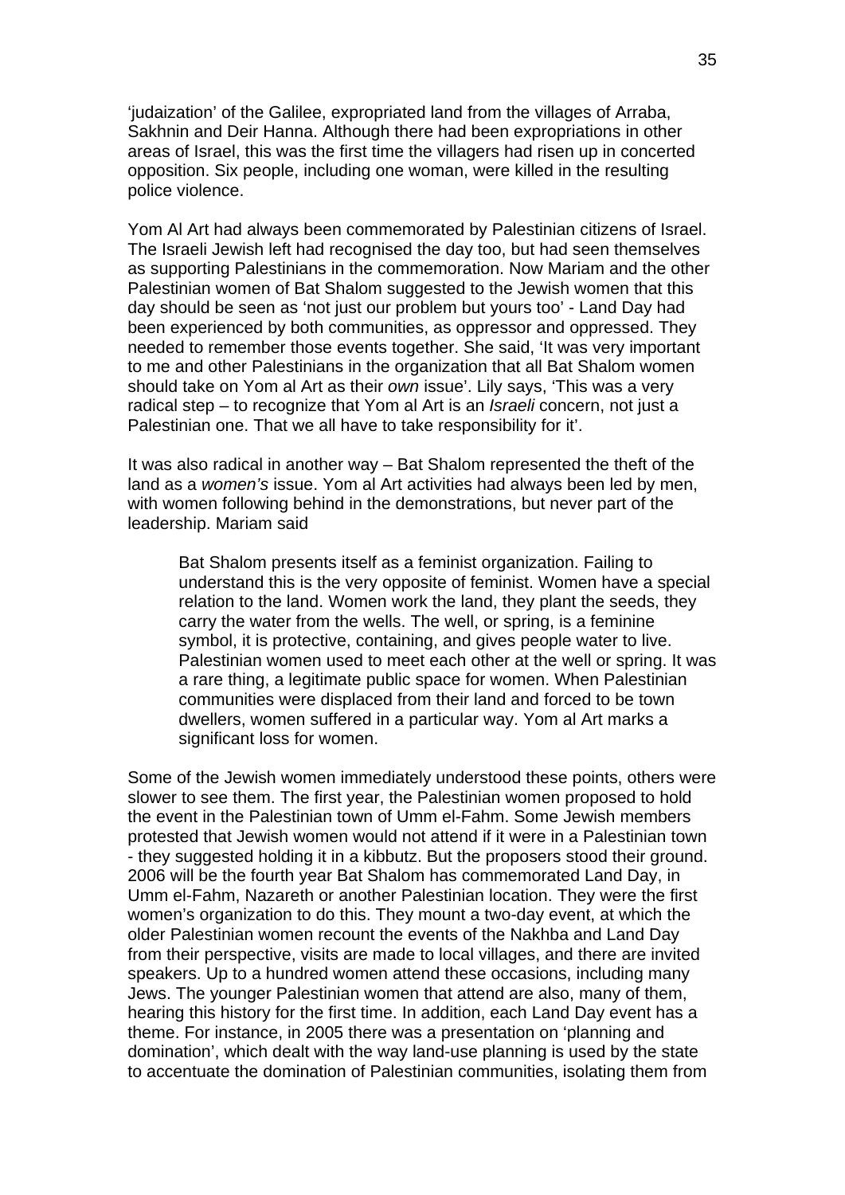'judaization' of the Galilee, expropriated land from the villages of Arraba, Sakhnin and Deir Hanna. Although there had been expropriations in other areas of Israel, this was the first time the villagers had risen up in concerted opposition. Six people, including one woman, were killed in the resulting police violence.

Yom Al Art had always been commemorated by Palestinian citizens of Israel. The Israeli Jewish left had recognised the day too, but had seen themselves as supporting Palestinians in the commemoration. Now Mariam and the other Palestinian women of Bat Shalom suggested to the Jewish women that this day should be seen as 'not just our problem but yours too' - Land Day had been experienced by both communities, as oppressor and oppressed. They needed to remember those events together. She said, 'It was very important to me and other Palestinians in the organization that all Bat Shalom women should take on Yom al Art as their *own* issue'. Lily says, 'This was a very radical step – to recognize that Yom al Art is an *Israeli* concern, not just a Palestinian one. That we all have to take responsibility for it'.

It was also radical in another way – Bat Shalom represented the theft of the land as a *women's* issue. Yom al Art activities had always been led by men, with women following behind in the demonstrations, but never part of the leadership. Mariam said

> Bat Shalom presents itself as a feminist organization. Failing to understand this is the very opposite of feminist. Women have a special relation to the land. Women work the land, they plant the seeds, they carry the water from the wells. The well, or spring, is a feminine symbol, it is protective, containing, and gives people water to live. Palestinian women used to meet each other at the well or spring. It was a rare thing, a legitimate public space for women. When Palestinian communities were displaced from their land and forced to be town dwellers, women suffered in a particular way. Yom al Art marks a significant loss for women.

Some of the Jewish women immediately understood these points, others were slower to see them. The first year, the Palestinian women proposed to hold the event in the Palestinian town of Umm el-Fahm. Some Jewish members protested that Jewish women would not attend if it were in a Palestinian town - they suggested holding it in a kibbutz. But the proposers stood their ground. 2006 will be the fourth year Bat Shalom has commemorated Land Day, in Umm el-Fahm, Nazareth or another Palestinian location. They were the first women's organization to do this. They mount a two-day event, at which the older Palestinian women recount the events of the Nakhba and Land Day from their perspective, visits are made to local villages, and there are invited speakers. Up to a hundred women attend these occasions, including many Jews. The younger Palestinian women that attend are also, many of them, hearing this history for the first time. In addition, each Land Day event has a theme. For instance, in 2005 there was a presentation on 'planning and domination', which dealt with the way land-use planning is used by the state to accentuate the domination of Palestinian communities, isolating them from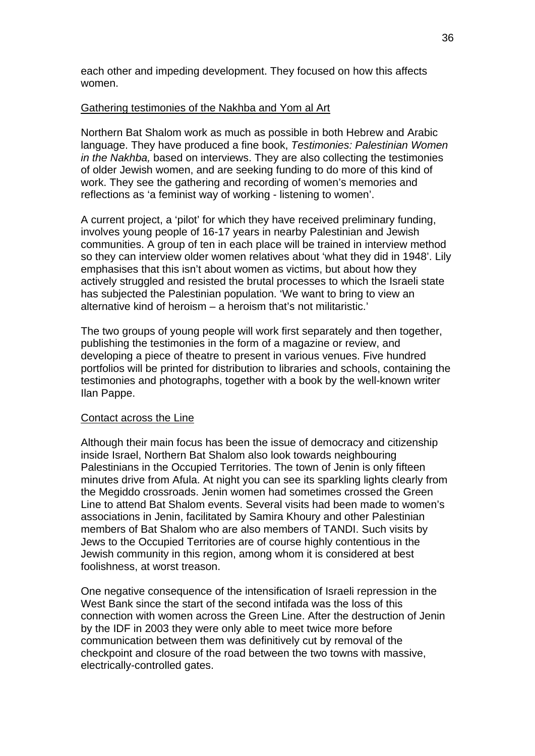each other and impeding development. They focused on how this affects women.

## Gathering testimonies of the Nakhba and Yom al Art

Northern Bat Shalom work as much as possible in both Hebrew and Arabic language. They have produced a fine book, *Testimonies: Palestinian Women in the Nakhba,* based on interviews. They are also collecting the testimonies of older Jewish women, and are seeking funding to do more of this kind of work. They see the gathering and recording of women's memories and reflections as 'a feminist way of working - listening to women'.

A current project, a 'pilot' for which they have received preliminary funding, involves young people of 16-17 years in nearby Palestinian and Jewish communities. A group of ten in each place will be trained in interview method so they can interview older women relatives about 'what they did in 1948'. Lily emphasises that this isn't about women as victims, but about how they actively struggled and resisted the brutal processes to which the Israeli state has subjected the Palestinian population. 'We want to bring to view an alternative kind of heroism – a heroism that's not militaristic.'

The two groups of young people will work first separately and then together, publishing the testimonies in the form of a magazine or review, and developing a piece of theatre to present in various venues. Five hundred portfolios will be printed for distribution to libraries and schools, containing the testimonies and photographs, together with a book by the well-known writer Ilan Pappe.

## Contact across the Line

Although their main focus has been the issue of democracy and citizenship inside Israel, Northern Bat Shalom also look towards neighbouring Palestinians in the Occupied Territories. The town of Jenin is only fifteen minutes drive from Afula. At night you can see its sparkling lights clearly from the Megiddo crossroads. Jenin women had sometimes crossed the Green Line to attend Bat Shalom events. Several visits had been made to women's associations in Jenin, facilitated by Samira Khoury and other Palestinian members of Bat Shalom who are also members of TANDI. Such visits by Jews to the Occupied Territories are of course highly contentious in the Jewish community in this region, among whom it is considered at best foolishness, at worst treason.

One negative consequence of the intensification of Israeli repression in the West Bank since the start of the second intifada was the loss of this connection with women across the Green Line. After the destruction of Jenin by the IDF in 2003 they were only able to meet twice more before communication between them was definitively cut by removal of the checkpoint and closure of the road between the two towns with massive, electrically-controlled gates.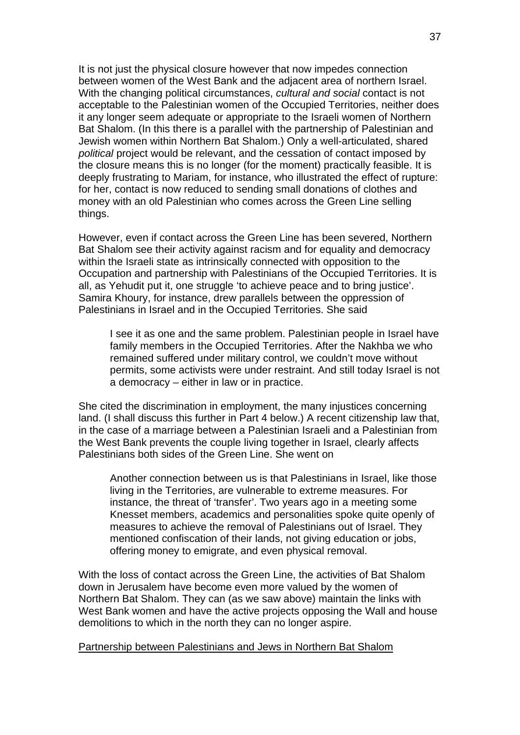It is not just the physical closure however that now impedes connection between women of the West Bank and the adjacent area of northern Israel. With the changing political circumstances, *cultural and social* contact is not acceptable to the Palestinian women of the Occupied Territories, neither does it any longer seem adequate or appropriate to the Israeli women of Northern Bat Shalom. (In this there is a parallel with the partnership of Palestinian and Jewish women within Northern Bat Shalom.) Only a well-articulated, shared *political* project would be relevant, and the cessation of contact imposed by the closure means this is no longer (for the moment) practically feasible. It is deeply frustrating to Mariam, for instance, who illustrated the effect of rupture: for her, contact is now reduced to sending small donations of clothes and money with an old Palestinian who comes across the Green Line selling things.

However, even if contact across the Green Line has been severed, Northern Bat Shalom see their activity against racism and for equality and democracy within the Israeli state as intrinsically connected with opposition to the Occupation and partnership with Palestinians of the Occupied Territories. It is all, as Yehudit put it, one struggle 'to achieve peace and to bring justice'. Samira Khoury, for instance, drew parallels between the oppression of Palestinians in Israel and in the Occupied Territories. She said

> I see it as one and the same problem. Palestinian people in Israel have family members in the Occupied Territories. After the Nakhba we who remained suffered under military control, we couldn't move without permits, some activists were under restraint. And still today Israel is not a democracy – either in law or in practice.

She cited the discrimination in employment, the many injustices concerning land. (I shall discuss this further in Part 4 below.) A recent citizenship law that, in the case of a marriage between a Palestinian Israeli and a Palestinian from the West Bank prevents the couple living together in Israel, clearly affects Palestinians both sides of the Green Line. She went on

> Another connection between us is that Palestinians in Israel, like those living in the Territories, are vulnerable to extreme measures. For instance, the threat of 'transfer'. Two years ago in a meeting some Knesset members, academics and personalities spoke quite openly of measures to achieve the removal of Palestinians out of Israel. They mentioned confiscation of their lands, not giving education or jobs, offering money to emigrate, and even physical removal.

With the loss of contact across the Green Line, the activities of Bat Shalom down in Jerusalem have become even more valued by the women of Northern Bat Shalom. They can (as we saw above) maintain the links with West Bank women and have the active projects opposing the Wall and house demolitions to which in the north they can no longer aspire.

Partnership between Palestinians and Jews in Northern Bat Shalom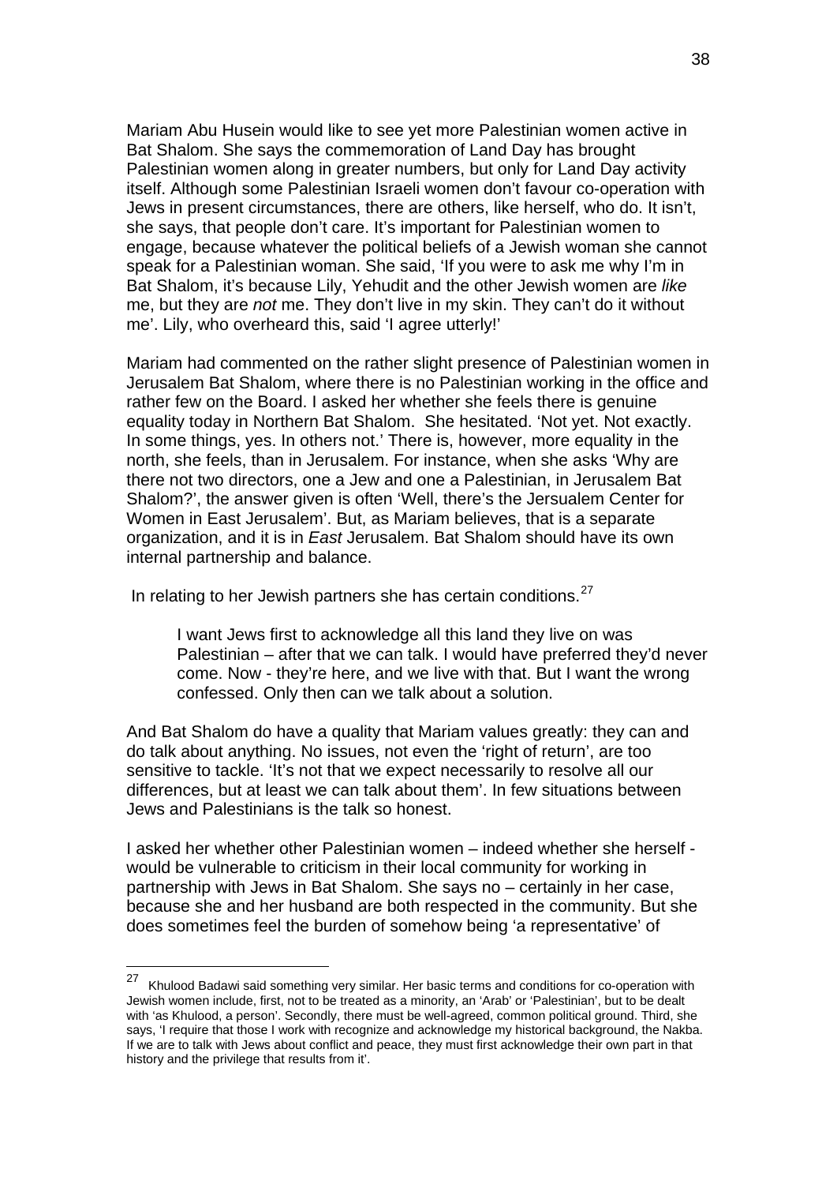Mariam Abu Husein would like to see yet more Palestinian women active in Bat Shalom. She says the commemoration of Land Day has brought Palestinian women along in greater numbers, but only for Land Day activity itself. Although some Palestinian Israeli women don't favour co-operation with Jews in present circumstances, there are others, like herself, who do. It isn't, she says, that people don't care. It's important for Palestinian women to engage, because whatever the political beliefs of a Jewish woman she cannot speak for a Palestinian woman. She said, 'If you were to ask me why I'm in Bat Shalom, it's because Lily, Yehudit and the other Jewish women are *like* me, but they are *not* me. They don't live in my skin. They can't do it without me'. Lily, who overheard this, said 'I agree utterly!'

Mariam had commented on the rather slight presence of Palestinian women in Jerusalem Bat Shalom, where there is no Palestinian working in the office and rather few on the Board. I asked her whether she feels there is genuine equality today in Northern Bat Shalom. She hesitated. 'Not yet. Not exactly. In some things, yes. In others not.' There is, however, more equality in the north, she feels, than in Jerusalem. For instance, when she asks 'Why are there not two directors, one a Jew and one a Palestinian, in Jerusalem Bat Shalom?', the answer given is often 'Well, there's the Jersualem Center for Women in East Jerusalem'. But, as Mariam believes, that is a separate organization, and it is in *East* Jerusalem. Bat Shalom should have its own internal partnership and balance.

In relating to her Jewish partners she has certain conditions.[27]

> I want Jews first to acknowledge all this land they live on was Palestinian – after that we can talk. I would have preferred they'd never come. Now - they're here, and we live with that. But I want the wrong confessed. Only then can we talk about a solution.

And Bat Shalom do have a quality that Mariam values greatly: they can and do talk about anything. No issues, not even the 'right of return', are too sensitive to tackle. 'It's not that we expect necessarily to resolve all our differences, but at least we can talk about them'. In few situations between Jews and Palestinians is the talk so honest.

I asked her whether other Palestinian women – indeed whether she herself - would be vulnerable to criticism in their local community for working in partnership with Jews in Bat Shalom. She says no – certainly in her case, because she and her husband are both respected in the community. But she does sometimes feel the burden of somehow being 'a representative' of

---

[27] Khulood Badawi said something very similar. Her basic terms and conditions for co-operation with Jewish women include, first, not to be treated as a minority, an 'Arab' or 'Palestinian', but to be dealt with 'as Khulood, a person'. Secondly, there must be well-agreed, common political ground. Third, she says, 'I require that those I work with recognize and acknowledge my historical background, the Nakba. If we are to talk with Jews about conflict and peace, they must first acknowledge their own part in that history and the privilege that results from it'.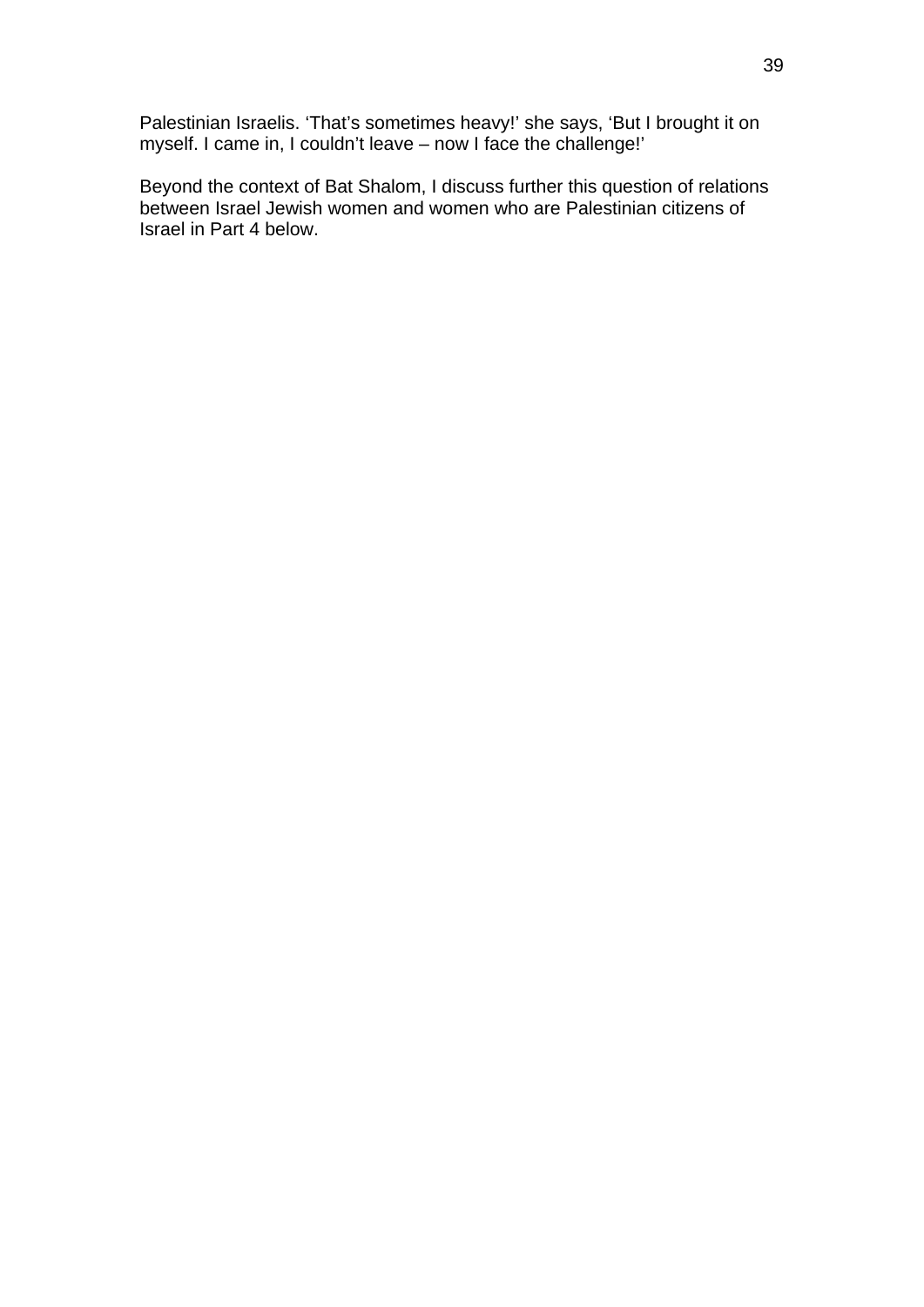Palestinian Israelis. ‘That’s sometimes heavy!’ she says, ‘But I brought it on myself. I came in, I couldn’t leave – now I face the challenge!’

Beyond the context of Bat Shalom, I discuss further this question of relations between Israel Jewish women and women who are Palestinian citizens of Israel in Part 4 below.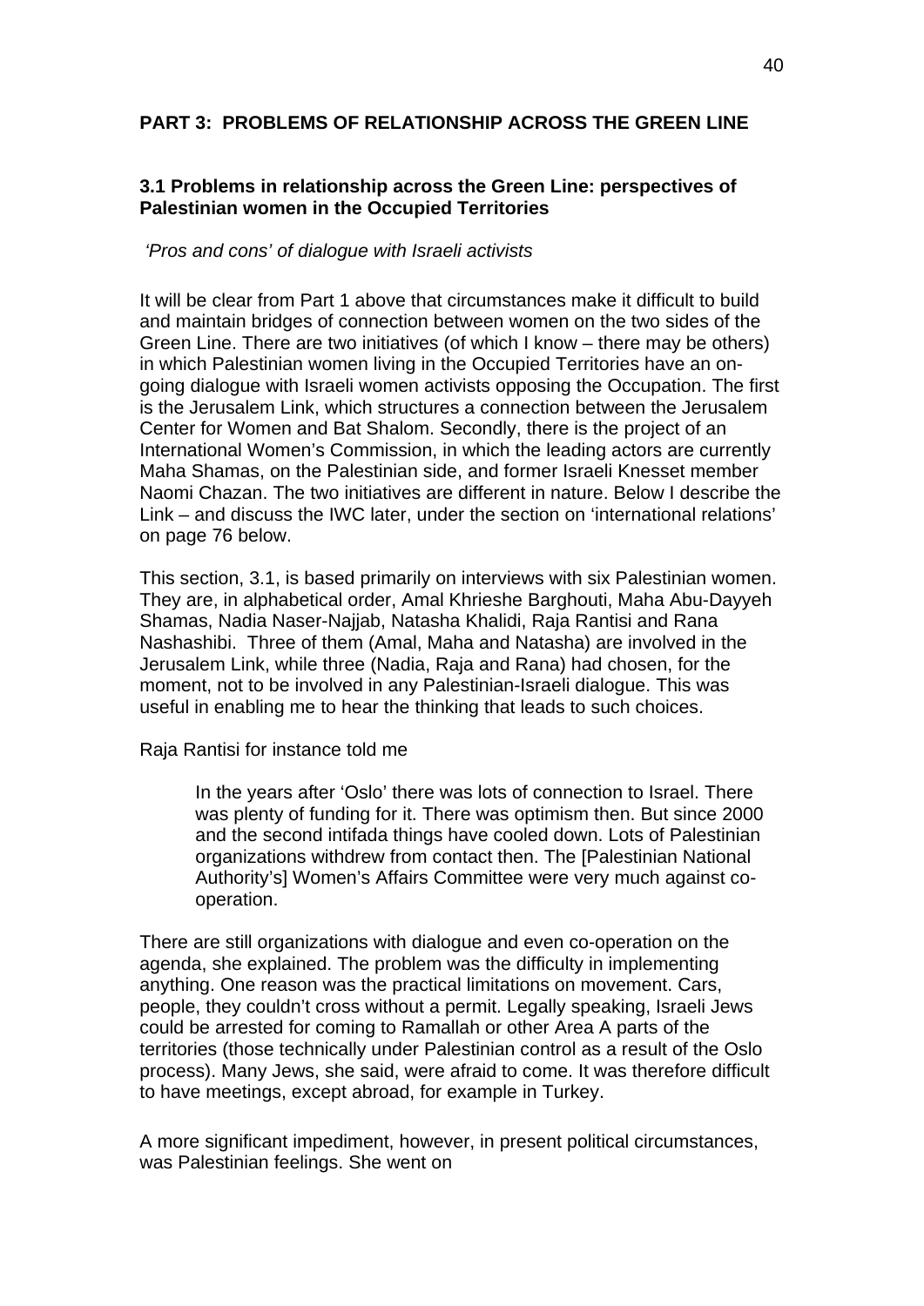## PART 3: PROBLEMS OF RELATIONSHIP ACROSS THE GREEN LINE

### 3.1 Problems in relationship across the Green Line: perspectives of Palestinian women in the Occupied Territories

*'Pros and cons' of dialogue with Israeli activists*

It will be clear from Part 1 above that circumstances make it difficult to build and maintain bridges of connection between women on the two sides of the Green Line. There are two initiatives (of which I know – there may be others) in which Palestinian women living in the Occupied Territories have an on-going dialogue with Israeli women activists opposing the Occupation. The first is the Jerusalem Link, which structures a connection between the Jerusalem Center for Women and Bat Shalom. Secondly, there is the project of an International Women's Commission, in which the leading actors are currently Maha Shamas, on the Palestinian side, and former Israeli Knesset member Naomi Chazan. The two initiatives are different in nature. Below I describe the Link – and discuss the IWC later, under the section on 'international relations' on page 76 below.

This section, 3.1, is based primarily on interviews with six Palestinian women. They are, in alphabetical order, Amal Khrieshe Barghouti, Maha Abu-Dayyeh Shamas, Nadia Naser-Najjab, Natasha Khalidi, Raja Rantisi and Rana Nashashibi. Three of them (Amal, Maha and Natasha) are involved in the Jerusalem Link, while three (Nadia, Raja and Rana) had chosen, for the moment, not to be involved in any Palestinian-Israeli dialogue. This was useful in enabling me to hear the thinking that leads to such choices.

Raja Rantisi for instance told me

> In the years after 'Oslo' there was lots of connection to Israel. There was plenty of funding for it. There was optimism then. But since 2000 and the second intifada things have cooled down. Lots of Palestinian organizations withdrew from contact then. The [Palestinian National Authority's] Women's Affairs Committee were very much against co-operation.

There are still organizations with dialogue and even co-operation on the agenda, she explained. The problem was the difficulty in implementing anything. One reason was the practical limitations on movement. Cars, people, they couldn't cross without a permit. Legally speaking, Israeli Jews could be arrested for coming to Ramallah or other Area A parts of the territories (those technically under Palestinian control as a result of the Oslo process). Many Jews, she said, were afraid to come. It was therefore difficult to have meetings, except abroad, for example in Turkey.

A more significant impediment, however, in present political circumstances, was Palestinian feelings. She went on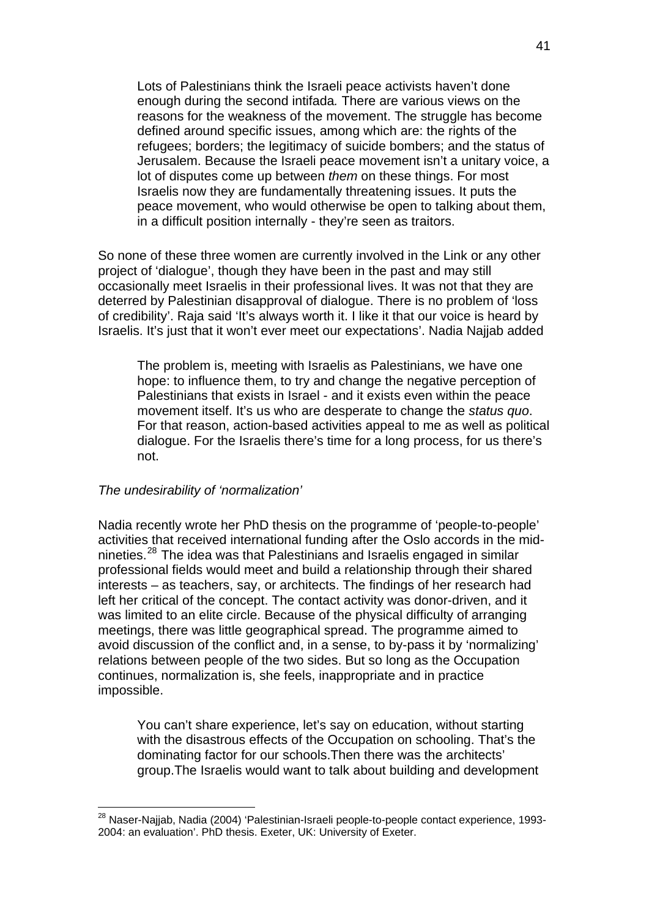> Lots of Palestinians think the Israeli peace activists haven't done enough during the second intifada*.* There are various views on the reasons for the weakness of the movement. The struggle has become defined around specific issues, among which are: the rights of the refugees; borders; the legitimacy of suicide bombers; and the status of Jerusalem. Because the Israeli peace movement isn't a unitary voice, a lot of disputes come up between *them* on these things. For most Israelis now they are fundamentally threatening issues. It puts the peace movement, who would otherwise be open to talking about them, in a difficult position internally - they're seen as traitors.

So none of these three women are currently involved in the Link or any other project of 'dialogue', though they have been in the past and may still occasionally meet Israelis in their professional lives. It was not that they are deterred by Palestinian disapproval of dialogue. There is no problem of 'loss of credibility'. Raja said 'It's always worth it. I like it that our voice is heard by Israelis. It's just that it won't ever meet our expectations'. Nadia Najjab added

> The problem is, meeting with Israelis as Palestinians, we have one hope: to influence them, to try and change the negative perception of Palestinians that exists in Israel - and it exists even within the peace movement itself. It's us who are desperate to change the *status quo*. For that reason, action-based activities appeal to me as well as political dialogue. For the Israelis there's time for a long process, for us there's not.

*The undesirability of 'normalization'*

Nadia recently wrote her PhD thesis on the programme of 'people-to-people' activities that received international funding after the Oslo accords in the mid-nineties.[28] The idea was that Palestinians and Israelis engaged in similar professional fields would meet and build a relationship through their shared interests – as teachers, say, or architects. The findings of her research had left her critical of the concept. The contact activity was donor-driven, and it was limited to an elite circle. Because of the physical difficulty of arranging meetings, there was little geographical spread. The programme aimed to avoid discussion of the conflict and, in a sense, to by-pass it by 'normalizing' relations between people of the two sides. But so long as the Occupation continues, normalization is, she feels, inappropriate and in practice impossible.

> You can't share experience, let's say on education, without starting with the disastrous effects of the Occupation on schooling. That's the dominating factor for our schools.Then there was the architects' group.The Israelis would want to talk about building and development

[28] Naser-Najjab, Nadia (2004) 'Palestinian-Israeli people-to-people contact experience, 1993-2004: an evaluation'. PhD thesis. Exeter, UK: University of Exeter.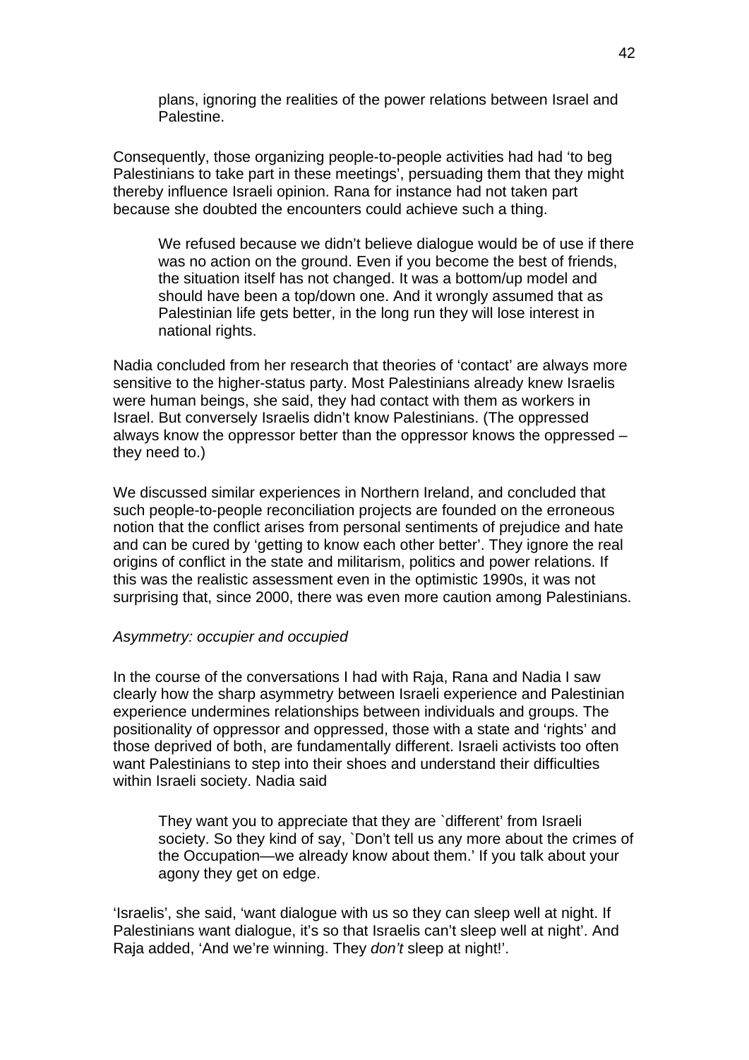> plans, ignoring the realities of the power relations between Israel and Palestine.

Consequently, those organizing people-to-people activities had had 'to beg Palestinians to take part in these meetings', persuading them that they might thereby influence Israeli opinion. Rana for instance had not taken part because she doubted the encounters could achieve such a thing.

> We refused because we didn't believe dialogue would be of use if there was no action on the ground. Even if you become the best of friends, the situation itself has not changed. It was a bottom/up model and should have been a top/down one. And it wrongly assumed that as Palestinian life gets better, in the long run they will lose interest in national rights.

Nadia concluded from her research that theories of 'contact' are always more sensitive to the higher-status party. Most Palestinians already knew Israelis were human beings, she said, they had contact with them as workers in Israel. But conversely Israelis didn't know Palestinians. (The oppressed always know the oppressor better than the oppressor knows the oppressed – they need to.)

We discussed similar experiences in Northern Ireland, and concluded that such people-to-people reconciliation projects are founded on the erroneous notion that the conflict arises from personal sentiments of prejudice and hate and can be cured by 'getting to know each other better'. They ignore the real origins of conflict in the state and militarism, politics and power relations. If this was the realistic assessment even in the optimistic 1990s, it was not surprising that, since 2000, there was even more caution among Palestinians.

*Asymmetry: occupier and occupied*

In the course of the conversations I had with Raja, Rana and Nadia I saw clearly how the sharp asymmetry between Israeli experience and Palestinian experience undermines relationships between individuals and groups. The positionality of oppressor and oppressed, those with a state and 'rights' and those deprived of both, are fundamentally different. Israeli activists too often want Palestinians to step into their shoes and understand their difficulties within Israeli society. Nadia said

> They want you to appreciate that they are `different' from Israeli society. So they kind of say, `Don't tell us any more about the crimes of the Occupation—we already know about them.' If you talk about your agony they get on edge.

'Israelis', she said, 'want dialogue with us so they can sleep well at night. If Palestinians want dialogue, it's so that Israelis can't sleep well at night'. And Raja added, 'And we're winning. They *don't* sleep at night!'.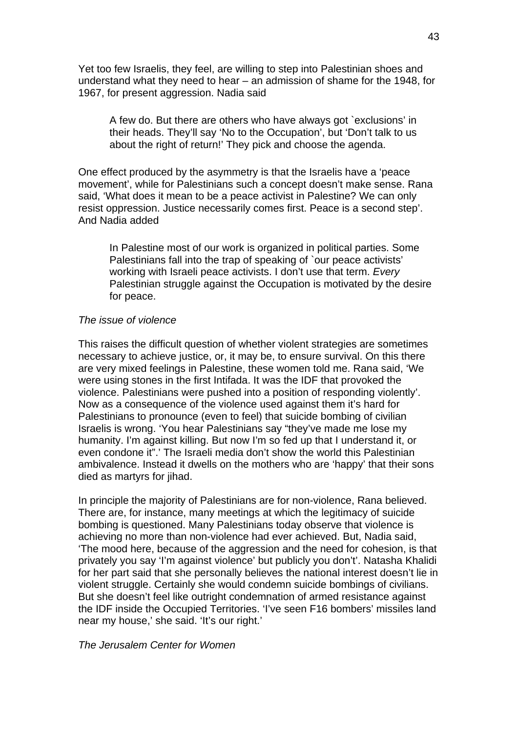Yet too few Israelis, they feel, are willing to step into Palestinian shoes and understand what they need to hear – an admission of shame for the 1948, for 1967, for present aggression. Nadia said

> A few do. But there are others who have always got `exclusions' in their heads. They'll say 'No to the Occupation', but 'Don't talk to us about the right of return!' They pick and choose the agenda.

One effect produced by the asymmetry is that the Israelis have a 'peace movement', while for Palestinians such a concept doesn't make sense. Rana said, 'What does it mean to be a peace activist in Palestine? We can only resist oppression. Justice necessarily comes first. Peace is a second step'. And Nadia added

> In Palestine most of our work is organized in political parties. Some Palestinians fall into the trap of speaking of `our peace activists' working with Israeli peace activists. I don't use that term. *Every* Palestinian struggle against the Occupation is motivated by the desire for peace.

*The issue of violence*

This raises the difficult question of whether violent strategies are sometimes necessary to achieve justice, or, it may be, to ensure survival. On this there are very mixed feelings in Palestine, these women told me. Rana said, 'We were using stones in the first Intifada. It was the IDF that provoked the violence. Palestinians were pushed into a position of responding violently'. Now as a consequence of the violence used against them it's hard for Palestinians to pronounce (even to feel) that suicide bombing of civilian Israelis is wrong. 'You hear Palestinians say "they've made me lose my humanity. I'm against killing. But now I'm so fed up that I understand it, or even condone it".' The Israeli media don't show the world this Palestinian ambivalence. Instead it dwells on the mothers who are 'happy' that their sons died as martyrs for jihad.

In principle the majority of Palestinians are for non-violence, Rana believed. There are, for instance, many meetings at which the legitimacy of suicide bombing is questioned. Many Palestinians today observe that violence is achieving no more than non-violence had ever achieved. But, Nadia said, 'The mood here, because of the aggression and the need for cohesion, is that privately you say 'I'm against violence' but publicly you don't'. Natasha Khalidi for her part said that she personally believes the national interest doesn't lie in violent struggle. Certainly she would condemn suicide bombings of civilians. But she doesn't feel like outright condemnation of armed resistance against the IDF inside the Occupied Territories. 'I've seen F16 bombers' missiles land near my house,' she said. 'It's our right.'

*The Jerusalem Center for Women*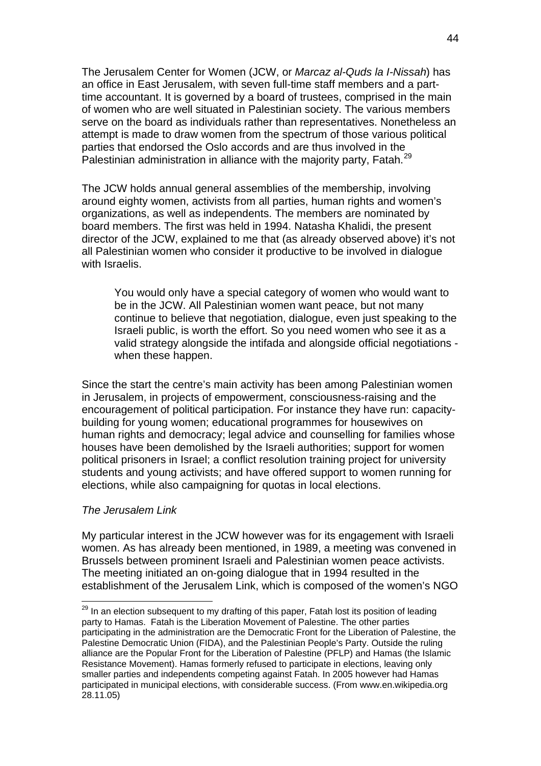The Jerusalem Center for Women (JCW, or *Marcaz al-Quds la I-Nissah*) has an office in East Jerusalem, with seven full-time staff members and a part-time accountant. It is governed by a board of trustees, comprised in the main of women who are well situated in Palestinian society. The various members serve on the board as individuals rather than representatives. Nonetheless an attempt is made to draw women from the spectrum of those various political parties that endorsed the Oslo accords and are thus involved in the Palestinian administration in alliance with the majority party, Fatah.[29]

The JCW holds annual general assemblies of the membership, involving around eighty women, activists from all parties, human rights and women's organizations, as well as independents. The members are nominated by board members. The first was held in 1994. Natasha Khalidi, the present director of the JCW, explained to me that (as already observed above) it's not all Palestinian women who consider it productive to be involved in dialogue with Israelis.

> You would only have a special category of women who would want to be in the JCW. All Palestinian women want peace, but not many continue to believe that negotiation, dialogue, even just speaking to the Israeli public, is worth the effort. So you need women who see it as a valid strategy alongside the intifada and alongside official negotiations - when these happen.

Since the start the centre's main activity has been among Palestinian women in Jerusalem, in projects of empowerment, consciousness-raising and the encouragement of political participation. For instance they have run: capacity-building for young women; educational programmes for housewives on human rights and democracy; legal advice and counselling for families whose houses have been demolished by the Israeli authorities; support for women political prisoners in Israel; a conflict resolution training project for university students and young activists; and have offered support to women running for elections, while also campaigning for quotas in local elections.

*The Jerusalem Link*

My particular interest in the JCW however was for its engagement with Israeli women. As has already been mentioned, in 1989, a meeting was convened in Brussels between prominent Israeli and Palestinian women peace activists. The meeting initiated an on-going dialogue that in 1994 resulted in the establishment of the Jerusalem Link, which is composed of the women's NGO

---

[29] In an election subsequent to my drafting of this paper, Fatah lost its position of leading party to Hamas. Fatah is the Liberation Movement of Palestine. The other parties participating in the administration are the Democratic Front for the Liberation of Palestine, the Palestine Democratic Union (FIDA), and the Palestinian People's Party. Outside the ruling alliance are the Popular Front for the Liberation of Palestine (PFLP) and Hamas (the Islamic Resistance Movement). Hamas formerly refused to participate in elections, leaving only smaller parties and independents competing against Fatah. In 2005 however had Hamas participated in municipal elections, with considerable success. (From www.en.wikipedia.org 28.11.05)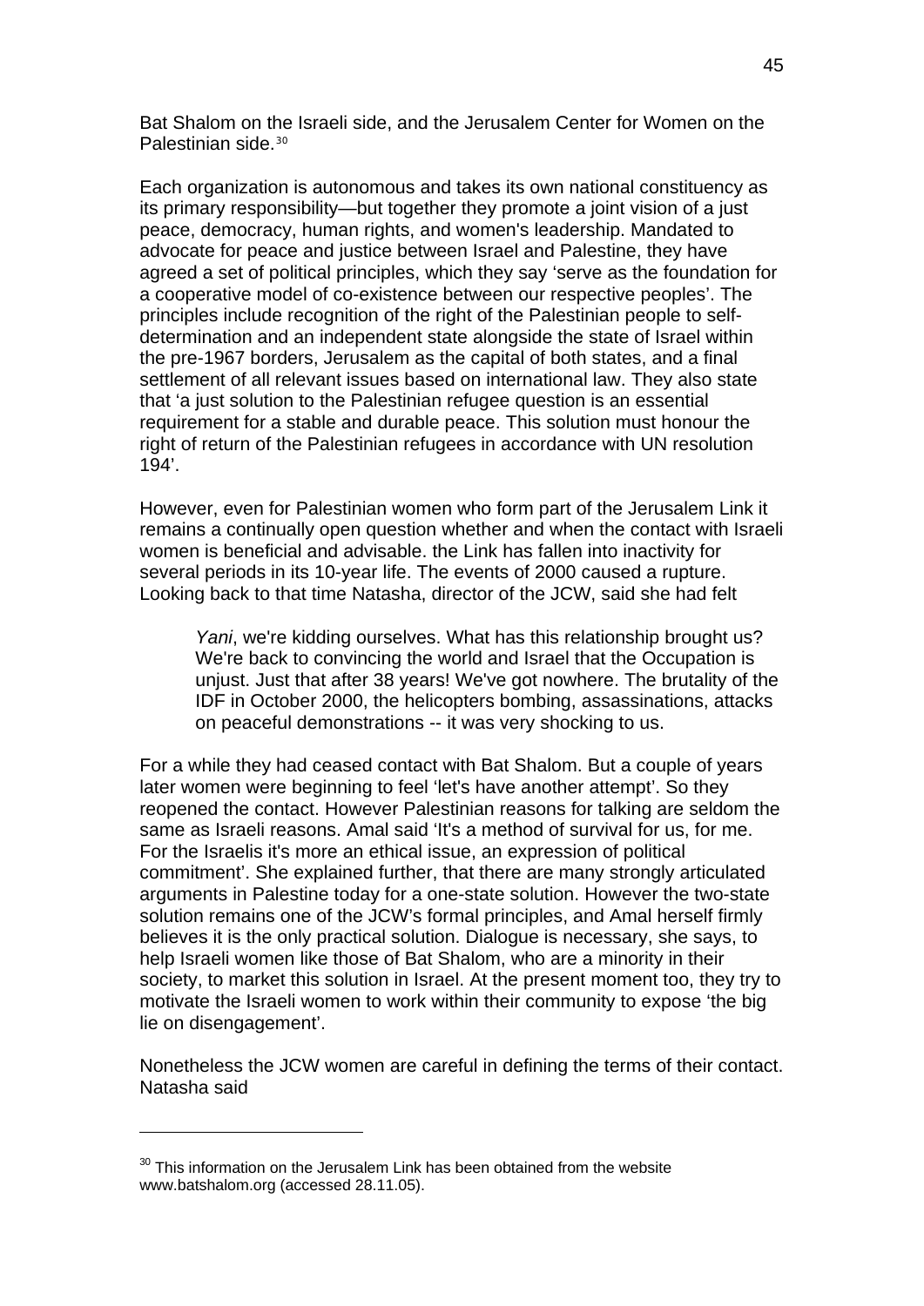Bat Shalom on the Israeli side, and the Jerusalem Center for Women on the Palestinian side.[30]

Each organization is autonomous and takes its own national constituency as its primary responsibility—but together they promote a joint vision of a just peace, democracy, human rights, and women's leadership. Mandated to advocate for peace and justice between Israel and Palestine, they have agreed a set of political principles, which they say 'serve as the foundation for a cooperative model of co-existence between our respective peoples'. The principles include recognition of the right of the Palestinian people to self-determination and an independent state alongside the state of Israel within the pre-1967 borders, Jerusalem as the capital of both states, and a final settlement of all relevant issues based on international law. They also state that 'a just solution to the Palestinian refugee question is an essential requirement for a stable and durable peace. This solution must honour the right of return of the Palestinian refugees in accordance with UN resolution 194'.

However, even for Palestinian women who form part of the Jerusalem Link it remains a continually open question whether and when the contact with Israeli women is beneficial and advisable. the Link has fallen into inactivity for several periods in its 10-year life. The events of 2000 caused a rupture. Looking back to that time Natasha, director of the JCW, said she had felt

> *Yani*, we're kidding ourselves. What has this relationship brought us? We're back to convincing the world and Israel that the Occupation is unjust. Just that after 38 years! We've got nowhere. The brutality of the IDF in October 2000, the helicopters bombing, assassinations, attacks on peaceful demonstrations -- it was very shocking to us.

For a while they had ceased contact with Bat Shalom. But a couple of years later women were beginning to feel 'let's have another attempt'. So they reopened the contact. However Palestinian reasons for talking are seldom the same as Israeli reasons. Amal said 'It's a method of survival for us, for me. For the Israelis it's more an ethical issue, an expression of political commitment'. She explained further, that there are many strongly articulated arguments in Palestine today for a one-state solution. However the two-state solution remains one of the JCW's formal principles, and Amal herself firmly believes it is the only practical solution. Dialogue is necessary, she says, to help Israeli women like those of Bat Shalom, who are a minority in their society, to market this solution in Israel. At the present moment too, they try to motivate the Israeli women to work within their community to expose 'the big lie on disengagement'.

Nonetheless the JCW women are careful in defining the terms of their contact. Natasha said

---

[30] This information on the Jerusalem Link has been obtained from the website www.batshalom.org (accessed 28.11.05).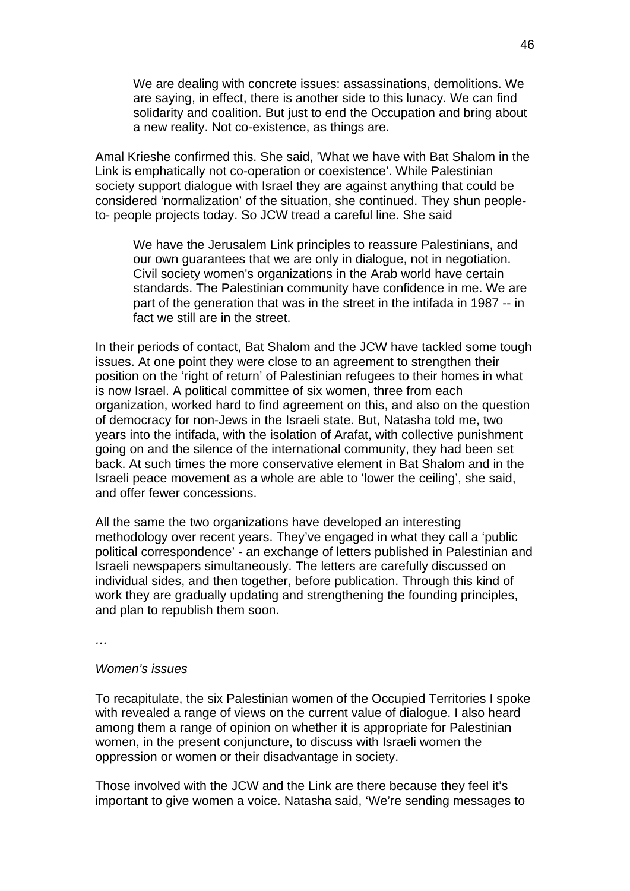> We are dealing with concrete issues: assassinations, demolitions. We are saying, in effect, there is another side to this lunacy. We can find solidarity and coalition. But just to end the Occupation and bring about a new reality. Not co-existence, as things are.

Amal Krieshe confirmed this. She said, ’What we have with Bat Shalom in the Link is emphatically not co-operation or coexistence’. While Palestinian society support dialogue with Israel they are against anything that could be considered ‘normalization’ of the situation, she continued. They shun people-to- people projects today. So JCW tread a careful line. She said

> We have the Jerusalem Link principles to reassure Palestinians, and our own guarantees that we are only in dialogue, not in negotiation. Civil society women's organizations in the Arab world have certain standards. The Palestinian community have confidence in me. We are part of the generation that was in the street in the intifada in 1987 -- in fact we still are in the street.

In their periods of contact, Bat Shalom and the JCW have tackled some tough issues. At one point they were close to an agreement to strengthen their position on the ‘right of return’ of Palestinian refugees to their homes in what is now Israel. A political committee of six women, three from each organization, worked hard to find agreement on this, and also on the question of democracy for non-Jews in the Israeli state. But, Natasha told me, two years into the intifada, with the isolation of Arafat, with collective punishment going on and the silence of the international community, they had been set back. At such times the more conservative element in Bat Shalom and in the Israeli peace movement as a whole are able to ‘lower the ceiling’, she said, and offer fewer concessions.

All the same the two organizations have developed an interesting methodology over recent years. They’ve engaged in what they call a ‘public political correspondence’ - an exchange of letters published in Palestinian and Israeli newspapers simultaneously. The letters are carefully discussed on individual sides, and then together, before publication. Through this kind of work they are gradually updating and strengthening the founding principles, and plan to republish them soon.

…

*Women’s issues*

To recapitulate, the six Palestinian women of the Occupied Territories I spoke with revealed a range of views on the current value of dialogue. I also heard among them a range of opinion on whether it is appropriate for Palestinian women, in the present conjuncture, to discuss with Israeli women the oppression or women or their disadvantage in society.

Those involved with the JCW and the Link are there because they feel it’s important to give women a voice. Natasha said, ‘We’re sending messages to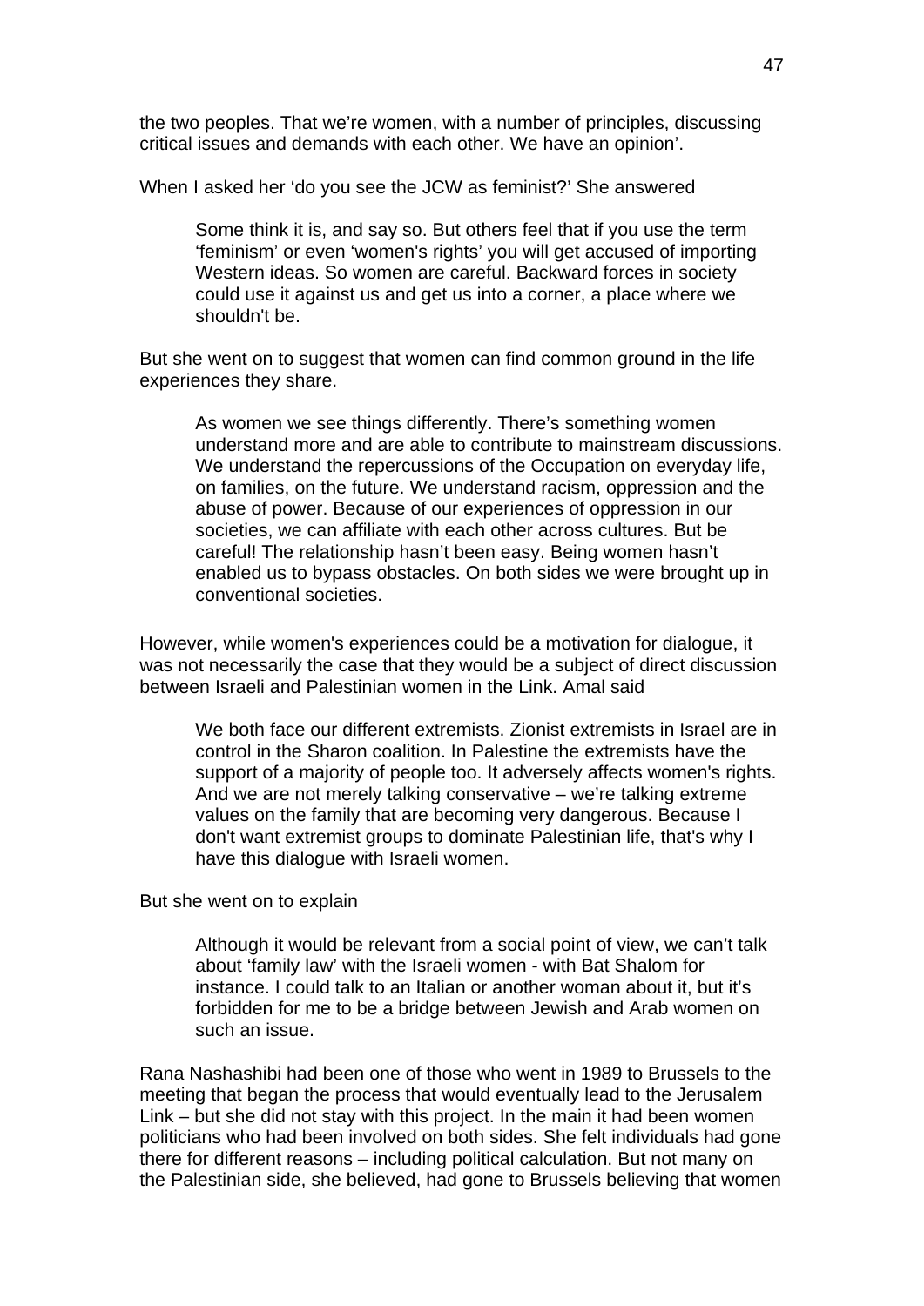the two peoples. That we're women, with a number of principles, discussing critical issues and demands with each other. We have an opinion'.

When I asked her 'do you see the JCW as feminist?' She answered

> Some think it is, and say so. But others feel that if you use the term 'feminism' or even 'women's rights' you will get accused of importing Western ideas. So women are careful. Backward forces in society could use it against us and get us into a corner, a place where we shouldn't be.

But she went on to suggest that women can find common ground in the life experiences they share.

> As women we see things differently. There's something women understand more and are able to contribute to mainstream discussions. We understand the repercussions of the Occupation on everyday life, on families, on the future. We understand racism, oppression and the abuse of power. Because of our experiences of oppression in our societies, we can affiliate with each other across cultures. But be careful! The relationship hasn't been easy. Being women hasn't enabled us to bypass obstacles. On both sides we were brought up in conventional societies.

However, while women's experiences could be a motivation for dialogue, it was not necessarily the case that they would be a subject of direct discussion between Israeli and Palestinian women in the Link. Amal said

> We both face our different extremists. Zionist extremists in Israel are in control in the Sharon coalition. In Palestine the extremists have the support of a majority of people too. It adversely affects women's rights. And we are not merely talking conservative – we're talking extreme values on the family that are becoming very dangerous. Because I don't want extremist groups to dominate Palestinian life, that's why I have this dialogue with Israeli women.

But she went on to explain

> Although it would be relevant from a social point of view, we can't talk about 'family law' with the Israeli women - with Bat Shalom for instance. I could talk to an Italian or another woman about it, but it's forbidden for me to be a bridge between Jewish and Arab women on such an issue.

Rana Nashashibi had been one of those who went in 1989 to Brussels to the meeting that began the process that would eventually lead to the Jerusalem Link – but she did not stay with this project. In the main it had been women politicians who had been involved on both sides. She felt individuals had gone there for different reasons – including political calculation. But not many on the Palestinian side, she believed, had gone to Brussels believing that women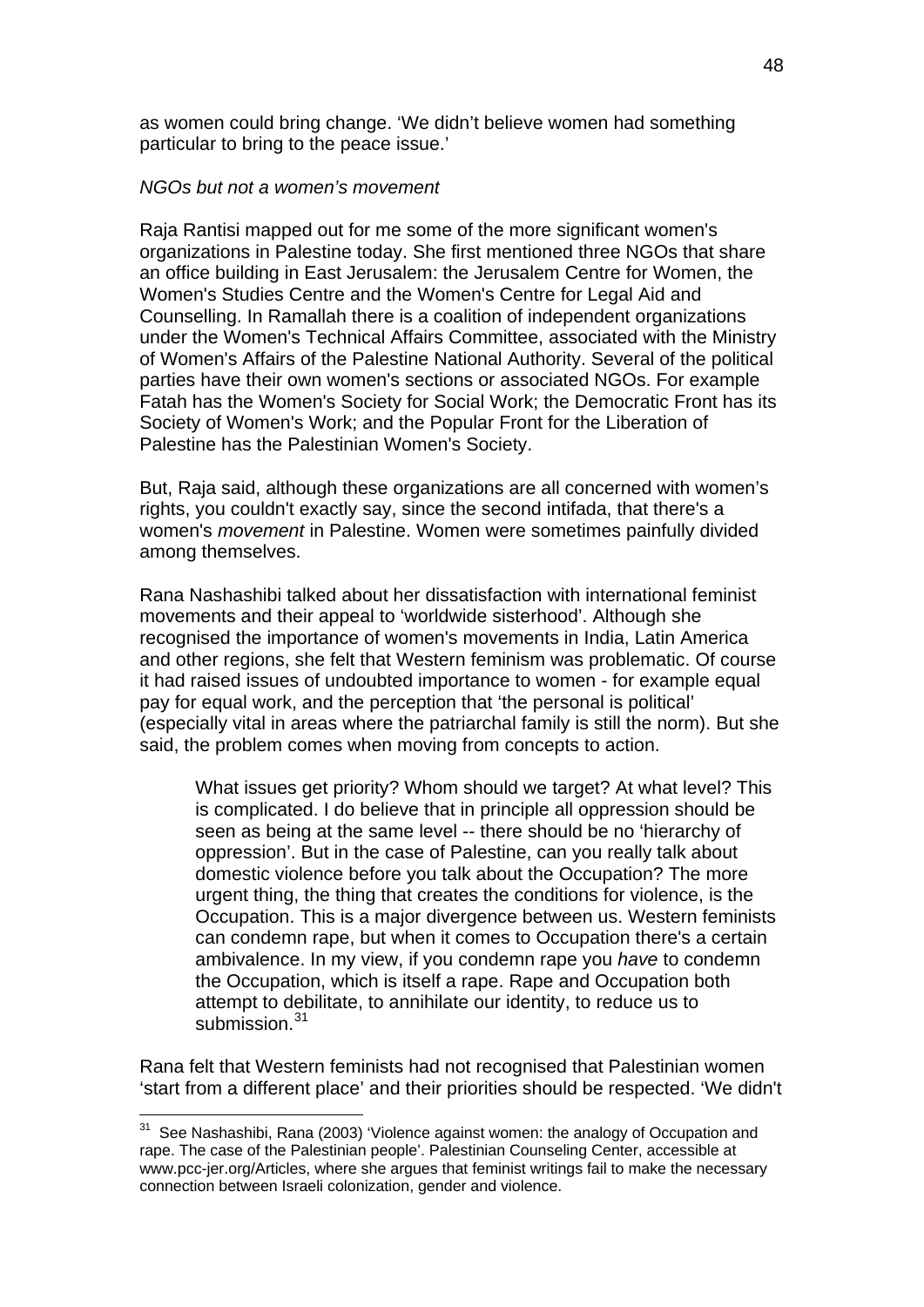as women could bring change. 'We didn't believe women had something particular to bring to the peace issue.'

*NGOs but not a women's movement*

Raja Rantisi mapped out for me some of the more significant women's organizations in Palestine today. She first mentioned three NGOs that share an office building in East Jerusalem: the Jerusalem Centre for Women, the Women's Studies Centre and the Women's Centre for Legal Aid and Counselling. In Ramallah there is a coalition of independent organizations under the Women's Technical Affairs Committee, associated with the Ministry of Women's Affairs of the Palestine National Authority. Several of the political parties have their own women's sections or associated NGOs. For example Fatah has the Women's Society for Social Work; the Democratic Front has its Society of Women's Work; and the Popular Front for the Liberation of Palestine has the Palestinian Women's Society.

But, Raja said, although these organizations are all concerned with women's rights, you couldn't exactly say, since the second intifada, that there's a women's *movement* in Palestine. Women were sometimes painfully divided among themselves.

Rana Nashashibi talked about her dissatisfaction with international feminist movements and their appeal to 'worldwide sisterhood'. Although she recognised the importance of women's movements in India, Latin America and other regions, she felt that Western feminism was problematic. Of course it had raised issues of undoubted importance to women - for example equal pay for equal work, and the perception that 'the personal is political' (especially vital in areas where the patriarchal family is still the norm). But she said, the problem comes when moving from concepts to action.

> What issues get priority? Whom should we target? At what level? This is complicated. I do believe that in principle all oppression should be seen as being at the same level -- there should be no 'hierarchy of oppression'. But in the case of Palestine, can you really talk about domestic violence before you talk about the Occupation? The more urgent thing, the thing that creates the conditions for violence, is the Occupation. This is a major divergence between us. Western feminists can condemn rape, but when it comes to Occupation there's a certain ambivalence. In my view, if you condemn rape you *have* to condemn the Occupation, which is itself a rape. Rape and Occupation both attempt to debilitate, to annihilate our identity, to reduce us to submission.[31]

Rana felt that Western feminists had not recognised that Palestinian women 'start from a different place' and their priorities should be respected. 'We didn't

---

[31] See Nashashibi, Rana (2003) 'Violence against women: the analogy of Occupation and rape. The case of the Palestinian people'. Palestinian Counseling Center, accessible at www.pcc-jer.org/Articles, where she argues that feminist writings fail to make the necessary connection between Israeli colonization, gender and violence.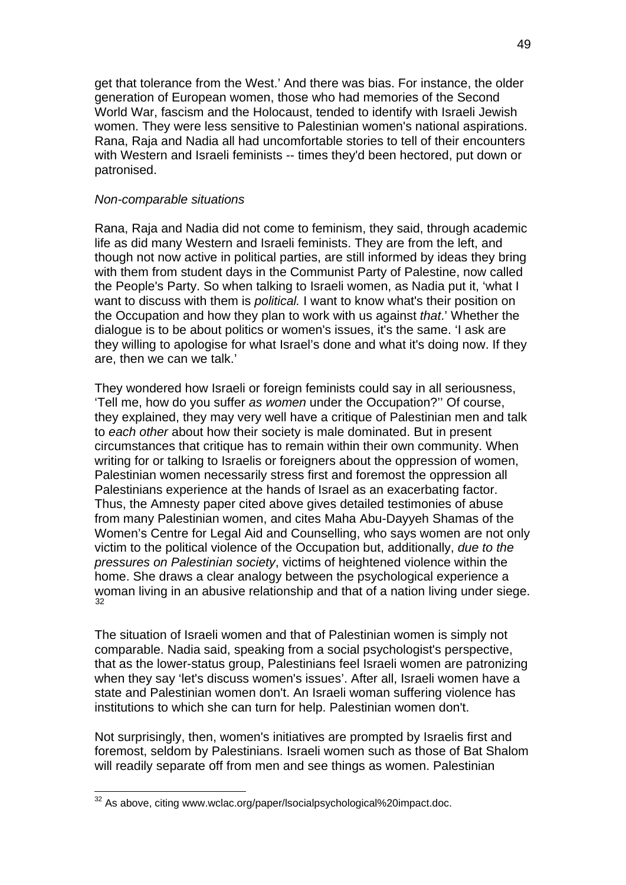get that tolerance from the West.' And there was bias. For instance, the older generation of European women, those who had memories of the Second World War, fascism and the Holocaust, tended to identify with Israeli Jewish women. They were less sensitive to Palestinian women's national aspirations. Rana, Raja and Nadia all had uncomfortable stories to tell of their encounters with Western and Israeli feminists -- times they'd been hectored, put down or patronised.

*Non-comparable situations*

Rana, Raja and Nadia did not come to feminism, they said, through academic life as did many Western and Israeli feminists. They are from the left, and though not now active in political parties, are still informed by ideas they bring with them from student days in the Communist Party of Palestine, now called the People's Party. So when talking to Israeli women, as Nadia put it, 'what I want to discuss with them is *political.* I want to know what's their position on the Occupation and how they plan to work with us against *that*.' Whether the dialogue is to be about politics or women's issues, it's the same. 'I ask are they willing to apologise for what Israel's done and what it's doing now. If they are, then we can we talk.'

They wondered how Israeli or foreign feminists could say in all seriousness, 'Tell me, how do you suffer *as women* under the Occupation?'' Of course, they explained, they may very well have a critique of Palestinian men and talk to *each other* about how their society is male dominated. But in present circumstances that critique has to remain within their own community. When writing for or talking to Israelis or foreigners about the oppression of women, Palestinian women necessarily stress first and foremost the oppression all Palestinians experience at the hands of Israel as an exacerbating factor. Thus, the Amnesty paper cited above gives detailed testimonies of abuse from many Palestinian women, and cites Maha Abu-Dayyeh Shamas of the Women's Centre for Legal Aid and Counselling, who says women are not only victim to the political violence of the Occupation but, additionally, *due to the pressures on Palestinian society*, victims of heightened violence within the home. She draws a clear analogy between the psychological experience a woman living in an abusive relationship and that of a nation living under siege.[32]

The situation of Israeli women and that of Palestinian women is simply not comparable. Nadia said, speaking from a social psychologist's perspective, that as the lower-status group, Palestinians feel Israeli women are patronizing when they say 'let's discuss women's issues'. After all, Israeli women have a state and Palestinian women don't. An Israeli woman suffering violence has institutions to which she can turn for help. Palestinian women don't.

Not surprisingly, then, women's initiatives are prompted by Israelis first and foremost, seldom by Palestinians. Israeli women such as those of Bat Shalom will readily separate off from men and see things as women. Palestinian

---

[32] As above, citing www.wclac.org/paper/lsocialpsychological%20impact.doc.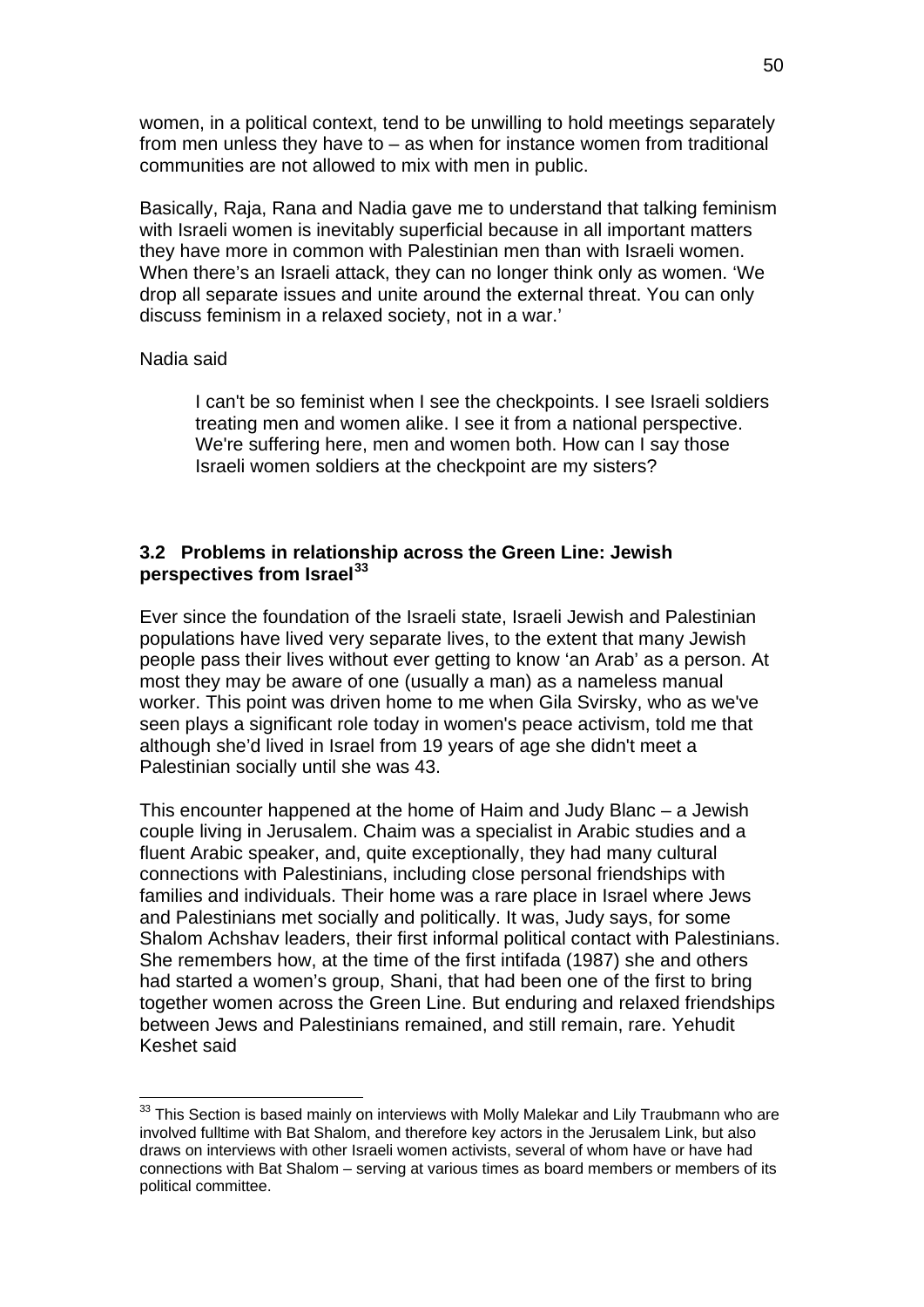women, in a political context, tend to be unwilling to hold meetings separately from men unless they have to – as when for instance women from traditional communities are not allowed to mix with men in public.

Basically, Raja, Rana and Nadia gave me to understand that talking feminism with Israeli women is inevitably superficial because in all important matters they have more in common with Palestinian men than with Israeli women. When there's an Israeli attack, they can no longer think only as women. 'We drop all separate issues and unite around the external threat. You can only discuss feminism in a relaxed society, not in a war.'

Nadia said

> I can't be so feminist when I see the checkpoints. I see Israeli soldiers treating men and women alike. I see it from a national perspective. We're suffering here, men and women both. How can I say those Israeli women soldiers at the checkpoint are my sisters?

### 3.2 Problems in relationship across the Green Line: Jewish perspectives from Israel[33]

Ever since the foundation of the Israeli state, Israeli Jewish and Palestinian populations have lived very separate lives, to the extent that many Jewish people pass their lives without ever getting to know 'an Arab' as a person. At most they may be aware of one (usually a man) as a nameless manual worker. This point was driven home to me when Gila Svirsky, who as we've seen plays a significant role today in women's peace activism, told me that although she'd lived in Israel from 19 years of age she didn't meet a Palestinian socially until she was 43.

This encounter happened at the home of Haim and Judy Blanc – a Jewish couple living in Jerusalem. Chaim was a specialist in Arabic studies and a fluent Arabic speaker, and, quite exceptionally, they had many cultural connections with Palestinians, including close personal friendships with families and individuals. Their home was a rare place in Israel where Jews and Palestinians met socially and politically. It was, Judy says, for some Shalom Achshav leaders, their first informal political contact with Palestinians. She remembers how, at the time of the first intifada (1987) she and others had started a women's group, Shani, that had been one of the first to bring together women across the Green Line. But enduring and relaxed friendships between Jews and Palestinians remained, and still remain, rare. Yehudit Keshet said

---

[33] This Section is based mainly on interviews with Molly Malekar and Lily Traubmann who are involved fulltime with Bat Shalom, and therefore key actors in the Jerusalem Link, but also draws on interviews with other Israeli women activists, several of whom have or have had connections with Bat Shalom – serving at various times as board members or members of its political committee.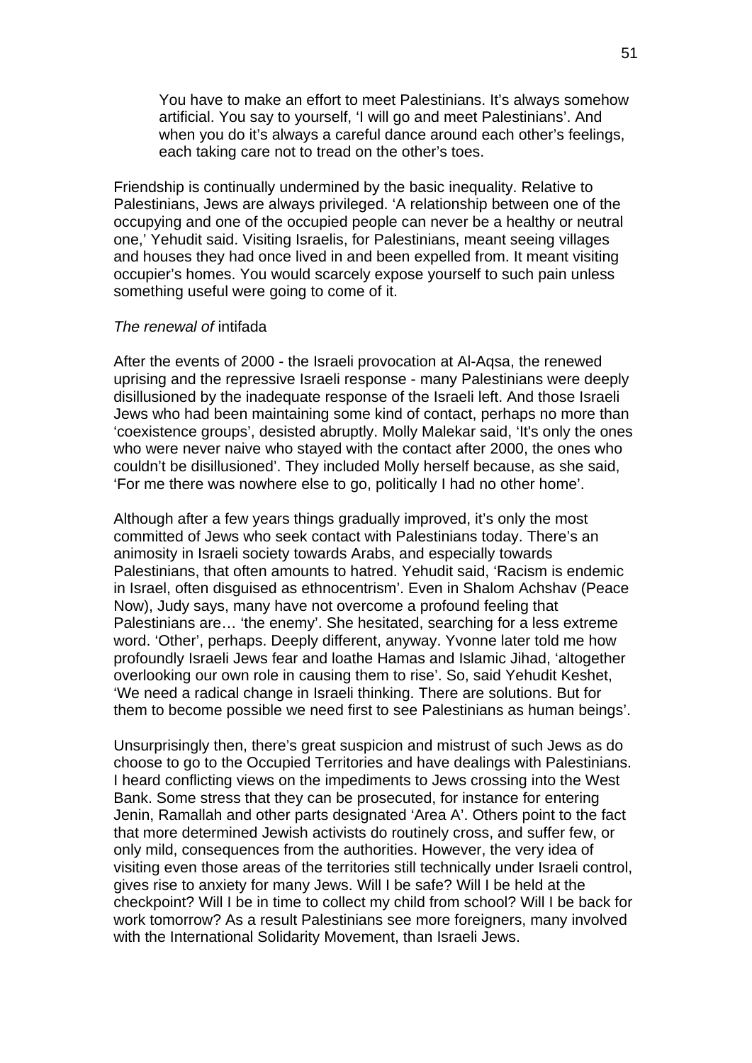> You have to make an effort to meet Palestinians. It's always somehow artificial. You say to yourself, 'I will go and meet Palestinians'. And when you do it's always a careful dance around each other's feelings, each taking care not to tread on the other's toes.

Friendship is continually undermined by the basic inequality. Relative to Palestinians, Jews are always privileged. 'A relationship between one of the occupying and one of the occupied people can never be a healthy or neutral one,' Yehudit said. Visiting Israelis, for Palestinians, meant seeing villages and houses they had once lived in and been expelled from. It meant visiting occupier's homes. You would scarcely expose yourself to such pain unless something useful were going to come of it.

*The renewal of* intifada

After the events of 2000 - the Israeli provocation at Al-Aqsa, the renewed uprising and the repressive Israeli response - many Palestinians were deeply disillusioned by the inadequate response of the Israeli left. And those Israeli Jews who had been maintaining some kind of contact, perhaps no more than 'coexistence groups', desisted abruptly. Molly Malekar said, 'It's only the ones who were never naive who stayed with the contact after 2000, the ones who couldn't be disillusioned'. They included Molly herself because, as she said, 'For me there was nowhere else to go, politically I had no other home'.

Although after a few years things gradually improved, it's only the most committed of Jews who seek contact with Palestinians today. There's an animosity in Israeli society towards Arabs, and especially towards Palestinians, that often amounts to hatred. Yehudit said, 'Racism is endemic in Israel, often disguised as ethnocentrism'. Even in Shalom Achshav (Peace Now), Judy says, many have not overcome a profound feeling that Palestinians are… 'the enemy'. She hesitated, searching for a less extreme word. 'Other', perhaps. Deeply different, anyway. Yvonne later told me how profoundly Israeli Jews fear and loathe Hamas and Islamic Jihad, 'altogether overlooking our own role in causing them to rise'. So, said Yehudit Keshet, 'We need a radical change in Israeli thinking. There are solutions. But for them to become possible we need first to see Palestinians as human beings'.

Unsurprisingly then, there's great suspicion and mistrust of such Jews as do choose to go to the Occupied Territories and have dealings with Palestinians. I heard conflicting views on the impediments to Jews crossing into the West Bank. Some stress that they can be prosecuted, for instance for entering Jenin, Ramallah and other parts designated 'Area A'. Others point to the fact that more determined Jewish activists do routinely cross, and suffer few, or only mild, consequences from the authorities. However, the very idea of visiting even those areas of the territories still technically under Israeli control, gives rise to anxiety for many Jews. Will I be safe? Will I be held at the checkpoint? Will I be in time to collect my child from school? Will I be back for work tomorrow? As a result Palestinians see more foreigners, many involved with the International Solidarity Movement, than Israeli Jews.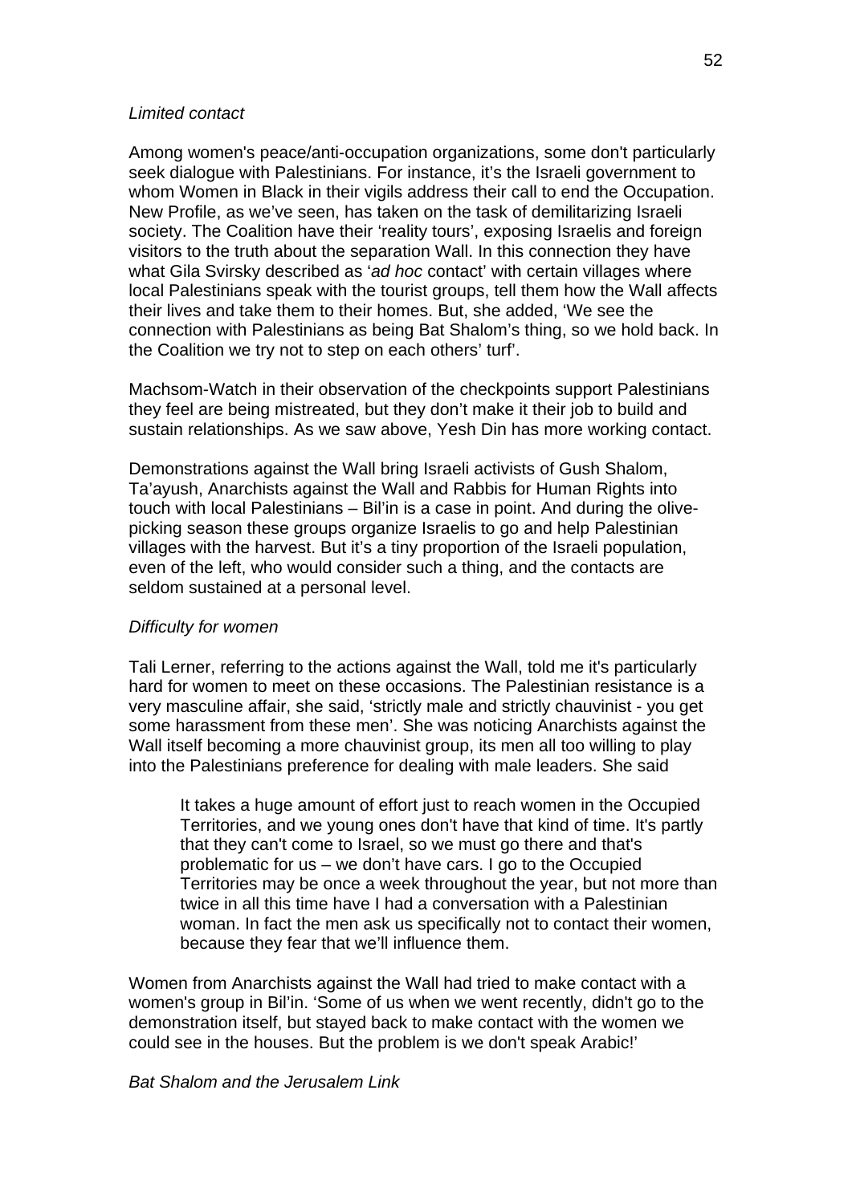*Limited contact*

Among women's peace/anti-occupation organizations, some don't particularly seek dialogue with Palestinians. For instance, it's the Israeli government to whom Women in Black in their vigils address their call to end the Occupation. New Profile, as we've seen, has taken on the task of demilitarizing Israeli society. The Coalition have their 'reality tours', exposing Israelis and foreign visitors to the truth about the separation Wall. In this connection they have what Gila Svirsky described as '*ad hoc* contact' with certain villages where local Palestinians speak with the tourist groups, tell them how the Wall affects their lives and take them to their homes. But, she added, 'We see the connection with Palestinians as being Bat Shalom's thing, so we hold back. In the Coalition we try not to step on each others' turf'.

Machsom-Watch in their observation of the checkpoints support Palestinians they feel are being mistreated, but they don't make it their job to build and sustain relationships. As we saw above, Yesh Din has more working contact.

Demonstrations against the Wall bring Israeli activists of Gush Shalom, Ta'ayush, Anarchists against the Wall and Rabbis for Human Rights into touch with local Palestinians – Bil'in is a case in point. And during the olive-picking season these groups organize Israelis to go and help Palestinian villages with the harvest. But it's a tiny proportion of the Israeli population, even of the left, who would consider such a thing, and the contacts are seldom sustained at a personal level.

*Difficulty for women*

Tali Lerner, referring to the actions against the Wall, told me it's particularly hard for women to meet on these occasions. The Palestinian resistance is a very masculine affair, she said, 'strictly male and strictly chauvinist - you get some harassment from these men'. She was noticing Anarchists against the Wall itself becoming a more chauvinist group, its men all too willing to play into the Palestinians preference for dealing with male leaders. She said

> It takes a huge amount of effort just to reach women in the Occupied Territories, and we young ones don't have that kind of time. It's partly that they can't come to Israel, so we must go there and that's problematic for us – we don't have cars. I go to the Occupied Territories may be once a week throughout the year, but not more than twice in all this time have I had a conversation with a Palestinian woman. In fact the men ask us specifically not to contact their women, because they fear that we'll influence them.

Women from Anarchists against the Wall had tried to make contact with a women's group in Bil'in. 'Some of us when we went recently, didn't go to the demonstration itself, but stayed back to make contact with the women we could see in the houses. But the problem is we don't speak Arabic!'

*Bat Shalom and the Jerusalem Link*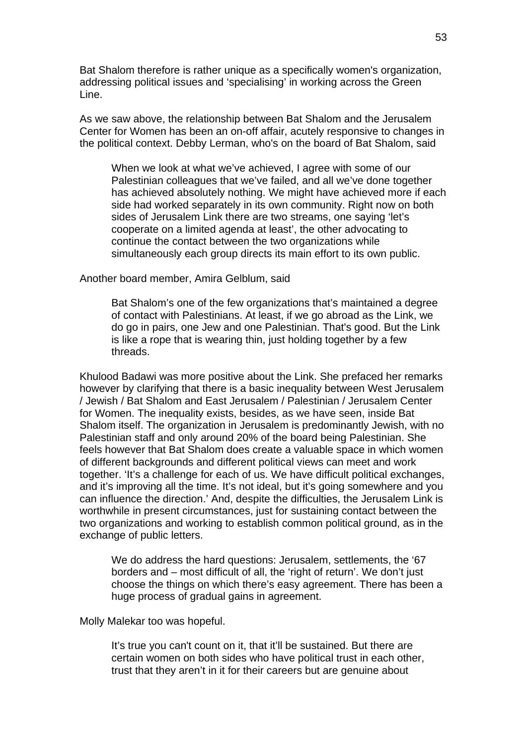Bat Shalom therefore is rather unique as a specifically women's organization, addressing political issues and 'specialising' in working across the Green Line.

As we saw above, the relationship between Bat Shalom and the Jerusalem Center for Women has been an on-off affair, acutely responsive to changes in the political context. Debby Lerman, who's on the board of Bat Shalom, said

> When we look at what we've achieved, I agree with some of our Palestinian colleagues that we've failed, and all we've done together has achieved absolutely nothing. We might have achieved more if each side had worked separately in its own community. Right now on both sides of Jerusalem Link there are two streams, one saying 'let's cooperate on a limited agenda at least', the other advocating to continue the contact between the two organizations while simultaneously each group directs its main effort to its own public.

Another board member, Amira Gelblum, said

> Bat Shalom's one of the few organizations that's maintained a degree of contact with Palestinians. At least, if we go abroad as the Link, we do go in pairs, one Jew and one Palestinian. That's good. But the Link is like a rope that is wearing thin, just holding together by a few threads.

Khulood Badawi was more positive about the Link. She prefaced her remarks however by clarifying that there is a basic inequality between West Jerusalem / Jewish / Bat Shalom and East Jerusalem / Palestinian / Jerusalem Center for Women. The inequality exists, besides, as we have seen, inside Bat Shalom itself. The organization in Jerusalem is predominantly Jewish, with no Palestinian staff and only around 20% of the board being Palestinian. She feels however that Bat Shalom does create a valuable space in which women of different backgrounds and different political views can meet and work together. 'It's a challenge for each of us. We have difficult political exchanges, and it's improving all the time. It's not ideal, but it's going somewhere and you can influence the direction.' And, despite the difficulties, the Jerusalem Link is worthwhile in present circumstances, just for sustaining contact between the two organizations and working to establish common political ground, as in the exchange of public letters.

> We do address the hard questions: Jerusalem, settlements, the '67 borders and – most difficult of all, the 'right of return'. We don't just choose the things on which there's easy agreement. There has been a huge process of gradual gains in agreement.

Molly Malekar too was hopeful.

> It's true you can't count on it, that it'll be sustained. But there are certain women on both sides who have political trust in each other, trust that they aren't in it for their careers but are genuine about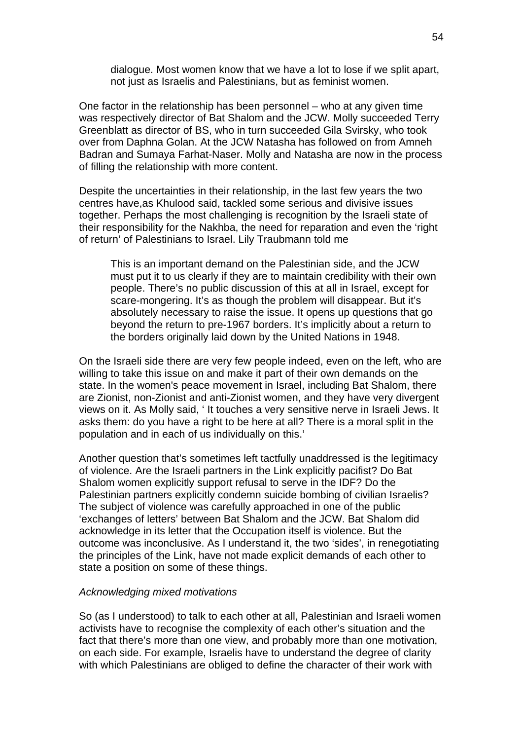> dialogue. Most women know that we have a lot to lose if we split apart, not just as Israelis and Palestinians, but as feminist women.

One factor in the relationship has been personnel – who at any given time was respectively director of Bat Shalom and the JCW. Molly succeeded Terry Greenblatt as director of BS, who in turn succeeded Gila Svirsky, who took over from Daphna Golan. At the JCW Natasha has followed on from Amneh Badran and Sumaya Farhat-Naser. Molly and Natasha are now in the process of filling the relationship with more content.

Despite the uncertainties in their relationship, in the last few years the two centres have,as Khulood said, tackled some serious and divisive issues together. Perhaps the most challenging is recognition by the Israeli state of their responsibility for the Nakhba, the need for reparation and even the 'right of return' of Palestinians to Israel. Lily Traubmann told me

> This is an important demand on the Palestinian side, and the JCW must put it to us clearly if they are to maintain credibility with their own people. There's no public discussion of this at all in Israel, except for scare-mongering. It's as though the problem will disappear. But it's absolutely necessary to raise the issue. It opens up questions that go beyond the return to pre-1967 borders. It's implicitly about a return to the borders originally laid down by the United Nations in 1948.

On the Israeli side there are very few people indeed, even on the left, who are willing to take this issue on and make it part of their own demands on the state. In the women's peace movement in Israel, including Bat Shalom, there are Zionist, non-Zionist and anti-Zionist women, and they have very divergent views on it. As Molly said, ' It touches a very sensitive nerve in Israeli Jews. It asks them: do you have a right to be here at all? There is a moral split in the population and in each of us individually on this.'

Another question that's sometimes left tactfully unaddressed is the legitimacy of violence. Are the Israeli partners in the Link explicitly pacifist? Do Bat Shalom women explicitly support refusal to serve in the IDF? Do the Palestinian partners explicitly condemn suicide bombing of civilian Israelis? The subject of violence was carefully approached in one of the public 'exchanges of letters' between Bat Shalom and the JCW. Bat Shalom did acknowledge in its letter that the Occupation itself is violence. But the outcome was inconclusive. As I understand it, the two 'sides', in renegotiating the principles of the Link, have not made explicit demands of each other to state a position on some of these things.

*Acknowledging mixed motivations*

So (as I understood) to talk to each other at all, Palestinian and Israeli women activists have to recognise the complexity of each other's situation and the fact that there's more than one view, and probably more than one motivation, on each side. For example, Israelis have to understand the degree of clarity with which Palestinians are obliged to define the character of their work with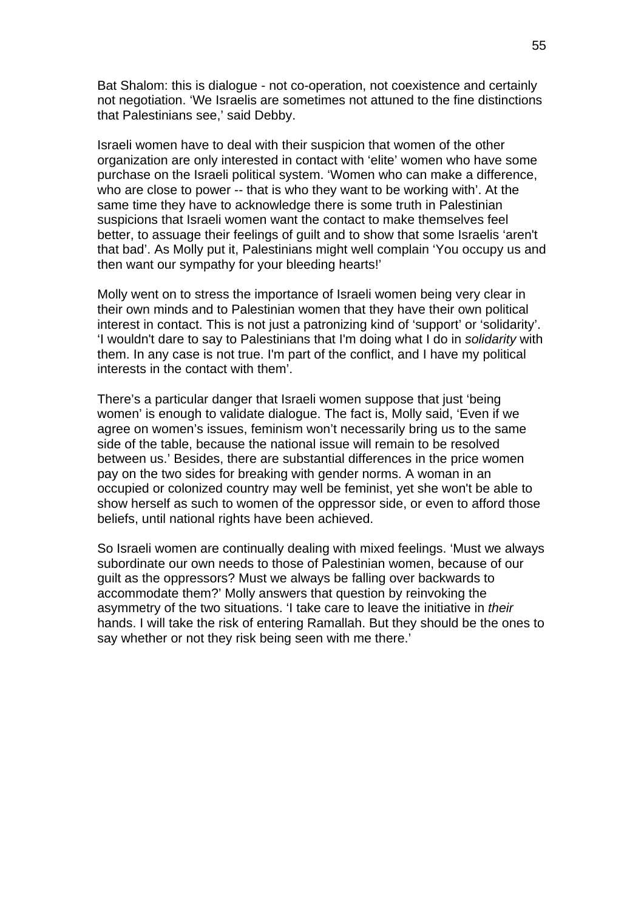Bat Shalom: this is dialogue - not co-operation, not coexistence and certainly not negotiation. ‘We Israelis are sometimes not attuned to the fine distinctions that Palestinians see,’ said Debby.

Israeli women have to deal with their suspicion that women of the other organization are only interested in contact with ‘elite’ women who have some purchase on the Israeli political system. ‘Women who can make a difference, who are close to power -- that is who they want to be working with’. At the same time they have to acknowledge there is some truth in Palestinian suspicions that Israeli women want the contact to make themselves feel better, to assuage their feelings of guilt and to show that some Israelis ‘aren't that bad’. As Molly put it, Palestinians might well complain ‘You occupy us and then want our sympathy for your bleeding hearts!’

Molly went on to stress the importance of Israeli women being very clear in their own minds and to Palestinian women that they have their own political interest in contact. This is not just a patronizing kind of ‘support’ or ‘solidarity’. ‘I wouldn't dare to say to Palestinians that I'm doing what I do in *solidarity* with them. In any case is not true. I'm part of the conflict, and I have my political interests in the contact with them’.

There’s a particular danger that Israeli women suppose that just ‘being women’ is enough to validate dialogue. The fact is, Molly said, ‘Even if we agree on women’s issues, feminism won’t necessarily bring us to the same side of the table, because the national issue will remain to be resolved between us.’ Besides, there are substantial differences in the price women pay on the two sides for breaking with gender norms. A woman in an occupied or colonized country may well be feminist, yet she won't be able to show herself as such to women of the oppressor side, or even to afford those beliefs, until national rights have been achieved.

So Israeli women are continually dealing with mixed feelings. ‘Must we always subordinate our own needs to those of Palestinian women, because of our guilt as the oppressors? Must we always be falling over backwards to accommodate them?’ Molly answers that question by reinvoking the asymmetry of the two situations. ‘I take care to leave the initiative in *their* hands. I will take the risk of entering Ramallah. But they should be the ones to say whether or not they risk being seen with me there.’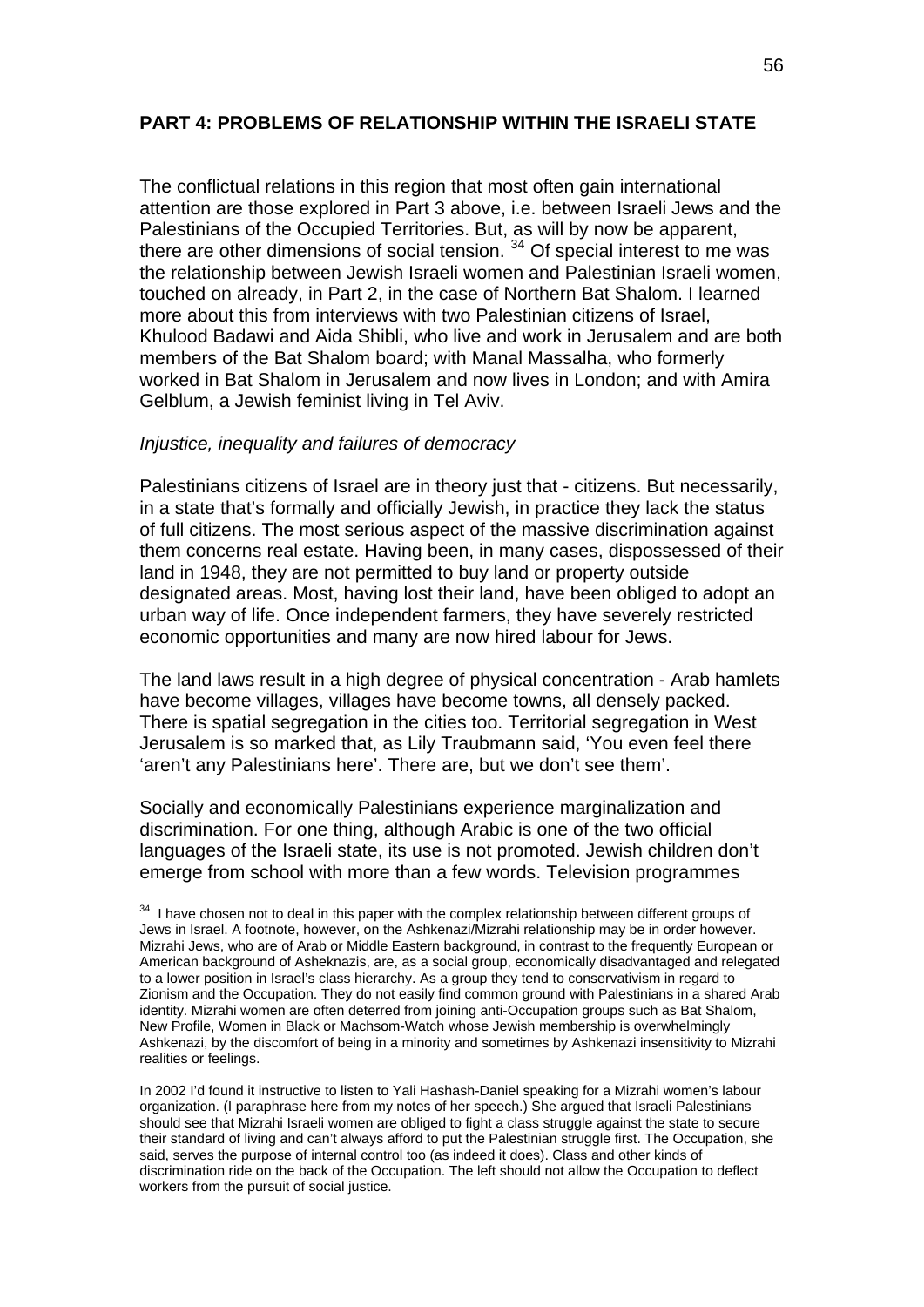## PART 4: PROBLEMS OF RELATIONSHIP WITHIN THE ISRAELI STATE

The conflictual relations in this region that most often gain international attention are those explored in Part 3 above, i.e. between Israeli Jews and the Palestinians of the Occupied Territories. But, as will by now be apparent, there are other dimensions of social tension. [34] Of special interest to me was the relationship between Jewish Israeli women and Palestinian Israeli women, touched on already, in Part 2, in the case of Northern Bat Shalom. I learned more about this from interviews with two Palestinian citizens of Israel, Khulood Badawi and Aida Shibli, who live and work in Jerusalem and are both members of the Bat Shalom board; with Manal Massalha, who formerly worked in Bat Shalom in Jerusalem and now lives in London; and with Amira Gelblum, a Jewish feminist living in Tel Aviv.

*Injustice, inequality and failures of democracy*

Palestinians citizens of Israel are in theory just that - citizens. But necessarily, in a state that's formally and officially Jewish, in practice they lack the status of full citizens. The most serious aspect of the massive discrimination against them concerns real estate. Having been, in many cases, dispossessed of their land in 1948, they are not permitted to buy land or property outside designated areas. Most, having lost their land, have been obliged to adopt an urban way of life. Once independent farmers, they have severely restricted economic opportunities and many are now hired labour for Jews.

The land laws result in a high degree of physical concentration - Arab hamlets have become villages, villages have become towns, all densely packed. There is spatial segregation in the cities too. Territorial segregation in West Jerusalem is so marked that, as Lily Traubmann said, 'You even feel there 'aren't any Palestinians here'. There are, but we don't see them'.

Socially and economically Palestinians experience marginalization and discrimination. For one thing, although Arabic is one of the two official languages of the Israeli state, its use is not promoted. Jewish children don't emerge from school with more than a few words. Television programmes

---

[34] I have chosen not to deal in this paper with the complex relationship between different groups of Jews in Israel. A footnote, however, on the Ashkenazi/Mizrahi relationship may be in order however. Mizrahi Jews, who are of Arab or Middle Eastern background, in contrast to the frequently European or American background of Asheknazis, are, as a social group, economically disadvantaged and relegated to a lower position in Israel's class hierarchy. As a group they tend to conservativism in regard to Zionism and the Occupation. They do not easily find common ground with Palestinians in a shared Arab identity. Mizrahi women are often deterred from joining anti-Occupation groups such as Bat Shalom, New Profile, Women in Black or Machsom-Watch whose Jewish membership is overwhelmingly Ashkenazi, by the discomfort of being in a minority and sometimes by Ashkenazi insensitivity to Mizrahi realities or feelings.

In 2002 I'd found it instructive to listen to Yali Hashash-Daniel speaking for a Mizrahi women's labour organization. (I paraphrase here from my notes of her speech.) She argued that Israeli Palestinians should see that Mizrahi Israeli women are obliged to fight a class struggle against the state to secure their standard of living and can't always afford to put the Palestinian struggle first. The Occupation, she said, serves the purpose of internal control too (as indeed it does). Class and other kinds of discrimination ride on the back of the Occupation. The left should not allow the Occupation to deflect workers from the pursuit of social justice.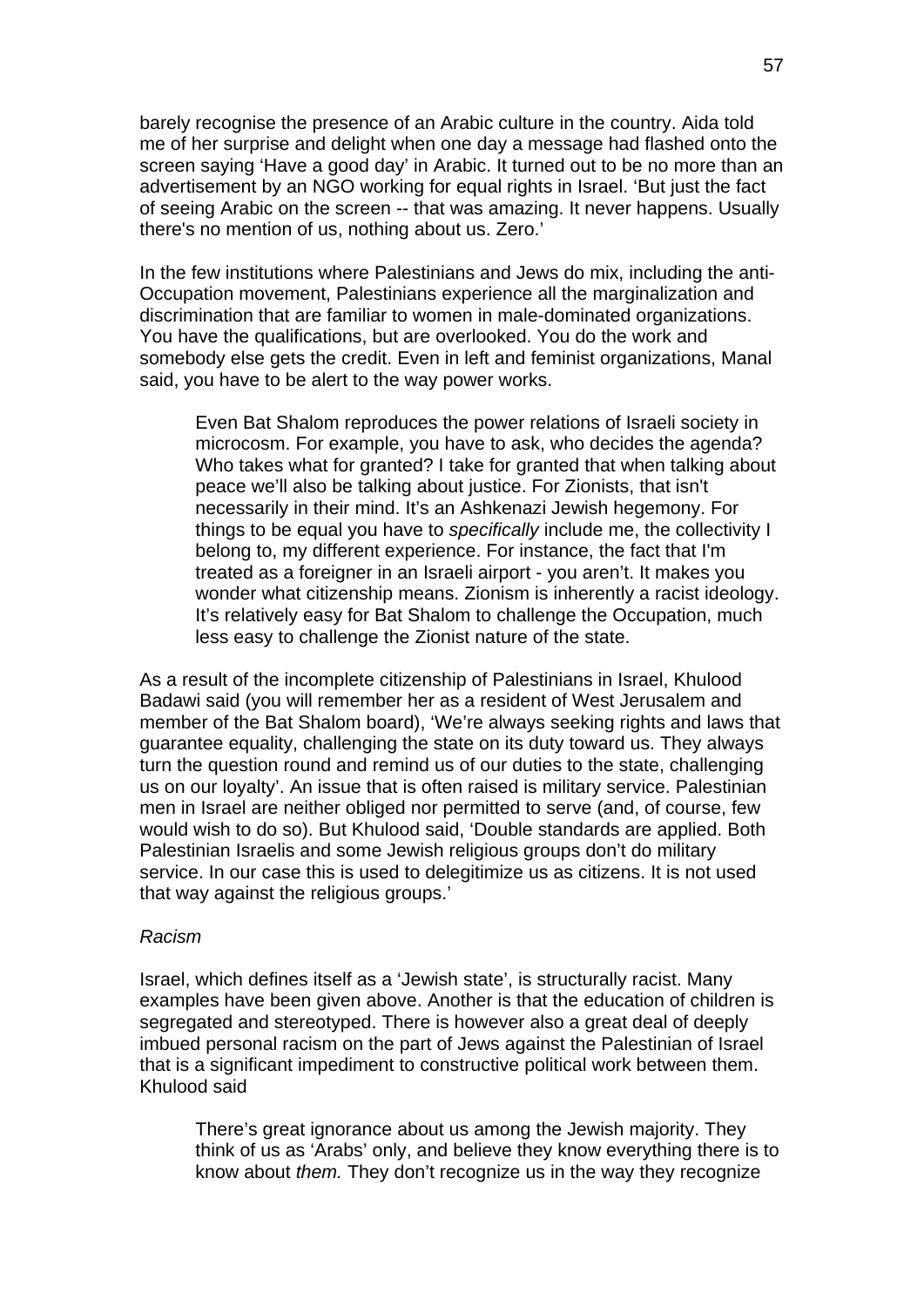barely recognise the presence of an Arabic culture in the country. Aida told me of her surprise and delight when one day a message had flashed onto the screen saying 'Have a good day' in Arabic. It turned out to be no more than an advertisement by an NGO working for equal rights in Israel. 'But just the fact of seeing Arabic on the screen -- that was amazing. It never happens. Usually there's no mention of us, nothing about us. Zero.'

In the few institutions where Palestinians and Jews do mix, including the anti-Occupation movement, Palestinians experience all the marginalization and discrimination that are familiar to women in male-dominated organizations. You have the qualifications, but are overlooked. You do the work and somebody else gets the credit. Even in left and feminist organizations, Manal said, you have to be alert to the way power works.

> Even Bat Shalom reproduces the power relations of Israeli society in microcosm. For example, you have to ask, who decides the agenda? Who takes what for granted? I take for granted that when talking about peace we'll also be talking about justice. For Zionists, that isn't necessarily in their mind. It's an Ashkenazi Jewish hegemony. For things to be equal you have to *specifically* include me, the collectivity I belong to, my different experience. For instance, the fact that I'm treated as a foreigner in an Israeli airport - you aren't. It makes you wonder what citizenship means. Zionism is inherently a racist ideology. It's relatively easy for Bat Shalom to challenge the Occupation, much less easy to challenge the Zionist nature of the state.

As a result of the incomplete citizenship of Palestinians in Israel, Khulood Badawi said (you will remember her as a resident of West Jerusalem and member of the Bat Shalom board), 'We're always seeking rights and laws that guarantee equality, challenging the state on its duty toward us. They always turn the question round and remind us of our duties to the state, challenging us on our loyalty'. An issue that is often raised is military service. Palestinian men in Israel are neither obliged nor permitted to serve (and, of course, few would wish to do so). But Khulood said, 'Double standards are applied. Both Palestinian Israelis and some Jewish religious groups don't do military service. In our case this is used to delegitimize us as citizens. It is not used that way against the religious groups.'

*Racism*

Israel, which defines itself as a 'Jewish state', is structurally racist. Many examples have been given above. Another is that the education of children is segregated and stereotyped. There is however also a great deal of deeply imbued personal racism on the part of Jews against the Palestinian of Israel that is a significant impediment to constructive political work between them. Khulood said

> There's great ignorance about us among the Jewish majority. They think of us as 'Arabs' only, and believe they know everything there is to know about *them.* They don't recognize us in the way they recognize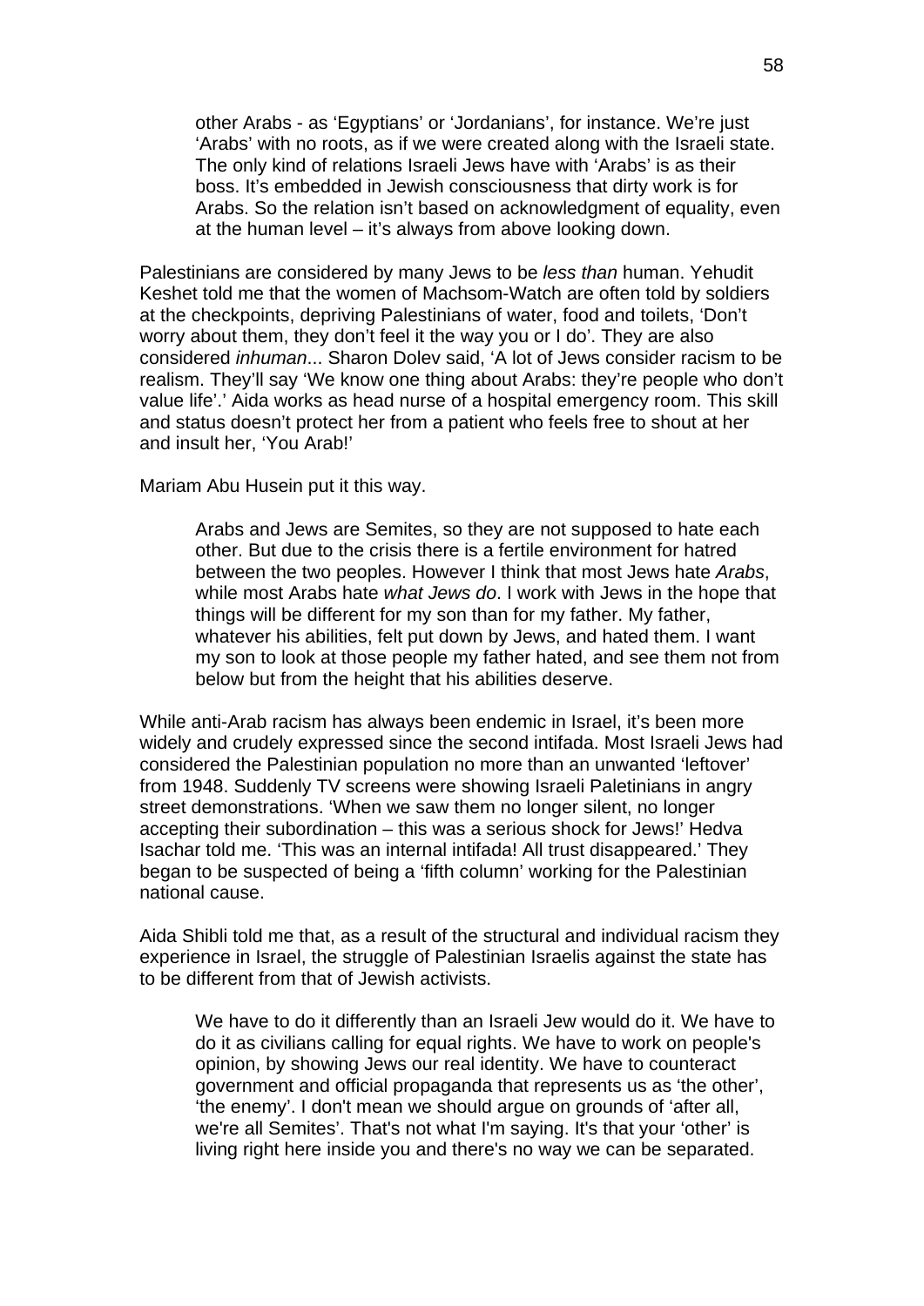> other Arabs - as 'Egyptians' or 'Jordanians', for instance. We're just 'Arabs' with no roots, as if we were created along with the Israeli state. The only kind of relations Israeli Jews have with 'Arabs' is as their boss. It's embedded in Jewish consciousness that dirty work is for Arabs. So the relation isn't based on acknowledgment of equality, even at the human level – it's always from above looking down.

Palestinians are considered by many Jews to be *less than* human. Yehudit Keshet told me that the women of Machsom-Watch are often told by soldiers at the checkpoints, depriving Palestinians of water, food and toilets, 'Don't worry about them, they don't feel it the way you or I do'. They are also considered *inhuman*... Sharon Dolev said, 'A lot of Jews consider racism to be realism. They'll say 'We know one thing about Arabs: they're people who don't value life'.' Aida works as head nurse of a hospital emergency room. This skill and status doesn't protect her from a patient who feels free to shout at her and insult her, 'You Arab!'

Mariam Abu Husein put it this way.

> Arabs and Jews are Semites, so they are not supposed to hate each other. But due to the crisis there is a fertile environment for hatred between the two peoples. However I think that most Jews hate *Arabs*, while most Arabs hate *what Jews do*. I work with Jews in the hope that things will be different for my son than for my father. My father, whatever his abilities, felt put down by Jews, and hated them. I want my son to look at those people my father hated, and see them not from below but from the height that his abilities deserve.

While anti-Arab racism has always been endemic in Israel, it's been more widely and crudely expressed since the second intifada. Most Israeli Jews had considered the Palestinian population no more than an unwanted 'leftover' from 1948. Suddenly TV screens were showing Israeli Paletinians in angry street demonstrations. 'When we saw them no longer silent, no longer accepting their subordination – this was a serious shock for Jews!' Hedva Isachar told me. 'This was an internal intifada! All trust disappeared.' They began to be suspected of being a 'fifth column' working for the Palestinian national cause.

Aida Shibli told me that, as a result of the structural and individual racism they experience in Israel, the struggle of Palestinian Israelis against the state has to be different from that of Jewish activists.

> We have to do it differently than an Israeli Jew would do it. We have to do it as civilians calling for equal rights. We have to work on people's opinion, by showing Jews our real identity. We have to counteract government and official propaganda that represents us as 'the other', 'the enemy'. I don't mean we should argue on grounds of 'after all, we're all Semites'. That's not what I'm saying. It's that your 'other' is living right here inside you and there's no way we can be separated.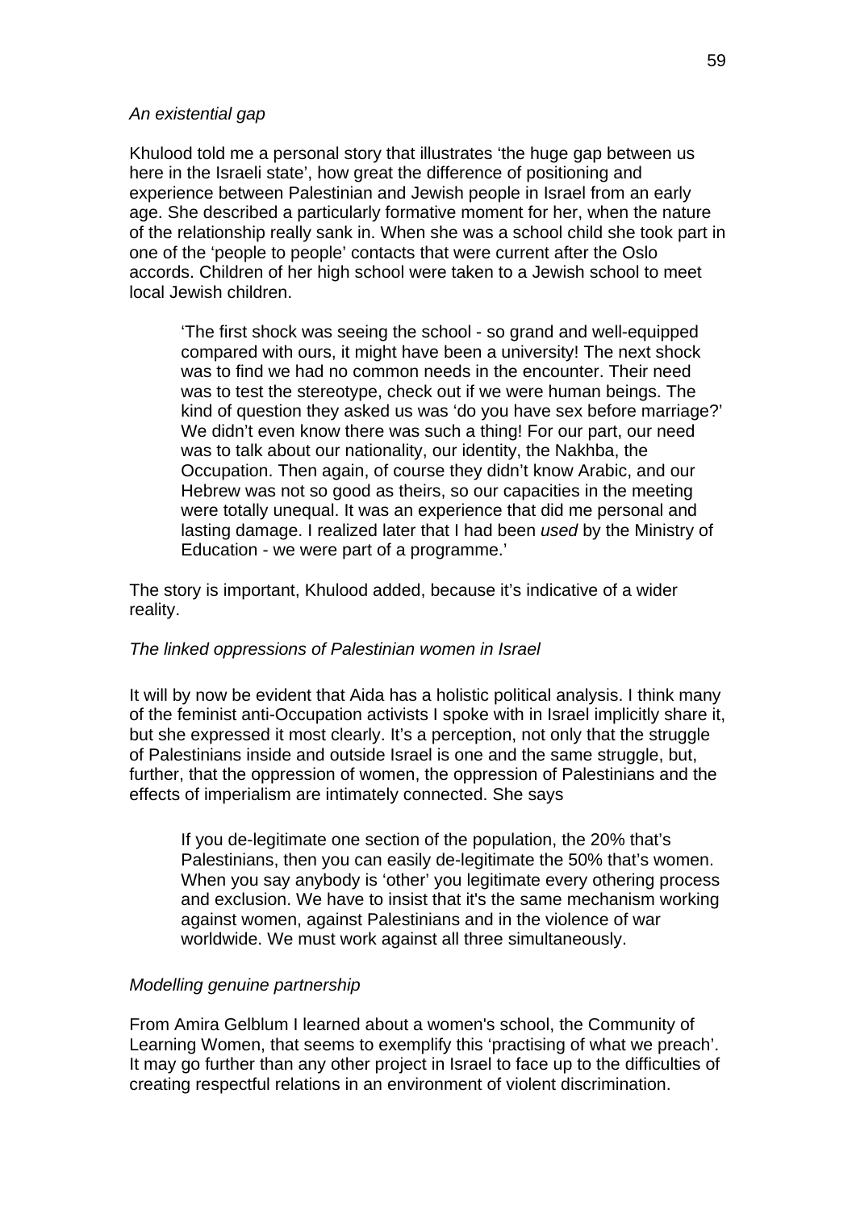*An existential gap*

Khulood told me a personal story that illustrates 'the huge gap between us here in the Israeli state', how great the difference of positioning and experience between Palestinian and Jewish people in Israel from an early age. She described a particularly formative moment for her, when the nature of the relationship really sank in. When she was a school child she took part in one of the 'people to people' contacts that were current after the Oslo accords. Children of her high school were taken to a Jewish school to meet local Jewish children.

> 'The first shock was seeing the school - so grand and well-equipped compared with ours, it might have been a university! The next shock was to find we had no common needs in the encounter. Their need was to test the stereotype, check out if we were human beings. The kind of question they asked us was 'do you have sex before marriage?' We didn't even know there was such a thing! For our part, our need was to talk about our nationality, our identity, the Nakhba, the Occupation. Then again, of course they didn't know Arabic, and our Hebrew was not so good as theirs, so our capacities in the meeting were totally unequal. It was an experience that did me personal and lasting damage. I realized later that I had been *used* by the Ministry of Education - we were part of a programme.'

The story is important, Khulood added, because it's indicative of a wider reality.

*The linked oppressions of Palestinian women in Israel*

It will by now be evident that Aida has a holistic political analysis. I think many of the feminist anti-Occupation activists I spoke with in Israel implicitly share it, but she expressed it most clearly. It's a perception, not only that the struggle of Palestinians inside and outside Israel is one and the same struggle, but, further, that the oppression of women, the oppression of Palestinians and the effects of imperialism are intimately connected. She says

> If you de-legitimate one section of the population, the 20% that's Palestinians, then you can easily de-legitimate the 50% that's women. When you say anybody is 'other' you legitimate every othering process and exclusion. We have to insist that it's the same mechanism working against women, against Palestinians and in the violence of war worldwide. We must work against all three simultaneously.

*Modelling genuine partnership*

From Amira Gelblum I learned about a women's school, the Community of Learning Women, that seems to exemplify this 'practising of what we preach'. It may go further than any other project in Israel to face up to the difficulties of creating respectful relations in an environment of violent discrimination.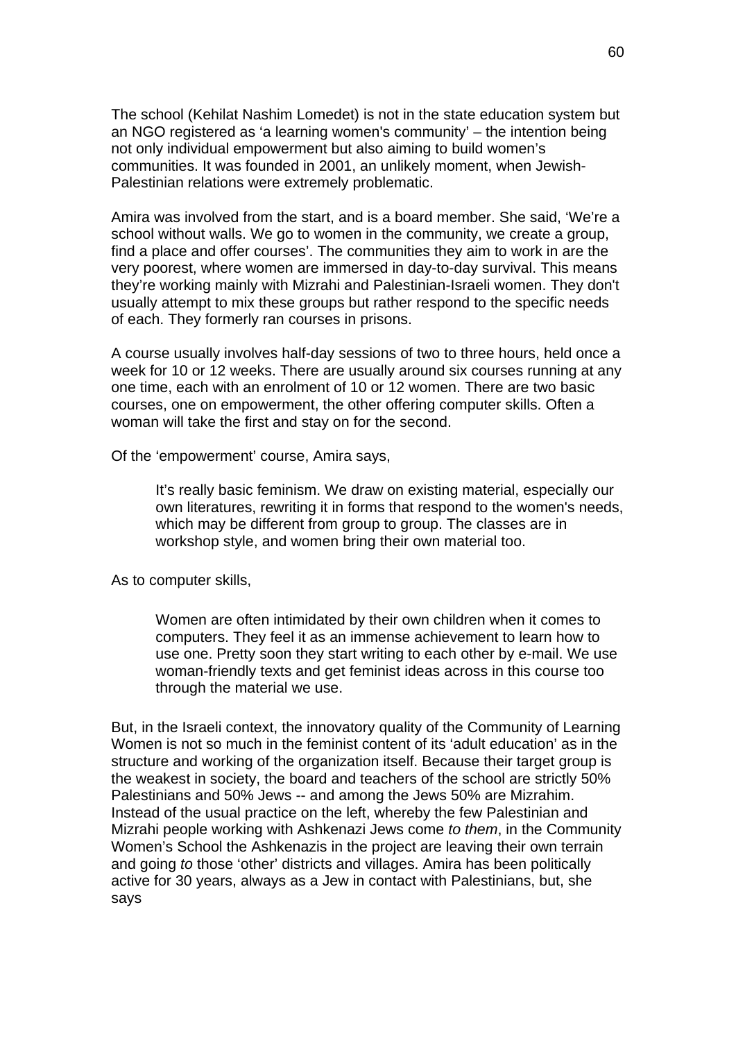The school (Kehilat Nashim Lomedet) is not in the state education system but an NGO registered as 'a learning women's community' – the intention being not only individual empowerment but also aiming to build women's communities. It was founded in 2001, an unlikely moment, when Jewish-Palestinian relations were extremely problematic.

Amira was involved from the start, and is a board member. She said, 'We're a school without walls. We go to women in the community, we create a group, find a place and offer courses'. The communities they aim to work in are the very poorest, where women are immersed in day-to-day survival. This means they're working mainly with Mizrahi and Palestinian-Israeli women. They don't usually attempt to mix these groups but rather respond to the specific needs of each. They formerly ran courses in prisons.

A course usually involves half-day sessions of two to three hours, held once a week for 10 or 12 weeks. There are usually around six courses running at any one time, each with an enrolment of 10 or 12 women. There are two basic courses, one on empowerment, the other offering computer skills. Often a woman will take the first and stay on for the second.

Of the 'empowerment' course, Amira says,

> It's really basic feminism. We draw on existing material, especially our own literatures, rewriting it in forms that respond to the women's needs, which may be different from group to group. The classes are in workshop style, and women bring their own material too.

As to computer skills,

> Women are often intimidated by their own children when it comes to computers. They feel it as an immense achievement to learn how to use one. Pretty soon they start writing to each other by e-mail. We use woman-friendly texts and get feminist ideas across in this course too through the material we use.

But, in the Israeli context, the innovatory quality of the Community of Learning Women is not so much in the feminist content of its 'adult education' as in the structure and working of the organization itself. Because their target group is the weakest in society, the board and teachers of the school are strictly 50% Palestinians and 50% Jews -- and among the Jews 50% are Mizrahim. Instead of the usual practice on the left, whereby the few Palestinian and Mizrahi people working with Ashkenazi Jews come *to them*, in the Community Women's School the Ashkenazis in the project are leaving their own terrain and going *to* those 'other' districts and villages. Amira has been politically active for 30 years, always as a Jew in contact with Palestinians, but, she says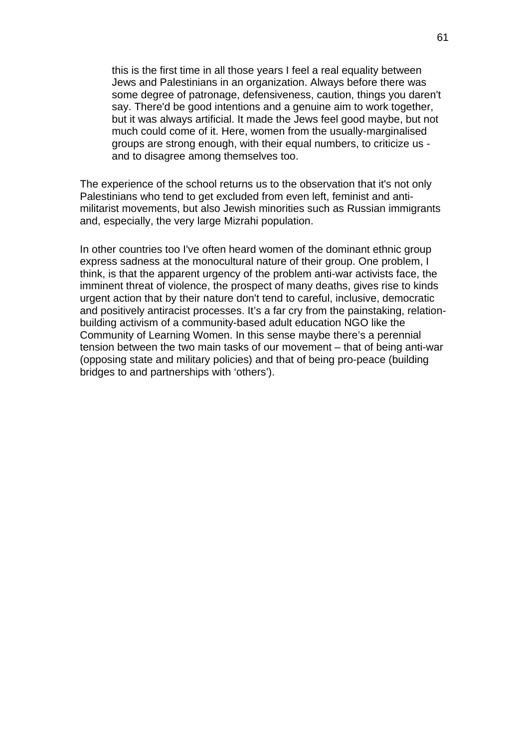> this is the first time in all those years I feel a real equality between Jews and Palestinians in an organization. Always before there was some degree of patronage, defensiveness, caution, things you daren't say. There'd be good intentions and a genuine aim to work together, but it was always artificial. It made the Jews feel good maybe, but not much could come of it. Here, women from the usually-marginalised groups are strong enough, with their equal numbers, to criticize us - and to disagree among themselves too.

The experience of the school returns us to the observation that it's not only Palestinians who tend to get excluded from even left, feminist and anti-militarist movements, but also Jewish minorities such as Russian immigrants and, especially, the very large Mizrahi population.

In other countries too I've often heard women of the dominant ethnic group express sadness at the monocultural nature of their group. One problem, I think, is that the apparent urgency of the problem anti-war activists face, the imminent threat of violence, the prospect of many deaths, gives rise to kinds urgent action that by their nature don't tend to careful, inclusive, democratic and positively antiracist processes. It's a far cry from the painstaking, relation-building activism of a community-based adult education NGO like the Community of Learning Women. In this sense maybe there's a perennial tension between the two main tasks of our movement – that of being anti-war (opposing state and military policies) and that of being pro-peace (building bridges to and partnerships with 'others').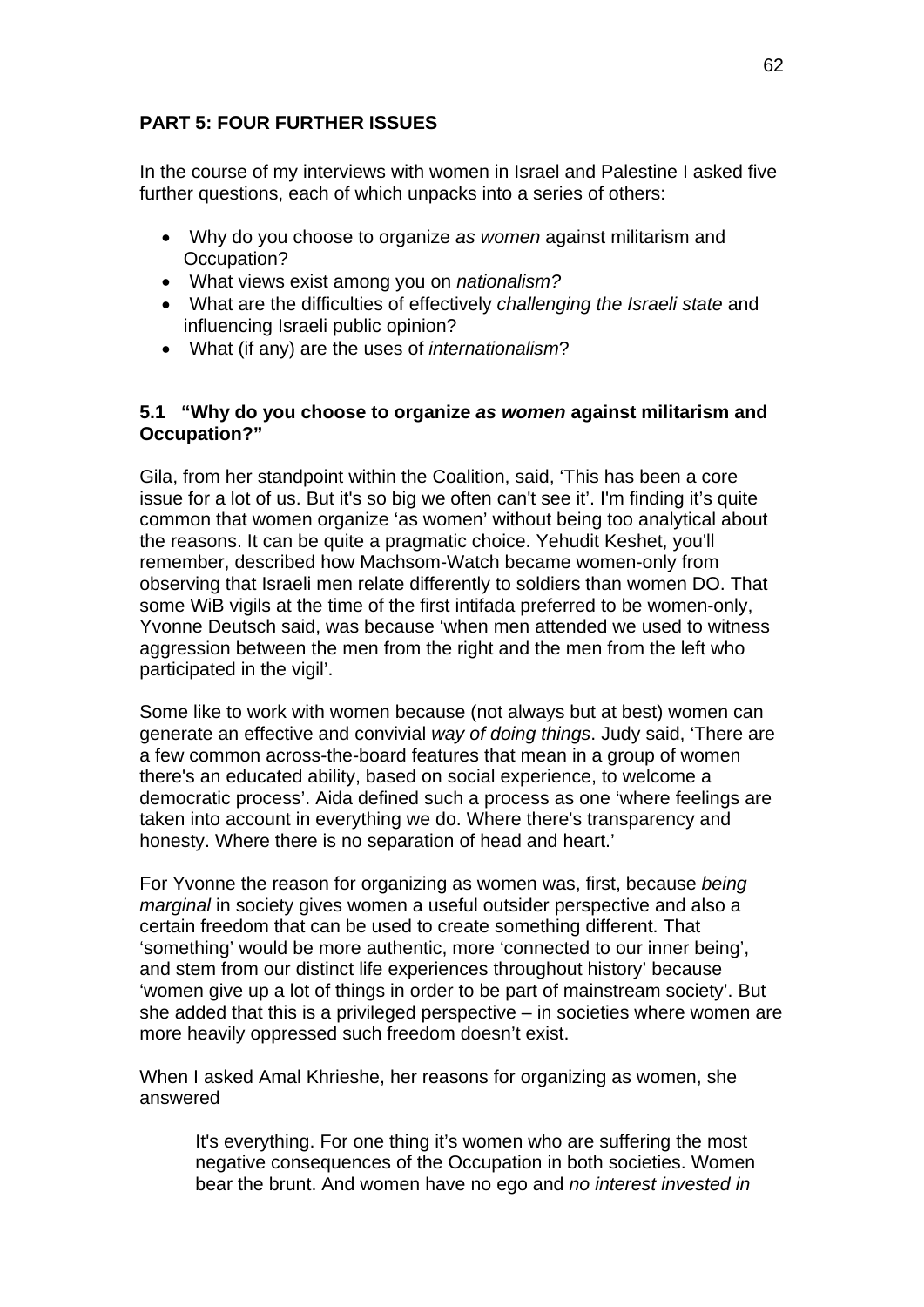## PART 5: FOUR FURTHER ISSUES

In the course of my interviews with women in Israel and Palestine I asked five further questions, each of which unpacks into a series of others:

- Why do you choose to organize *as women* against militarism and Occupation?
- What views exist among you on *nationalism?*
- What are the difficulties of effectively *challenging the Israeli state* and influencing Israeli public opinion?
- What (if any) are the uses of *internationalism*?

### 5.1 "Why do you choose to organize *as women* against militarism and Occupation?"

Gila, from her standpoint within the Coalition, said, 'This has been a core issue for a lot of us. But it's so big we often can't see it'. I'm finding it's quite common that women organize 'as women' without being too analytical about the reasons. It can be quite a pragmatic choice. Yehudit Keshet, you'll remember, described how Machsom-Watch became women-only from observing that Israeli men relate differently to soldiers than women DO. That some WiB vigils at the time of the first intifada preferred to be women-only, Yvonne Deutsch said, was because 'when men attended we used to witness aggression between the men from the right and the men from the left who participated in the vigil'.

Some like to work with women because (not always but at best) women can generate an effective and convivial *way of doing things*. Judy said, 'There are a few common across-the-board features that mean in a group of women there's an educated ability, based on social experience, to welcome a democratic process'. Aida defined such a process as one 'where feelings are taken into account in everything we do. Where there's transparency and honesty. Where there is no separation of head and heart.'

For Yvonne the reason for organizing as women was, first, because *being marginal* in society gives women a useful outsider perspective and also a certain freedom that can be used to create something different. That 'something' would be more authentic, more 'connected to our inner being', and stem from our distinct life experiences throughout history' because 'women give up a lot of things in order to be part of mainstream society'. But she added that this is a privileged perspective – in societies where women are more heavily oppressed such freedom doesn't exist.

When I asked Amal Khrieshe, her reasons for organizing as women, she answered

> It's everything. For one thing it's women who are suffering the most negative consequences of the Occupation in both societies. Women bear the brunt. And women have no ego and *no interest invested in*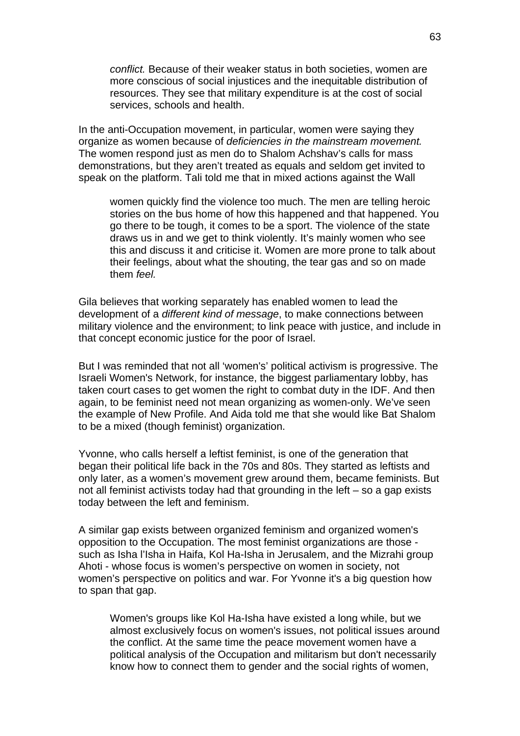> *conflict.* Because of their weaker status in both societies, women are more conscious of social injustices and the inequitable distribution of resources. They see that military expenditure is at the cost of social services, schools and health.

In the anti-Occupation movement, in particular, women were saying they organize as women because of *deficiencies in the mainstream movement.* The women respond just as men do to Shalom Achshav's calls for mass demonstrations, but they aren't treated as equals and seldom get invited to speak on the platform. Tali told me that in mixed actions against the Wall

> women quickly find the violence too much. The men are telling heroic stories on the bus home of how this happened and that happened. You go there to be tough, it comes to be a sport. The violence of the state draws us in and we get to think violently. It's mainly women who see this and discuss it and criticise it. Women are more prone to talk about their feelings, about what the shouting, the tear gas and so on made them *feel.*

Gila believes that working separately has enabled women to lead the development of a *different kind of message*, to make connections between military violence and the environment; to link peace with justice, and include in that concept economic justice for the poor of Israel.

But I was reminded that not all 'women's' political activism is progressive. The Israeli Women's Network, for instance, the biggest parliamentary lobby, has taken court cases to get women the right to combat duty in the IDF. And then again, to be feminist need not mean organizing as women-only. We've seen the example of New Profile. And Aida told me that she would like Bat Shalom to be a mixed (though feminist) organization.

Yvonne, who calls herself a leftist feminist, is one of the generation that began their political life back in the 70s and 80s. They started as leftists and only later, as a women's movement grew around them, became feminists. But not all feminist activists today had that grounding in the left – so a gap exists today between the left and feminism.

A similar gap exists between organized feminism and organized women's opposition to the Occupation. The most feminist organizations are those - such as Isha l'Isha in Haifa, Kol Ha-Isha in Jerusalem, and the Mizrahi group Ahoti - whose focus is women's perspective on women in society, not women's perspective on politics and war. For Yvonne it's a big question how to span that gap.

> Women's groups like Kol Ha-Isha have existed a long while, but we almost exclusively focus on women's issues, not political issues around the conflict. At the same time the peace movement women have a political analysis of the Occupation and militarism but don't necessarily know how to connect them to gender and the social rights of women,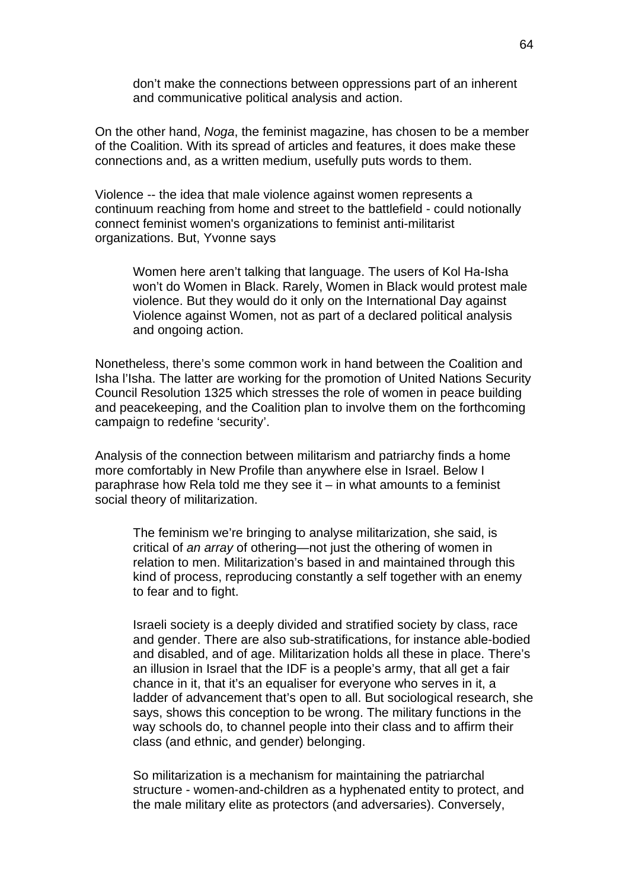> don't make the connections between oppressions part of an inherent and communicative political analysis and action.

On the other hand, *Noga*, the feminist magazine, has chosen to be a member of the Coalition. With its spread of articles and features, it does make these connections and, as a written medium, usefully puts words to them.

Violence -- the idea that male violence against women represents a continuum reaching from home and street to the battlefield - could notionally connect feminist women's organizations to feminist anti-militarist organizations. But, Yvonne says

> Women here aren't talking that language. The users of Kol Ha-Isha won't do Women in Black. Rarely, Women in Black would protest male violence. But they would do it only on the International Day against Violence against Women, not as part of a declared political analysis and ongoing action.

Nonetheless, there's some common work in hand between the Coalition and Isha l'Isha. The latter are working for the promotion of United Nations Security Council Resolution 1325 which stresses the role of women in peace building and peacekeeping, and the Coalition plan to involve them on the forthcoming campaign to redefine 'security'.

Analysis of the connection between militarism and patriarchy finds a home more comfortably in New Profile than anywhere else in Israel. Below I paraphrase how Rela told me they see it – in what amounts to a feminist social theory of militarization.

> The feminism we're bringing to analyse militarization, she said, is critical of *an array* of othering—not just the othering of women in relation to men. Militarization's based in and maintained through this kind of process, reproducing constantly a self together with an enemy to fear and to fight.
>
> Israeli society is a deeply divided and stratified society by class, race and gender. There are also sub-stratifications, for instance able-bodied and disabled, and of age. Militarization holds all these in place. There's an illusion in Israel that the IDF is a people's army, that all get a fair chance in it, that it's an equaliser for everyone who serves in it, a ladder of advancement that's open to all. But sociological research, she says, shows this conception to be wrong. The military functions in the way schools do, to channel people into their class and to affirm their class (and ethnic, and gender) belonging.
>
> So militarization is a mechanism for maintaining the patriarchal structure - women-and-children as a hyphenated entity to protect, and the male military elite as protectors (and adversaries). Conversely,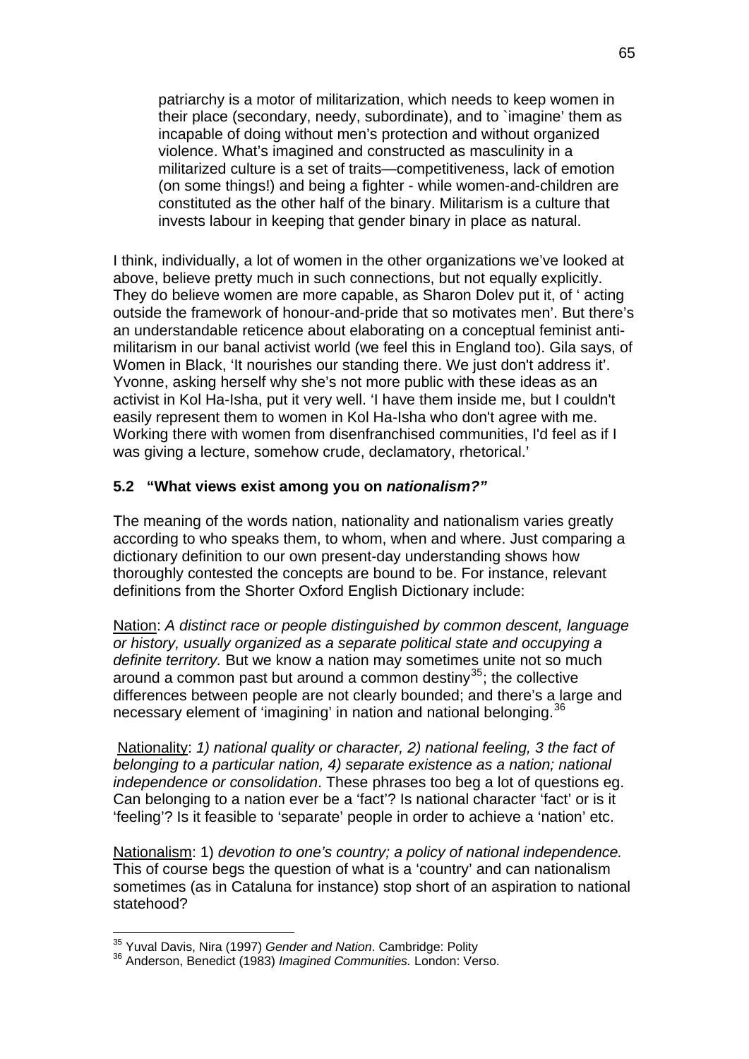> patriarchy is a motor of militarization, which needs to keep women in their place (secondary, needy, subordinate), and to `imagine' them as incapable of doing without men's protection and without organized violence. What's imagined and constructed as masculinity in a militarized culture is a set of traits—competitiveness, lack of emotion (on some things!) and being a fighter - while women-and-children are constituted as the other half of the binary. Militarism is a culture that invests labour in keeping that gender binary in place as natural.

I think, individually, a lot of women in the other organizations we've looked at above, believe pretty much in such connections, but not equally explicitly. They do believe women are more capable, as Sharon Dolev put it, of ' acting outside the framework of honour-and-pride that so motivates men'. But there's an understandable reticence about elaborating on a conceptual feminist anti-militarism in our banal activist world (we feel this in England too). Gila says, of Women in Black, 'It nourishes our standing there. We just don't address it'. Yvonne, asking herself why she's not more public with these ideas as an activist in Kol Ha-Isha, put it very well. 'I have them inside me, but I couldn't easily represent them to women in Kol Ha-Isha who don't agree with me. Working there with women from disenfranchised communities, I'd feel as if I was giving a lecture, somehow crude, declamatory, rhetorical.'

### 5.2 "What views exist among you on *nationalism?"*

The meaning of the words nation, nationality and nationalism varies greatly according to who speaks them, to whom, when and where. Just comparing a dictionary definition to our own present-day understanding shows how thoroughly contested the concepts are bound to be. For instance, relevant definitions from the Shorter Oxford English Dictionary include:

<u>Nation</u>: *A distinct race or people distinguished by common descent, language or history, usually organized as a separate political state and occupying a definite territory.* But we know a nation may sometimes unite not so much around a common past but around a common destiny[35]; the collective differences between people are not clearly bounded; and there's a large and necessary element of 'imagining' in nation and national belonging.[36]

<u>Nationality</u>: *1) national quality or character, 2) national feeling, 3 the fact of belonging to a particular nation, 4) separate existence as a nation; national independence or consolidation*. These phrases too beg a lot of questions eg. Can belonging to a nation ever be a 'fact'? Is national character 'fact' or is it 'feeling'? Is it feasible to 'separate' people in order to achieve a 'nation' etc.

<u>Nationalism</u>: 1) *devotion to one's country; a policy of national independence.* This of course begs the question of what is a 'country' and can nationalism sometimes (as in Cataluna for instance) stop short of an aspiration to national statehood?

---

[35] Yuval Davis, Nira (1997) *Gender and Nation*. Cambridge: Polity

[36] Anderson, Benedict (1983) *Imagined Communities.* London: Verso.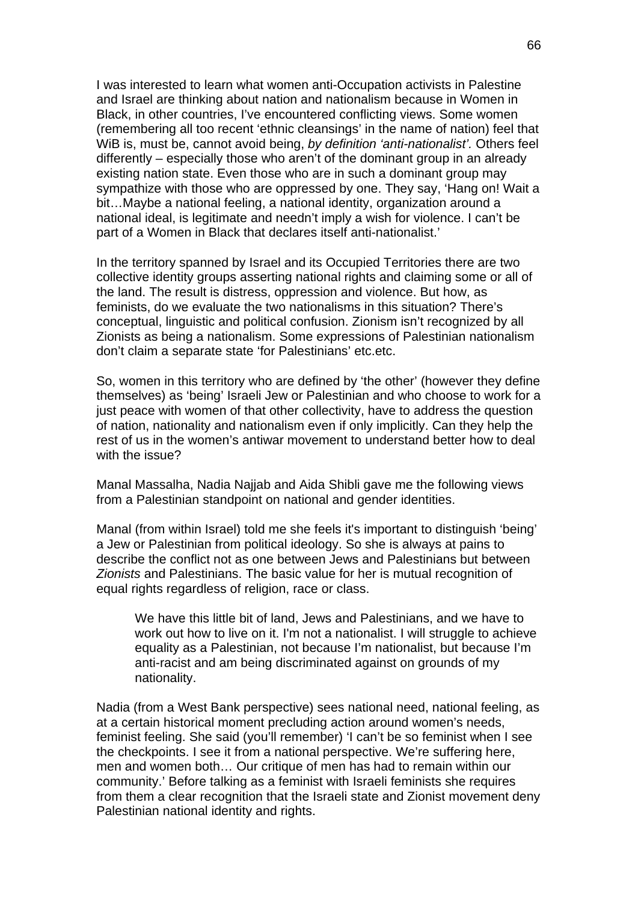I was interested to learn what women anti-Occupation activists in Palestine and Israel are thinking about nation and nationalism because in Women in Black, in other countries, I've encountered conflicting views. Some women (remembering all too recent 'ethnic cleansings' in the name of nation) feel that WiB is, must be, cannot avoid being, *by definition 'anti-nationalist'.* Others feel differently – especially those who aren't of the dominant group in an already existing nation state. Even those who are in such a dominant group may sympathize with those who are oppressed by one. They say, 'Hang on! Wait a bit…Maybe a national feeling, a national identity, organization around a national ideal, is legitimate and needn't imply a wish for violence. I can't be part of a Women in Black that declares itself anti-nationalist.'

In the territory spanned by Israel and its Occupied Territories there are two collective identity groups asserting national rights and claiming some or all of the land. The result is distress, oppression and violence. But how, as feminists, do we evaluate the two nationalisms in this situation? There's conceptual, linguistic and political confusion. Zionism isn't recognized by all Zionists as being a nationalism. Some expressions of Palestinian nationalism don't claim a separate state 'for Palestinians' etc.etc.

So, women in this territory who are defined by 'the other' (however they define themselves) as 'being' Israeli Jew or Palestinian and who choose to work for a just peace with women of that other collectivity, have to address the question of nation, nationality and nationalism even if only implicitly. Can they help the rest of us in the women's antiwar movement to understand better how to deal with the issue?

Manal Massalha, Nadia Najjab and Aida Shibli gave me the following views from a Palestinian standpoint on national and gender identities.

Manal (from within Israel) told me she feels it's important to distinguish 'being' a Jew or Palestinian from political ideology. So she is always at pains to describe the conflict not as one between Jews and Palestinians but between *Zionists* and Palestinians. The basic value for her is mutual recognition of equal rights regardless of religion, race or class.

> We have this little bit of land, Jews and Palestinians, and we have to work out how to live on it. I'm not a nationalist. I will struggle to achieve equality as a Palestinian, not because I'm nationalist, but because I'm anti-racist and am being discriminated against on grounds of my nationality.

Nadia (from a West Bank perspective) sees national need, national feeling, as at a certain historical moment precluding action around women's needs, feminist feeling. She said (you'll remember) 'I can't be so feminist when I see the checkpoints. I see it from a national perspective. We're suffering here, men and women both… Our critique of men has had to remain within our community.' Before talking as a feminist with Israeli feminists she requires from them a clear recognition that the Israeli state and Zionist movement deny Palestinian national identity and rights.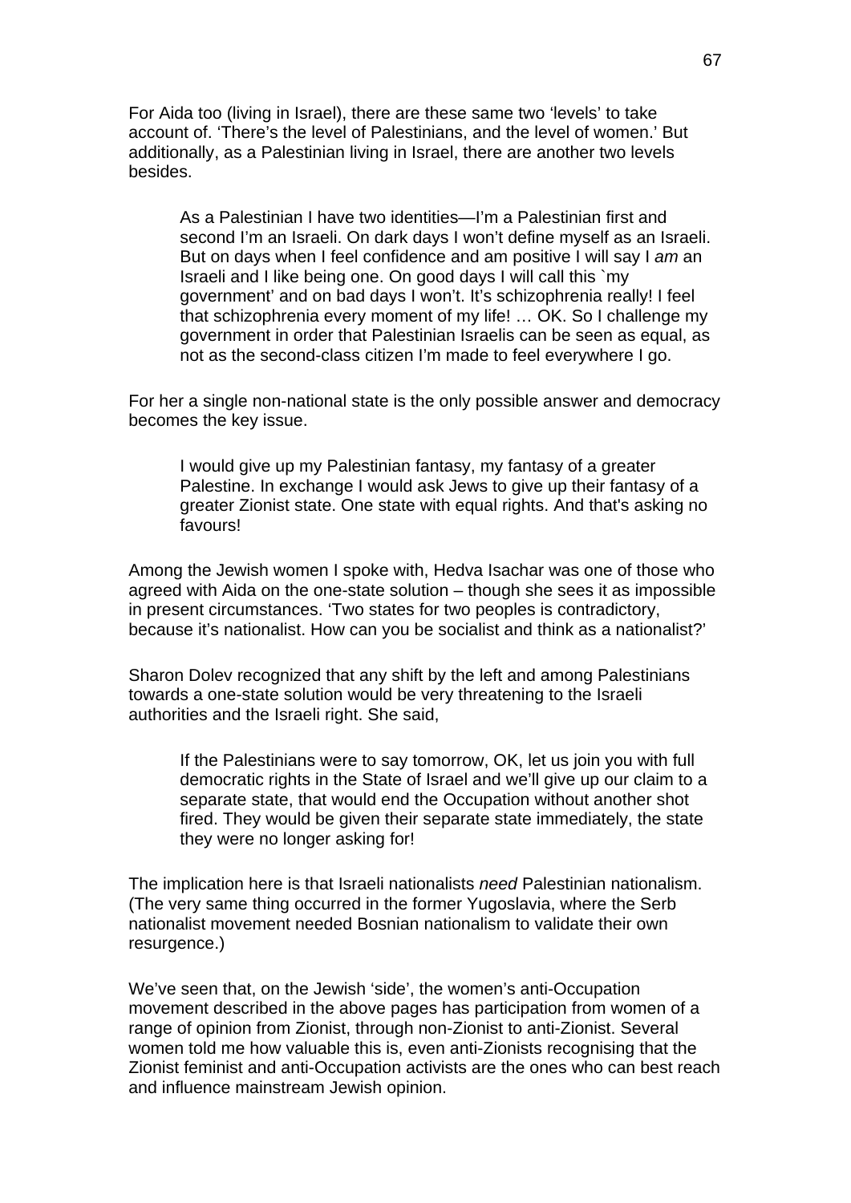For Aida too (living in Israel), there are these same two 'levels' to take account of. 'There's the level of Palestinians, and the level of women.' But additionally, as a Palestinian living in Israel, there are another two levels besides.

> As a Palestinian I have two identities—I'm a Palestinian first and second I'm an Israeli. On dark days I won't define myself as an Israeli. But on days when I feel confidence and am positive I will say I *am* an Israeli and I like being one. On good days I will call this `my government' and on bad days I won't. It's schizophrenia really! I feel that schizophrenia every moment of my life! … OK. So I challenge my government in order that Palestinian Israelis can be seen as equal, as not as the second-class citizen I'm made to feel everywhere I go.

For her a single non-national state is the only possible answer and democracy becomes the key issue.

> I would give up my Palestinian fantasy, my fantasy of a greater Palestine. In exchange I would ask Jews to give up their fantasy of a greater Zionist state. One state with equal rights. And that's asking no favours!

Among the Jewish women I spoke with, Hedva Isachar was one of those who agreed with Aida on the one-state solution – though she sees it as impossible in present circumstances. 'Two states for two peoples is contradictory, because it's nationalist. How can you be socialist and think as a nationalist?'

Sharon Dolev recognized that any shift by the left and among Palestinians towards a one-state solution would be very threatening to the Israeli authorities and the Israeli right. She said,

> If the Palestinians were to say tomorrow, OK, let us join you with full democratic rights in the State of Israel and we'll give up our claim to a separate state, that would end the Occupation without another shot fired. They would be given their separate state immediately, the state they were no longer asking for!

The implication here is that Israeli nationalists *need* Palestinian nationalism. (The very same thing occurred in the former Yugoslavia, where the Serb nationalist movement needed Bosnian nationalism to validate their own resurgence.)

We've seen that, on the Jewish 'side', the women's anti-Occupation movement described in the above pages has participation from women of a range of opinion from Zionist, through non-Zionist to anti-Zionist. Several women told me how valuable this is, even anti-Zionists recognising that the Zionist feminist and anti-Occupation activists are the ones who can best reach and influence mainstream Jewish opinion.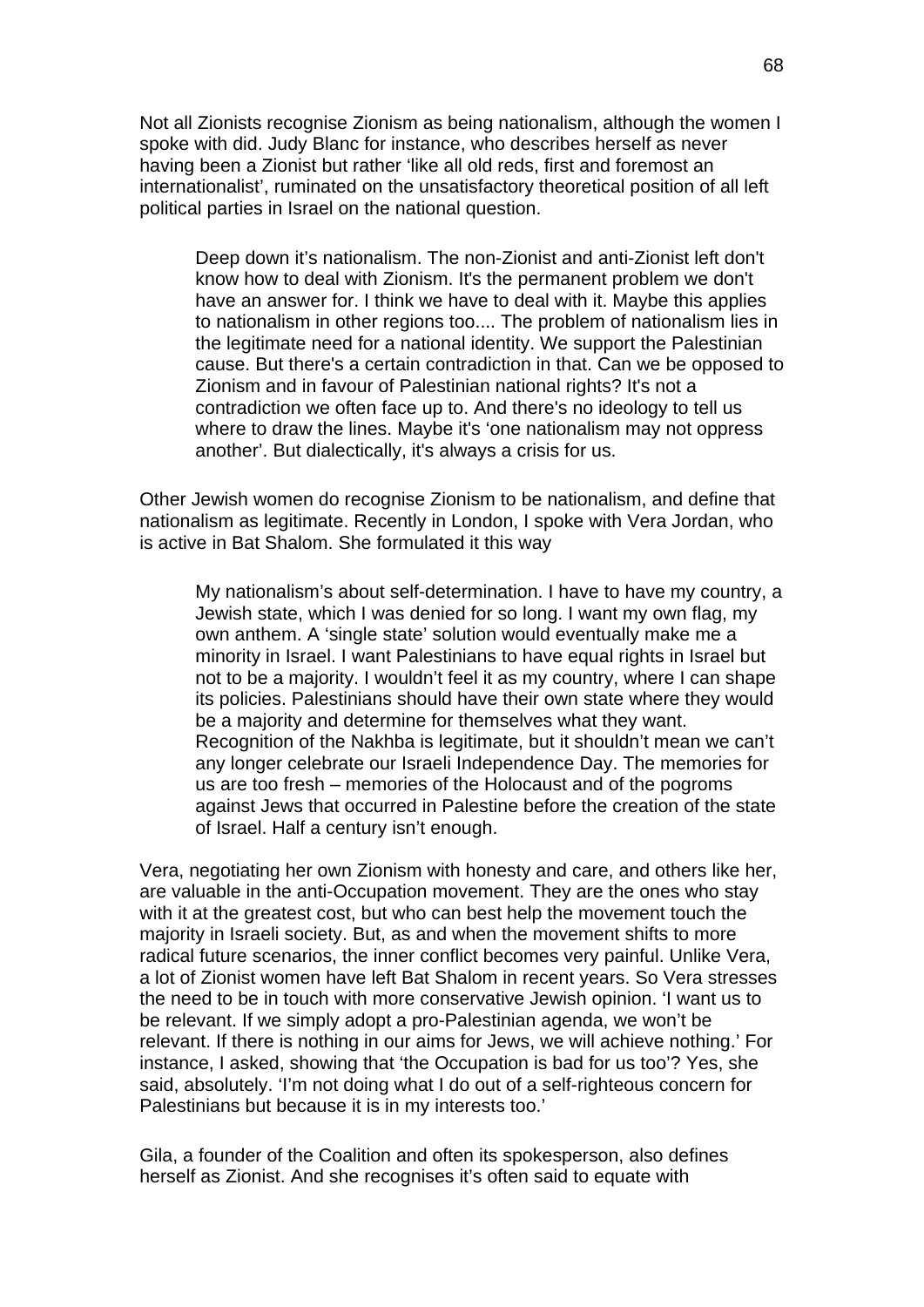Not all Zionists recognise Zionism as being nationalism, although the women I spoke with did. Judy Blanc for instance, who describes herself as never having been a Zionist but rather 'like all old reds, first and foremost an internationalist', ruminated on the unsatisfactory theoretical position of all left political parties in Israel on the national question.

> Deep down it's nationalism. The non-Zionist and anti-Zionist left don't know how to deal with Zionism. It's the permanent problem we don't have an answer for. I think we have to deal with it. Maybe this applies to nationalism in other regions too.... The problem of nationalism lies in the legitimate need for a national identity. We support the Palestinian cause. But there's a certain contradiction in that. Can we be opposed to Zionism and in favour of Palestinian national rights? It's not a contradiction we often face up to. And there's no ideology to tell us where to draw the lines. Maybe it's 'one nationalism may not oppress another'. But dialectically, it's always a crisis for us.

Other Jewish women do recognise Zionism to be nationalism, and define that nationalism as legitimate. Recently in London, I spoke with Vera Jordan, who is active in Bat Shalom. She formulated it this way

> My nationalism's about self-determination. I have to have my country, a Jewish state, which I was denied for so long. I want my own flag, my own anthem. A 'single state' solution would eventually make me a minority in Israel. I want Palestinians to have equal rights in Israel but not to be a majority. I wouldn't feel it as my country, where I can shape its policies. Palestinians should have their own state where they would be a majority and determine for themselves what they want. Recognition of the Nakhba is legitimate, but it shouldn't mean we can't any longer celebrate our Israeli Independence Day. The memories for us are too fresh – memories of the Holocaust and of the pogroms against Jews that occurred in Palestine before the creation of the state of Israel. Half a century isn't enough.

Vera, negotiating her own Zionism with honesty and care, and others like her, are valuable in the anti-Occupation movement. They are the ones who stay with it at the greatest cost, but who can best help the movement touch the majority in Israeli society. But, as and when the movement shifts to more radical future scenarios, the inner conflict becomes very painful. Unlike Vera, a lot of Zionist women have left Bat Shalom in recent years. So Vera stresses the need to be in touch with more conservative Jewish opinion. 'I want us to be relevant. If we simply adopt a pro-Palestinian agenda, we won't be relevant. If there is nothing in our aims for Jews, we will achieve nothing.' For instance, I asked, showing that 'the Occupation is bad for us too'? Yes, she said, absolutely. 'I'm not doing what I do out of a self-righteous concern for Palestinians but because it is in my interests too.'

Gila, a founder of the Coalition and often its spokesperson, also defines herself as Zionist. And she recognises it's often said to equate with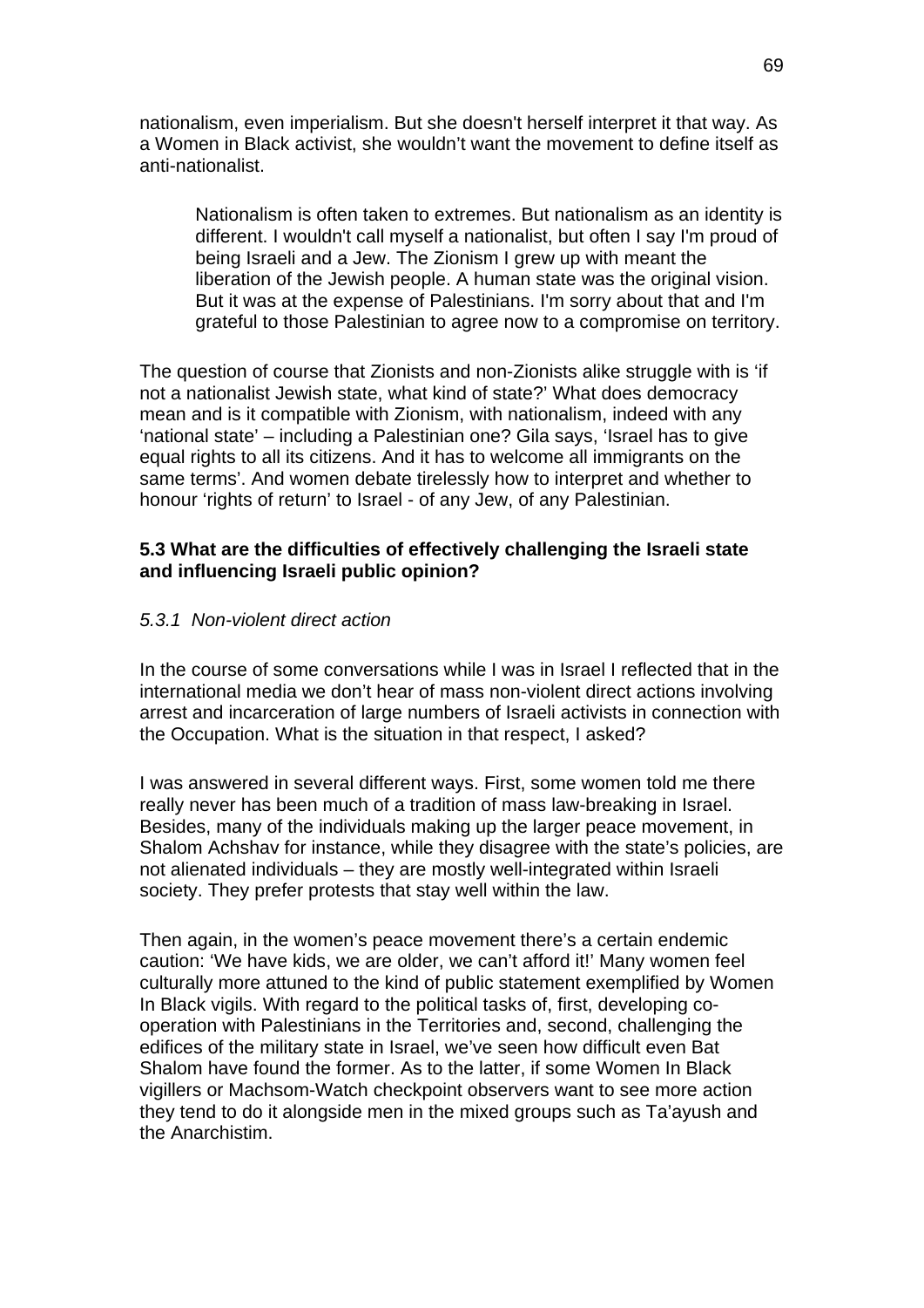nationalism, even imperialism. But she doesn't herself interpret it that way. As a Women in Black activist, she wouldn't want the movement to define itself as anti-nationalist.

> Nationalism is often taken to extremes. But nationalism as an identity is different. I wouldn't call myself a nationalist, but often I say I'm proud of being Israeli and a Jew. The Zionism I grew up with meant the liberation of the Jewish people. A human state was the original vision. But it was at the expense of Palestinians. I'm sorry about that and I'm grateful to those Palestinian to agree now to a compromise on territory.

The question of course that Zionists and non-Zionists alike struggle with is 'if not a nationalist Jewish state, what kind of state?' What does democracy mean and is it compatible with Zionism, with nationalism, indeed with any 'national state' – including a Palestinian one? Gila says, 'Israel has to give equal rights to all its citizens. And it has to welcome all immigrants on the same terms'. And women debate tirelessly how to interpret and whether to honour 'rights of return' to Israel - of any Jew, of any Palestinian.

### 5.3 What are the difficulties of effectively challenging the Israeli state and influencing Israeli public opinion?

#### *5.3.1 Non-violent direct action*

In the course of some conversations while I was in Israel I reflected that in the international media we don't hear of mass non-violent direct actions involving arrest and incarceration of large numbers of Israeli activists in connection with the Occupation. What is the situation in that respect, I asked?

I was answered in several different ways. First, some women told me there really never has been much of a tradition of mass law-breaking in Israel. Besides, many of the individuals making up the larger peace movement, in Shalom Achshav for instance, while they disagree with the state's policies, are not alienated individuals – they are mostly well-integrated within Israeli society. They prefer protests that stay well within the law.

Then again, in the women's peace movement there's a certain endemic caution: 'We have kids, we are older, we can't afford it!' Many women feel culturally more attuned to the kind of public statement exemplified by Women In Black vigils. With regard to the political tasks of, first, developing co-operation with Palestinians in the Territories and, second, challenging the edifices of the military state in Israel, we've seen how difficult even Bat Shalom have found the former. As to the latter, if some Women In Black vigillers or Machsom-Watch checkpoint observers want to see more action they tend to do it alongside men in the mixed groups such as Ta'ayush and the Anarchistim.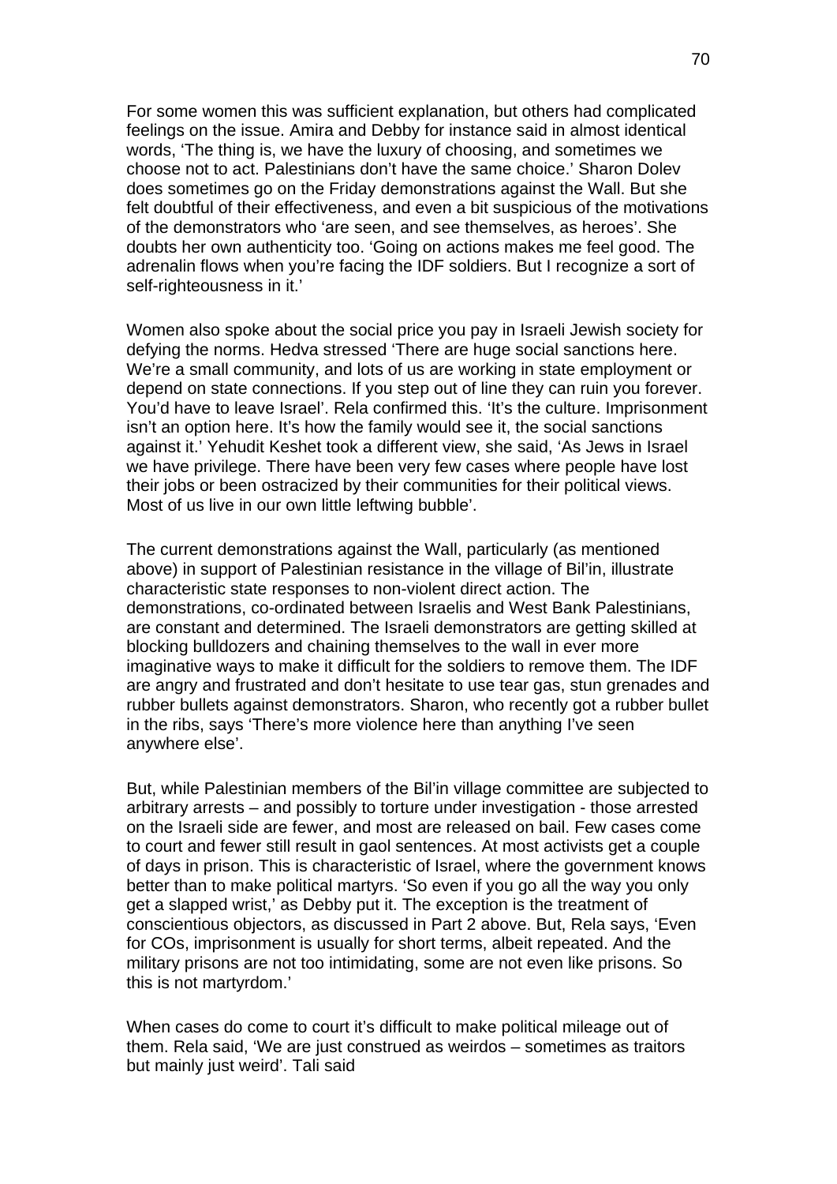For some women this was sufficient explanation, but others had complicated feelings on the issue. Amira and Debby for instance said in almost identical words, 'The thing is, we have the luxury of choosing, and sometimes we choose not to act. Palestinians don't have the same choice.' Sharon Dolev does sometimes go on the Friday demonstrations against the Wall. But she felt doubtful of their effectiveness, and even a bit suspicious of the motivations of the demonstrators who 'are seen, and see themselves, as heroes'. She doubts her own authenticity too. 'Going on actions makes me feel good. The adrenalin flows when you're facing the IDF soldiers. But I recognize a sort of self-righteousness in it.'

Women also spoke about the social price you pay in Israeli Jewish society for defying the norms. Hedva stressed 'There are huge social sanctions here. We're a small community, and lots of us are working in state employment or depend on state connections. If you step out of line they can ruin you forever. You'd have to leave Israel'. Rela confirmed this. 'It's the culture. Imprisonment isn't an option here. It's how the family would see it, the social sanctions against it.' Yehudit Keshet took a different view, she said, 'As Jews in Israel we have privilege. There have been very few cases where people have lost their jobs or been ostracized by their communities for their political views. Most of us live in our own little leftwing bubble'.

The current demonstrations against the Wall, particularly (as mentioned above) in support of Palestinian resistance in the village of Bil'in, illustrate characteristic state responses to non-violent direct action. The demonstrations, co-ordinated between Israelis and West Bank Palestinians, are constant and determined. The Israeli demonstrators are getting skilled at blocking bulldozers and chaining themselves to the wall in ever more imaginative ways to make it difficult for the soldiers to remove them. The IDF are angry and frustrated and don't hesitate to use tear gas, stun grenades and rubber bullets against demonstrators. Sharon, who recently got a rubber bullet in the ribs, says 'There's more violence here than anything I've seen anywhere else'.

But, while Palestinian members of the Bil'in village committee are subjected to arbitrary arrests – and possibly to torture under investigation - those arrested on the Israeli side are fewer, and most are released on bail. Few cases come to court and fewer still result in gaol sentences. At most activists get a couple of days in prison. This is characteristic of Israel, where the government knows better than to make political martyrs. 'So even if you go all the way you only get a slapped wrist,' as Debby put it. The exception is the treatment of conscientious objectors, as discussed in Part 2 above. But, Rela says, 'Even for COs, imprisonment is usually for short terms, albeit repeated. And the military prisons are not too intimidating, some are not even like prisons. So this is not martyrdom.'

When cases do come to court it's difficult to make political mileage out of them. Rela said, 'We are just construed as weirdos – sometimes as traitors but mainly just weird'. Tali said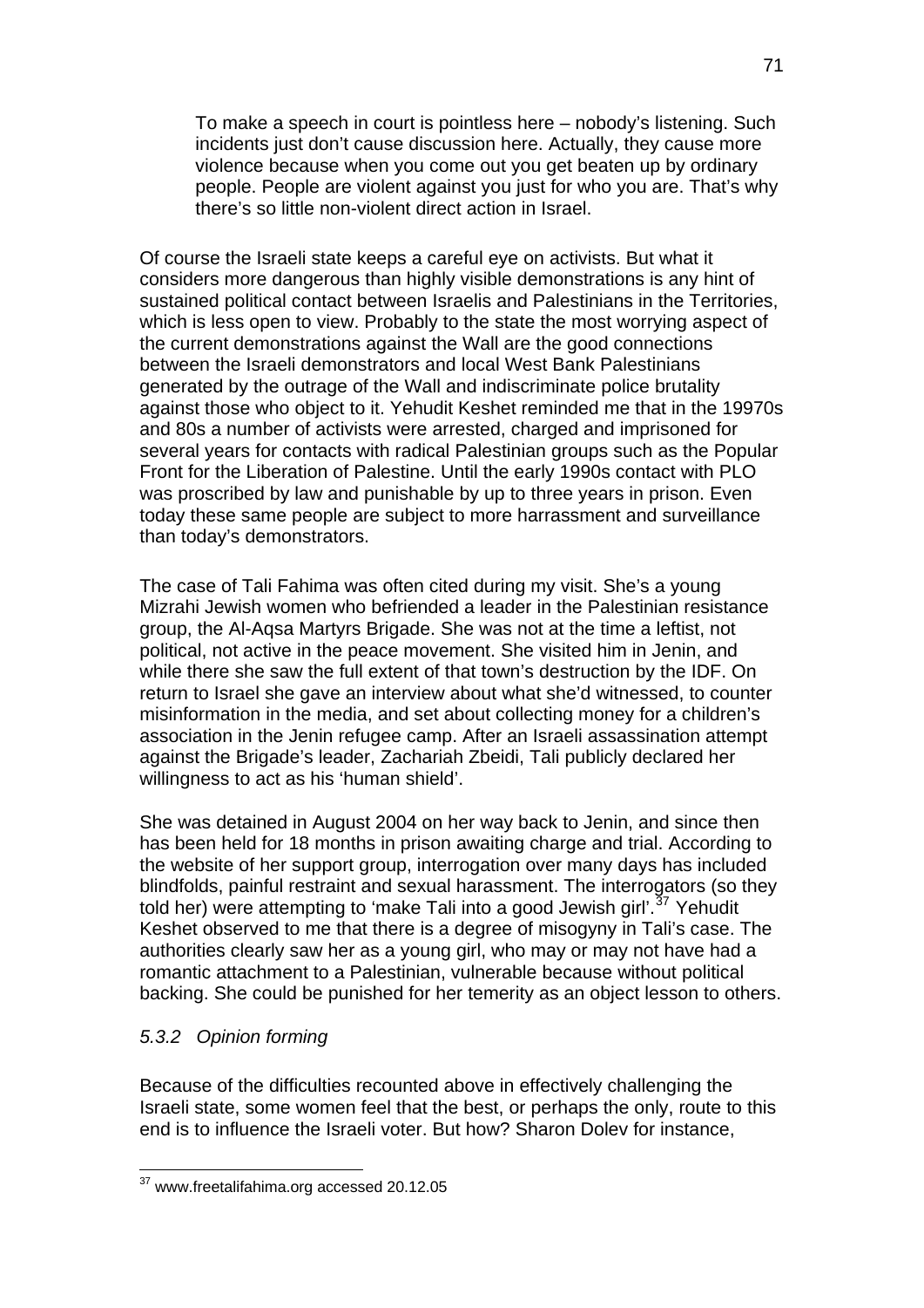> To make a speech in court is pointless here – nobody's listening. Such incidents just don't cause discussion here. Actually, they cause more violence because when you come out you get beaten up by ordinary people. People are violent against you just for who you are. That's why there's so little non-violent direct action in Israel.

Of course the Israeli state keeps a careful eye on activists. But what it considers more dangerous than highly visible demonstrations is any hint of sustained political contact between Israelis and Palestinians in the Territories, which is less open to view. Probably to the state the most worrying aspect of the current demonstrations against the Wall are the good connections between the Israeli demonstrators and local West Bank Palestinians generated by the outrage of the Wall and indiscriminate police brutality against those who object to it. Yehudit Keshet reminded me that in the 19970s and 80s a number of activists were arrested, charged and imprisoned for several years for contacts with radical Palestinian groups such as the Popular Front for the Liberation of Palestine. Until the early 1990s contact with PLO was proscribed by law and punishable by up to three years in prison. Even today these same people are subject to more harrassment and surveillance than today's demonstrators.

The case of Tali Fahima was often cited during my visit. She's a young Mizrahi Jewish women who befriended a leader in the Palestinian resistance group, the Al-Aqsa Martyrs Brigade. She was not at the time a leftist, not political, not active in the peace movement. She visited him in Jenin, and while there she saw the full extent of that town's destruction by the IDF. On return to Israel she gave an interview about what she'd witnessed, to counter misinformation in the media, and set about collecting money for a children's association in the Jenin refugee camp. After an Israeli assassination attempt against the Brigade's leader, Zachariah Zbeidi, Tali publicly declared her willingness to act as his 'human shield'.

She was detained in August 2004 on her way back to Jenin, and since then has been held for 18 months in prison awaiting charge and trial. According to the website of her support group, interrogation over many days has included blindfolds, painful restraint and sexual harassment. The interrogators (so they told her) were attempting to 'make Tali into a good Jewish girl'.[37] Yehudit Keshet observed to me that there is a degree of misogyny in Tali's case. The authorities clearly saw her as a young girl, who may or may not have had a romantic attachment to a Palestinian, vulnerable because without political backing. She could be punished for her temerity as an object lesson to others.

### *5.3.2 Opinion forming*

Because of the difficulties recounted above in effectively challenging the Israeli state, some women feel that the best, or perhaps the only, route to this end is to influence the Israeli voter. But how? Sharon Dolev for instance,

---

[37] www.freetalifahima.org accessed 20.12.05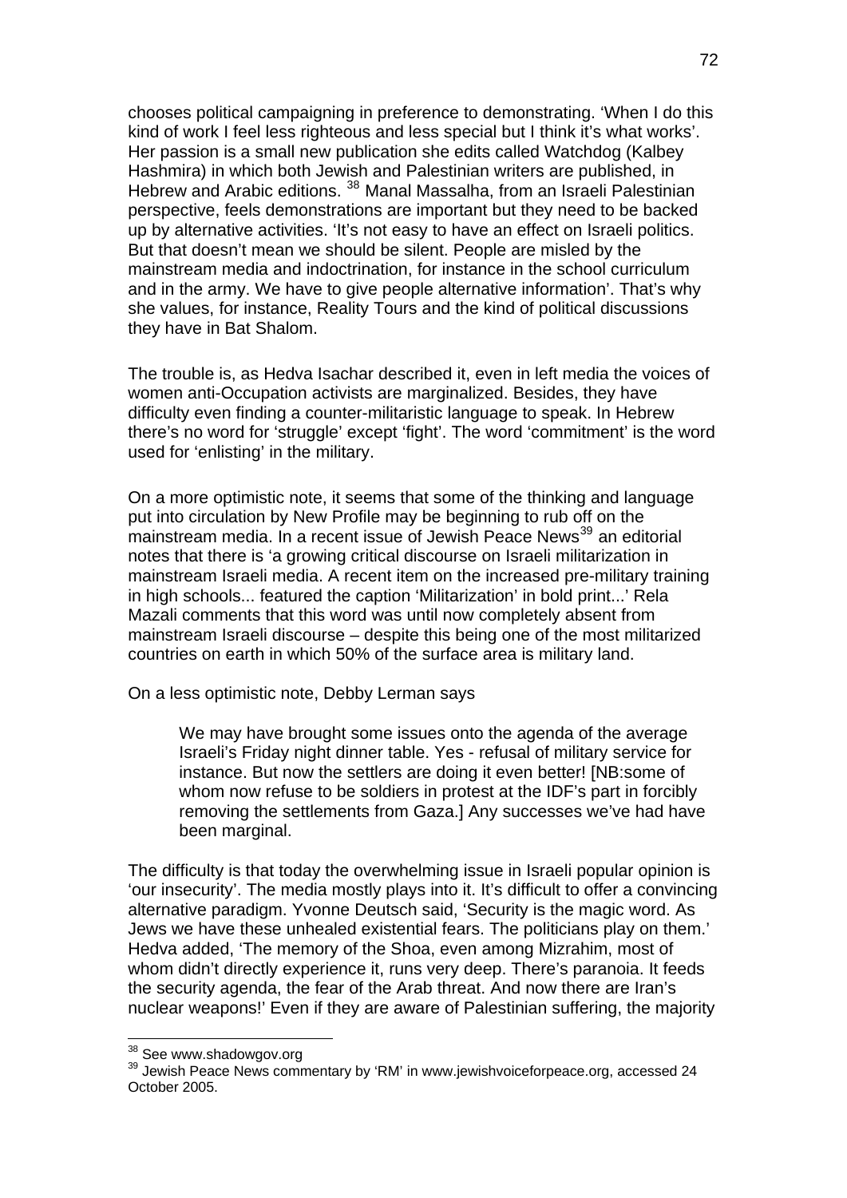chooses political campaigning in preference to demonstrating. 'When I do this kind of work I feel less righteous and less special but I think it's what works'. Her passion is a small new publication she edits called Watchdog (Kalbey Hashmira) in which both Jewish and Palestinian writers are published, in Hebrew and Arabic editions. [38] Manal Massalha, from an Israeli Palestinian perspective, feels demonstrations are important but they need to be backed up by alternative activities. 'It's not easy to have an effect on Israeli politics. But that doesn't mean we should be silent. People are misled by the mainstream media and indoctrination, for instance in the school curriculum and in the army. We have to give people alternative information'. That's why she values, for instance, Reality Tours and the kind of political discussions they have in Bat Shalom.

The trouble is, as Hedva Isachar described it, even in left media the voices of women anti-Occupation activists are marginalized. Besides, they have difficulty even finding a counter-militaristic language to speak. In Hebrew there's no word for 'struggle' except 'fight'. The word 'commitment' is the word used for 'enlisting' in the military.

On a more optimistic note, it seems that some of the thinking and language put into circulation by New Profile may be beginning to rub off on the mainstream media. In a recent issue of Jewish Peace News[39] an editorial notes that there is 'a growing critical discourse on Israeli militarization in mainstream Israeli media. A recent item on the increased pre-military training in high schools... featured the caption 'Militarization' in bold print...' Rela Mazali comments that this word was until now completely absent from mainstream Israeli discourse – despite this being one of the most militarized countries on earth in which 50% of the surface area is military land.

On a less optimistic note, Debby Lerman says

> We may have brought some issues onto the agenda of the average Israeli's Friday night dinner table. Yes - refusal of military service for instance. But now the settlers are doing it even better! [NB:some of whom now refuse to be soldiers in protest at the IDF's part in forcibly removing the settlements from Gaza.] Any successes we've had have been marginal.

The difficulty is that today the overwhelming issue in Israeli popular opinion is 'our insecurity'. The media mostly plays into it. It's difficult to offer a convincing alternative paradigm. Yvonne Deutsch said, 'Security is the magic word. As Jews we have these unhealed existential fears. The politicians play on them.' Hedva added, 'The memory of the Shoa, even among Mizrahim, most of whom didn't directly experience it, runs very deep. There's paranoia. It feeds the security agenda, the fear of the Arab threat. And now there are Iran's nuclear weapons!' Even if they are aware of Palestinian suffering, the majority

---

[38] See www.shadowgov.org

[39] Jewish Peace News commentary by 'RM' in www.jewishvoiceforpeace.org, accessed 24 October 2005.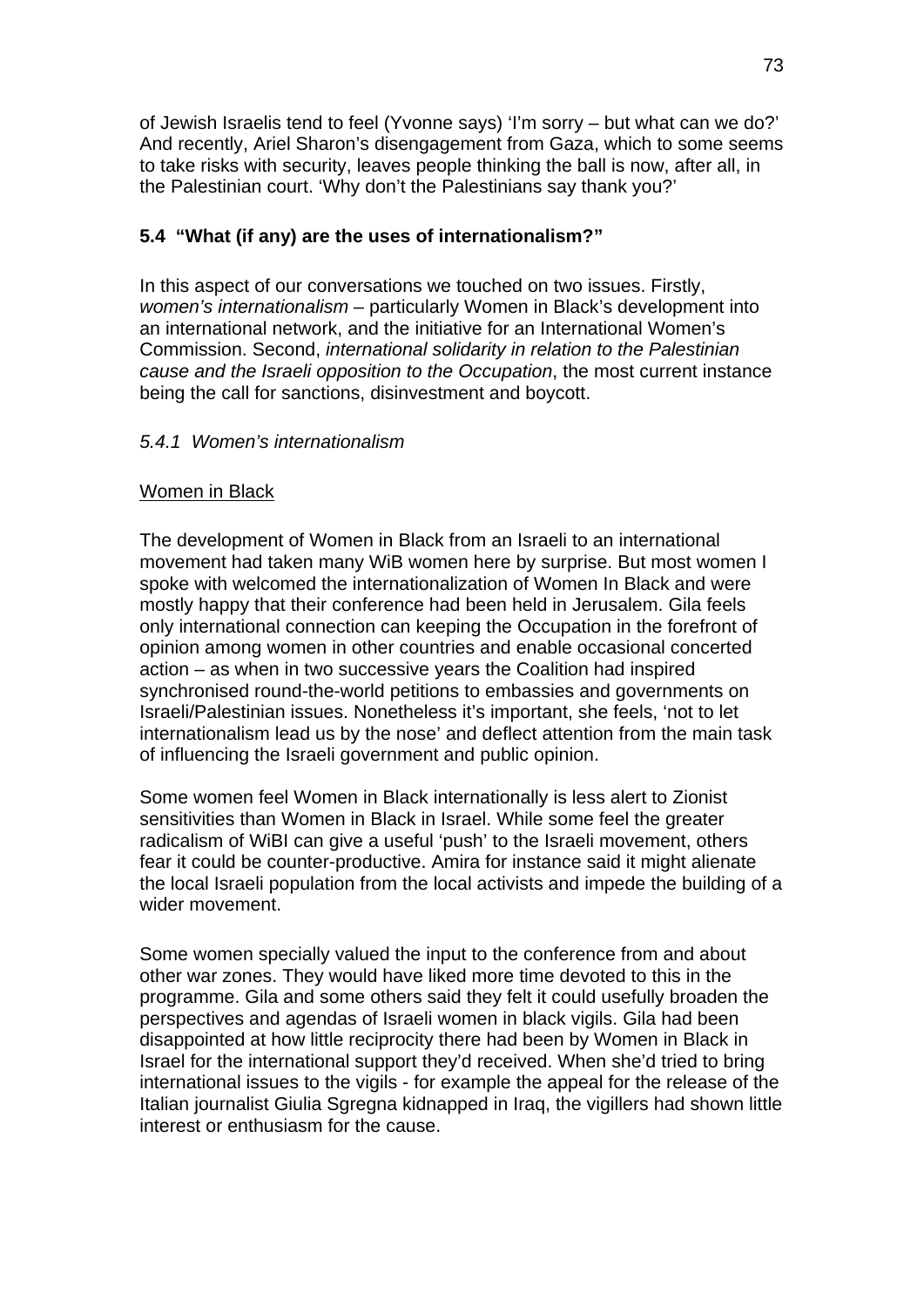of Jewish Israelis tend to feel (Yvonne says) 'I'm sorry – but what can we do?' And recently, Ariel Sharon's disengagement from Gaza, which to some seems to take risks with security, leaves people thinking the ball is now, after all, in the Palestinian court. 'Why don't the Palestinians say thank you?'

### 5.4 "What (if any) are the uses of internationalism?"

In this aspect of our conversations we touched on two issues. Firstly, *women's internationalism* – particularly Women in Black's development into an international network, and the initiative for an International Women's Commission. Second, *international solidarity in relation to the Palestinian cause and the Israeli opposition to the Occupation*, the most current instance being the call for sanctions, disinvestment and boycott.

#### *5.4.1 Women's internationalism*

<u>Women in Black</u>

The development of Women in Black from an Israeli to an international movement had taken many WiB women here by surprise. But most women I spoke with welcomed the internationalization of Women In Black and were mostly happy that their conference had been held in Jerusalem. Gila feels only international connection can keeping the Occupation in the forefront of opinion among women in other countries and enable occasional concerted action – as when in two successive years the Coalition had inspired synchronised round-the-world petitions to embassies and governments on Israeli/Palestinian issues. Nonetheless it's important, she feels, 'not to let internationalism lead us by the nose' and deflect attention from the main task of influencing the Israeli government and public opinion.

Some women feel Women in Black internationally is less alert to Zionist sensitivities than Women in Black in Israel. While some feel the greater radicalism of WiBI can give a useful 'push' to the Israeli movement, others fear it could be counter-productive. Amira for instance said it might alienate the local Israeli population from the local activists and impede the building of a wider movement.

Some women specially valued the input to the conference from and about other war zones. They would have liked more time devoted to this in the programme. Gila and some others said they felt it could usefully broaden the perspectives and agendas of Israeli women in black vigils. Gila had been disappointed at how little reciprocity there had been by Women in Black in Israel for the international support they'd received. When she'd tried to bring international issues to the vigils - for example the appeal for the release of the Italian journalist Giulia Sgregna kidnapped in Iraq, the vigillers had shown little interest or enthusiasm for the cause.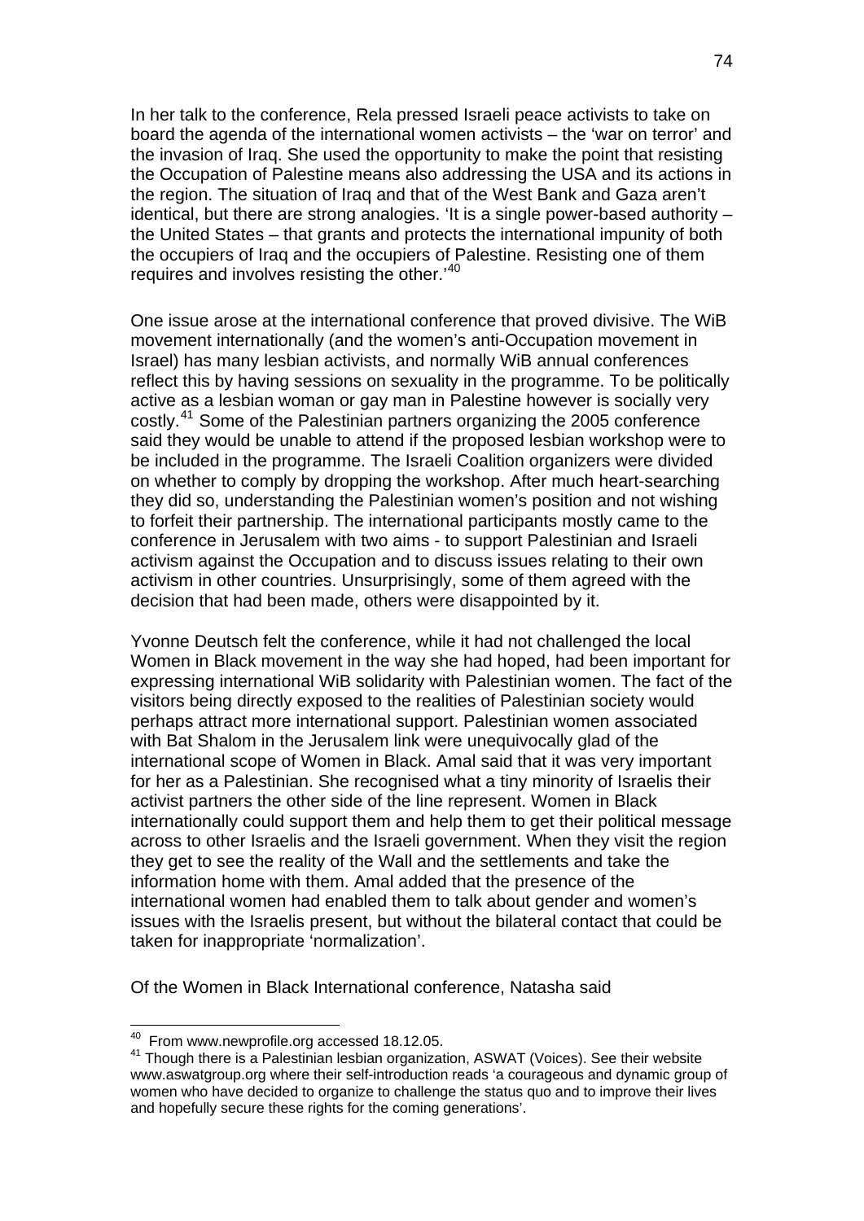In her talk to the conference, Rela pressed Israeli peace activists to take on board the agenda of the international women activists – the 'war on terror' and the invasion of Iraq. She used the opportunity to make the point that resisting the Occupation of Palestine means also addressing the USA and its actions in the region. The situation of Iraq and that of the West Bank and Gaza aren't identical, but there are strong analogies. 'It is a single power-based authority – the United States – that grants and protects the international impunity of both the occupiers of Iraq and the occupiers of Palestine. Resisting one of them requires and involves resisting the other.'[40]

One issue arose at the international conference that proved divisive. The WiB movement internationally (and the women's anti-Occupation movement in Israel) has many lesbian activists, and normally WiB annual conferences reflect this by having sessions on sexuality in the programme. To be politically active as a lesbian woman or gay man in Palestine however is socially very costly.[41] Some of the Palestinian partners organizing the 2005 conference said they would be unable to attend if the proposed lesbian workshop were to be included in the programme. The Israeli Coalition organizers were divided on whether to comply by dropping the workshop. After much heart-searching they did so, understanding the Palestinian women's position and not wishing to forfeit their partnership. The international participants mostly came to the conference in Jerusalem with two aims - to support Palestinian and Israeli activism against the Occupation and to discuss issues relating to their own activism in other countries. Unsurprisingly, some of them agreed with the decision that had been made, others were disappointed by it.

Yvonne Deutsch felt the conference, while it had not challenged the local Women in Black movement in the way she had hoped, had been important for expressing international WiB solidarity with Palestinian women. The fact of the visitors being directly exposed to the realities of Palestinian society would perhaps attract more international support. Palestinian women associated with Bat Shalom in the Jerusalem link were unequivocally glad of the international scope of Women in Black. Amal said that it was very important for her as a Palestinian. She recognised what a tiny minority of Israelis their activist partners the other side of the line represent. Women in Black internationally could support them and help them to get their political message across to other Israelis and the Israeli government. When they visit the region they get to see the reality of the Wall and the settlements and take the information home with them. Amal added that the presence of the international women had enabled them to talk about gender and women's issues with the Israelis present, but without the bilateral contact that could be taken for inappropriate 'normalization'.

Of the Women in Black International conference, Natasha said

---

[40] From www.newprofile.org accessed 18.12.05.

[41] Though there is a Palestinian lesbian organization, ASWAT (Voices). See their website www.aswatgroup.org where their self-introduction reads 'a courageous and dynamic group of women who have decided to organize to challenge the status quo and to improve their lives and hopefully secure these rights for the coming generations'.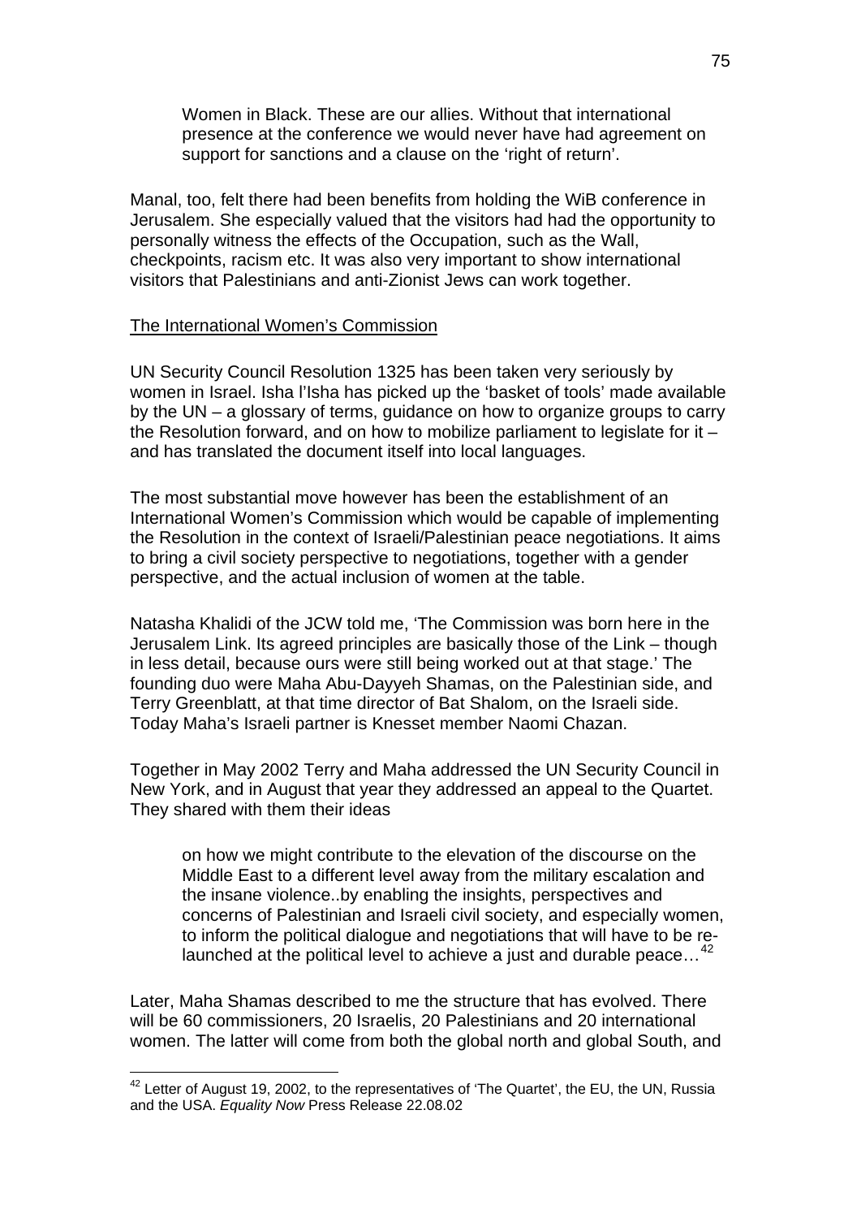> Women in Black. These are our allies. Without that international presence at the conference we would never have had agreement on support for sanctions and a clause on the 'right of return'.

Manal, too, felt there had been benefits from holding the WiB conference in Jerusalem. She especially valued that the visitors had had the opportunity to personally witness the effects of the Occupation, such as the Wall, checkpoints, racism etc. It was also very important to show international visitors that Palestinians and anti-Zionist Jews can work together.

<u>The International Women's Commission</u>

UN Security Council Resolution 1325 has been taken very seriously by women in Israel. Isha l'Isha has picked up the 'basket of tools' made available by the UN – a glossary of terms, guidance on how to organize groups to carry the Resolution forward, and on how to mobilize parliament to legislate for it – and has translated the document itself into local languages.

The most substantial move however has been the establishment of an International Women's Commission which would be capable of implementing the Resolution in the context of Israeli/Palestinian peace negotiations. It aims to bring a civil society perspective to negotiations, together with a gender perspective, and the actual inclusion of women at the table.

Natasha Khalidi of the JCW told me, 'The Commission was born here in the Jerusalem Link. Its agreed principles are basically those of the Link – though in less detail, because ours were still being worked out at that stage.' The founding duo were Maha Abu-Dayyeh Shamas, on the Palestinian side, and Terry Greenblatt, at that time director of Bat Shalom, on the Israeli side. Today Maha's Israeli partner is Knesset member Naomi Chazan.

Together in May 2002 Terry and Maha addressed the UN Security Council in New York, and in August that year they addressed an appeal to the Quartet. They shared with them their ideas

> on how we might contribute to the elevation of the discourse on the Middle East to a different level away from the military escalation and the insane violence..by enabling the insights, perspectives and concerns of Palestinian and Israeli civil society, and especially women, to inform the political dialogue and negotiations that will have to be re-launched at the political level to achieve a just and durable peace…[42]

Later, Maha Shamas described to me the structure that has evolved. There will be 60 commissioners, 20 Israelis, 20 Palestinians and 20 international women. The latter will come from both the global north and global South, and

---

[42] Letter of August 19, 2002, to the representatives of 'The Quartet', the EU, the UN, Russia and the USA. *Equality Now* Press Release 22.08.02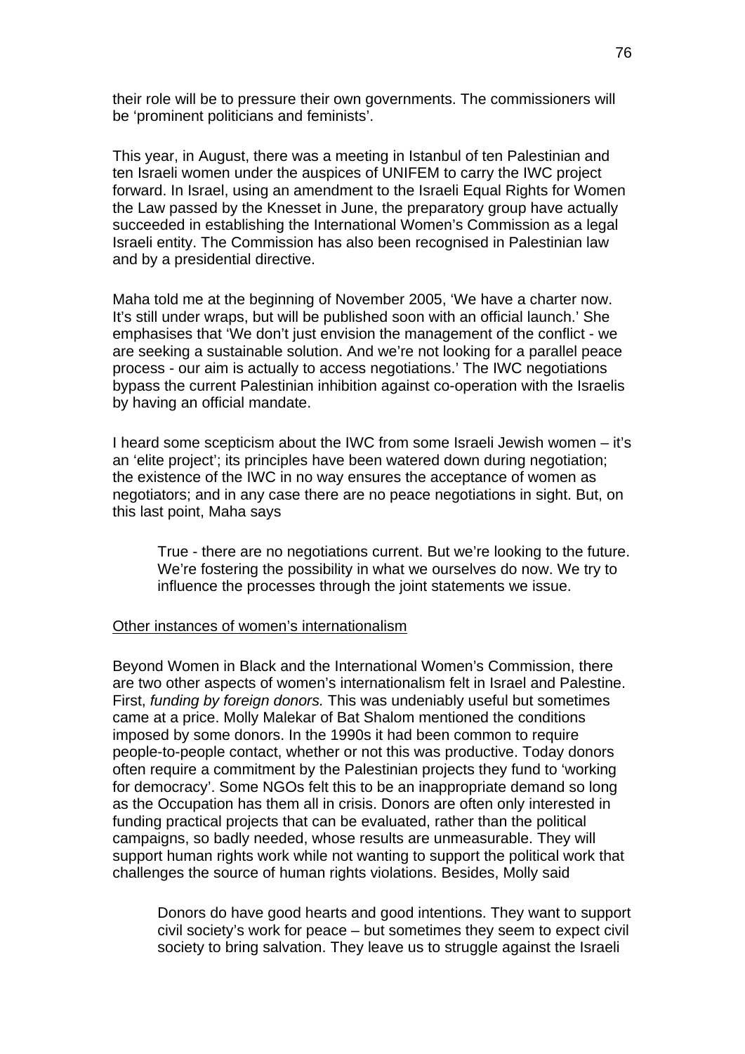their role will be to pressure their own governments. The commissioners will be 'prominent politicians and feminists'.

This year, in August, there was a meeting in Istanbul of ten Palestinian and ten Israeli women under the auspices of UNIFEM to carry the IWC project forward. In Israel, using an amendment to the Israeli Equal Rights for Women the Law passed by the Knesset in June, the preparatory group have actually succeeded in establishing the International Women's Commission as a legal Israeli entity. The Commission has also been recognised in Palestinian law and by a presidential directive.

Maha told me at the beginning of November 2005, 'We have a charter now. It's still under wraps, but will be published soon with an official launch.' She emphasises that 'We don't just envision the management of the conflict - we are seeking a sustainable solution. And we're not looking for a parallel peace process - our aim is actually to access negotiations.' The IWC negotiations bypass the current Palestinian inhibition against co-operation with the Israelis by having an official mandate.

I heard some scepticism about the IWC from some Israeli Jewish women – it's an 'elite project'; its principles have been watered down during negotiation; the existence of the IWC in no way ensures the acceptance of women as negotiators; and in any case there are no peace negotiations in sight. But, on this last point, Maha says

> True - there are no negotiations current. But we're looking to the future. We're fostering the possibility in what we ourselves do now. We try to influence the processes through the joint statements we issue.

<u>Other instances of women's internationalism</u>

Beyond Women in Black and the International Women's Commission, there are two other aspects of women's internationalism felt in Israel and Palestine. First, *funding by foreign donors.* This was undeniably useful but sometimes came at a price. Molly Malekar of Bat Shalom mentioned the conditions imposed by some donors. In the 1990s it had been common to require people-to-people contact, whether or not this was productive. Today donors often require a commitment by the Palestinian projects they fund to 'working for democracy'. Some NGOs felt this to be an inappropriate demand so long as the Occupation has them all in crisis. Donors are often only interested in funding practical projects that can be evaluated, rather than the political campaigns, so badly needed, whose results are unmeasurable. They will support human rights work while not wanting to support the political work that challenges the source of human rights violations. Besides, Molly said

> Donors do have good hearts and good intentions. They want to support civil society's work for peace – but sometimes they seem to expect civil society to bring salvation. They leave us to struggle against the Israeli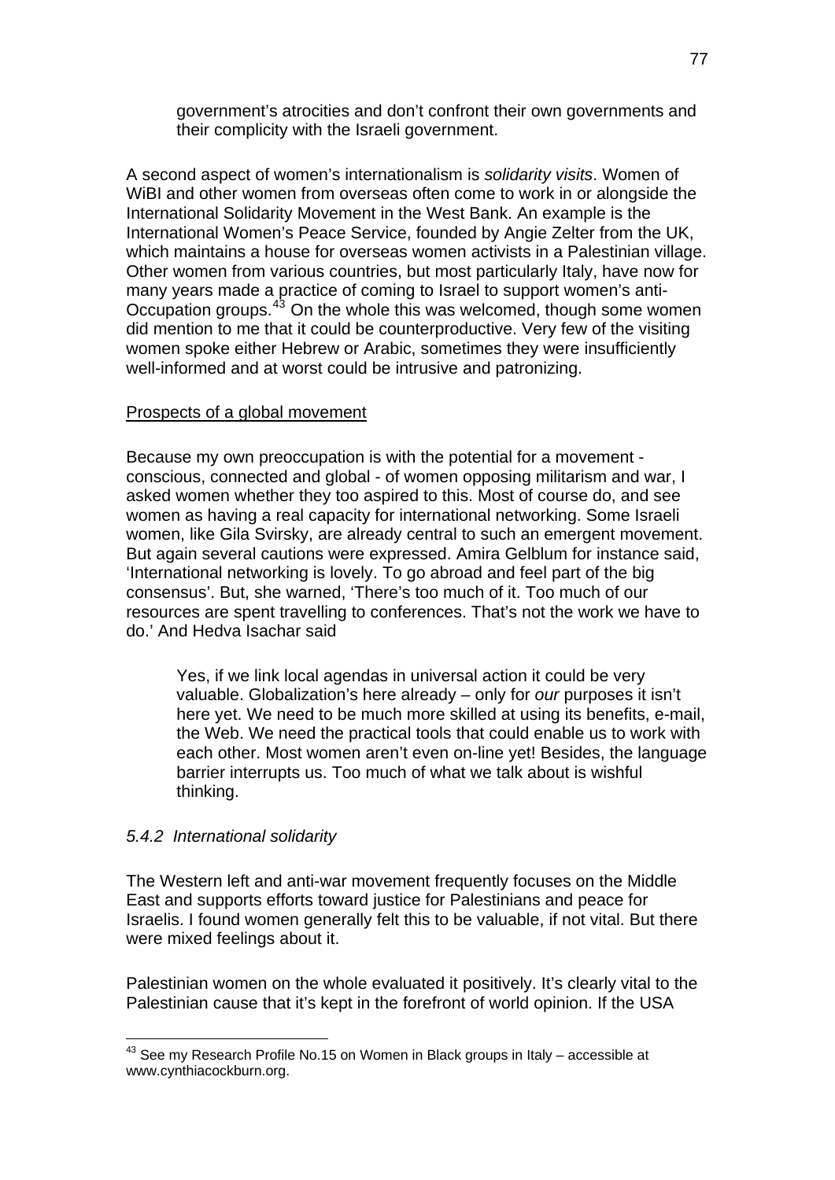> government's atrocities and don't confront their own governments and their complicity with the Israeli government.

A second aspect of women's internationalism is *solidarity visits*. Women of WiBI and other women from overseas often come to work in or alongside the International Solidarity Movement in the West Bank. An example is the International Women's Peace Service, founded by Angie Zelter from the UK, which maintains a house for overseas women activists in a Palestinian village. Other women from various countries, but most particularly Italy, have now for many years made a practice of coming to Israel to support women's anti-Occupation groups.[43] On the whole this was welcomed, though some women did mention to me that it could be counterproductive. Very few of the visiting women spoke either Hebrew or Arabic, sometimes they were insufficiently well-informed and at worst could be intrusive and patronizing.

<u>Prospects of a global movement</u>

Because my own preoccupation is with the potential for a movement - conscious, connected and global - of women opposing militarism and war, I asked women whether they too aspired to this. Most of course do, and see women as having a real capacity for international networking. Some Israeli women, like Gila Svirsky, are already central to such an emergent movement. But again several cautions were expressed. Amira Gelblum for instance said, 'International networking is lovely. To go abroad and feel part of the big consensus'. But, she warned, 'There's too much of it. Too much of our resources are spent travelling to conferences. That's not the work we have to do.' And Hedva Isachar said

> Yes, if we link local agendas in universal action it could be very valuable. Globalization's here already – only for *our* purposes it isn't here yet. We need to be much more skilled at using its benefits, e-mail, the Web. We need the practical tools that could enable us to work with each other. Most women aren't even on-line yet! Besides, the language barrier interrupts us. Too much of what we talk about is wishful thinking.

### *5.4.2 International solidarity*

The Western left and anti-war movement frequently focuses on the Middle East and supports efforts toward justice for Palestinians and peace for Israelis. I found women generally felt this to be valuable, if not vital. But there were mixed feelings about it.

Palestinian women on the whole evaluated it positively. It's clearly vital to the Palestinian cause that it's kept in the forefront of world opinion. If the USA

[43] See my Research Profile No.15 on Women in Black groups in Italy – accessible at www.cynthiacockburn.org.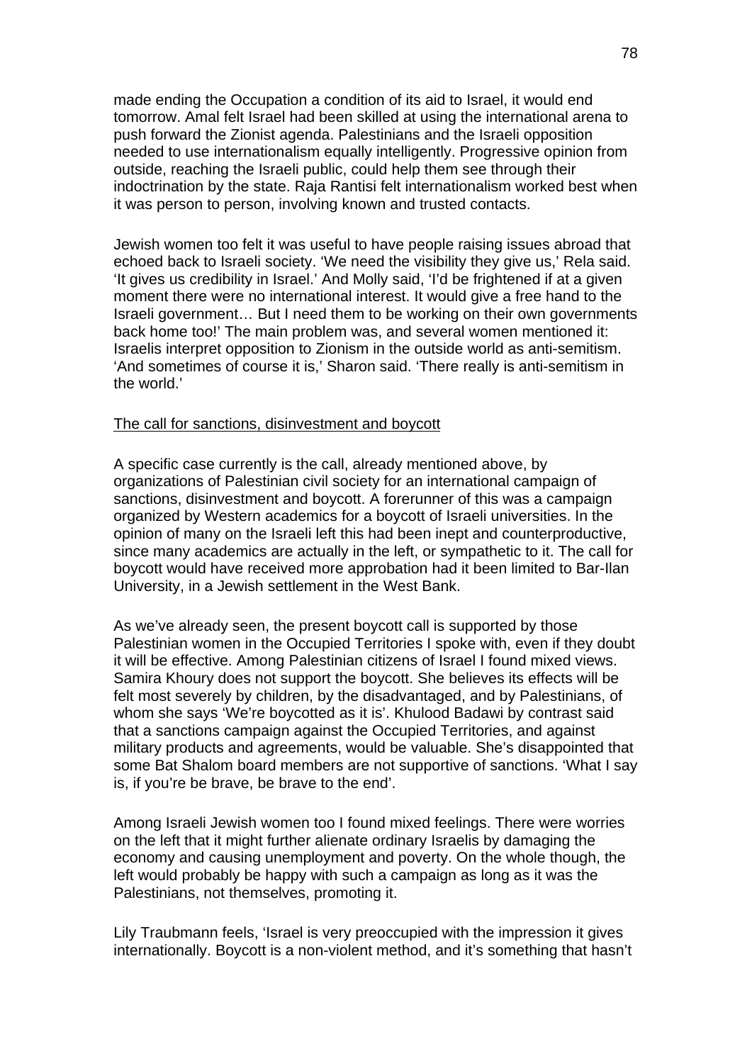made ending the Occupation a condition of its aid to Israel, it would end tomorrow. Amal felt Israel had been skilled at using the international arena to push forward the Zionist agenda. Palestinians and the Israeli opposition needed to use internationalism equally intelligently. Progressive opinion from outside, reaching the Israeli public, could help them see through their indoctrination by the state. Raja Rantisi felt internationalism worked best when it was person to person, involving known and trusted contacts.

Jewish women too felt it was useful to have people raising issues abroad that echoed back to Israeli society. 'We need the visibility they give us,' Rela said. 'It gives us credibility in Israel.' And Molly said, 'I'd be frightened if at a given moment there were no international interest. It would give a free hand to the Israeli government… But I need them to be working on their own governments back home too!' The main problem was, and several women mentioned it: Israelis interpret opposition to Zionism in the outside world as anti-semitism. 'And sometimes of course it is,' Sharon said. 'There really is anti-semitism in the world.'

<u>The call for sanctions, disinvestment and boycott</u>

A specific case currently is the call, already mentioned above, by organizations of Palestinian civil society for an international campaign of sanctions, disinvestment and boycott. A forerunner of this was a campaign organized by Western academics for a boycott of Israeli universities. In the opinion of many on the Israeli left this had been inept and counterproductive, since many academics are actually in the left, or sympathetic to it. The call for boycott would have received more approbation had it been limited to Bar-Ilan University, in a Jewish settlement in the West Bank.

As we've already seen, the present boycott call is supported by those Palestinian women in the Occupied Territories I spoke with, even if they doubt it will be effective. Among Palestinian citizens of Israel I found mixed views. Samira Khoury does not support the boycott. She believes its effects will be felt most severely by children, by the disadvantaged, and by Palestinians, of whom she says 'We're boycotted as it is'. Khulood Badawi by contrast said that a sanctions campaign against the Occupied Territories, and against military products and agreements, would be valuable. She's disappointed that some Bat Shalom board members are not supportive of sanctions. 'What I say is, if you're be brave, be brave to the end'.

Among Israeli Jewish women too I found mixed feelings. There were worries on the left that it might further alienate ordinary Israelis by damaging the economy and causing unemployment and poverty. On the whole though, the left would probably be happy with such a campaign as long as it was the Palestinians, not themselves, promoting it.

Lily Traubmann feels, 'Israel is very preoccupied with the impression it gives internationally. Boycott is a non-violent method, and it's something that hasn't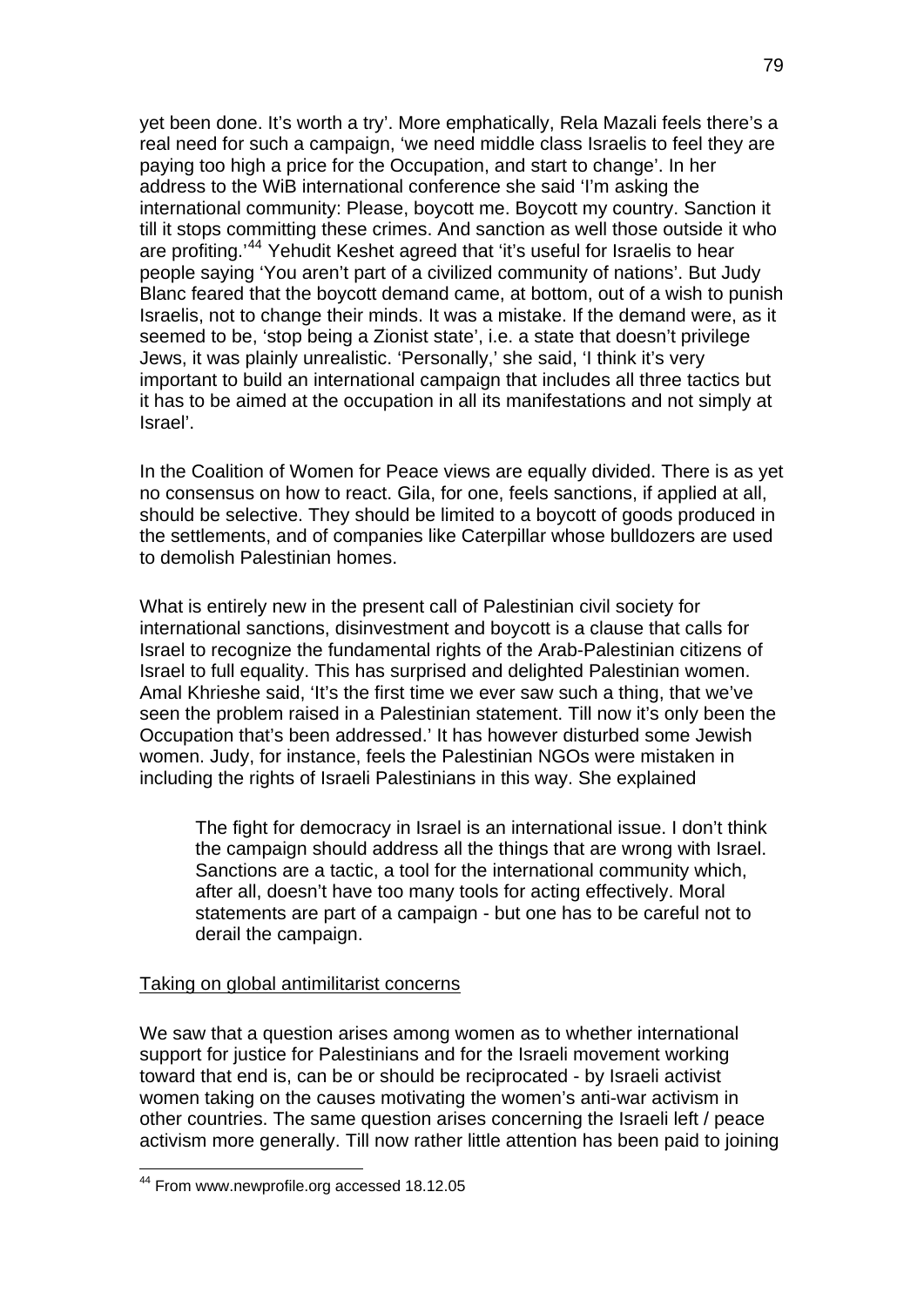yet been done. It's worth a try'. More emphatically, Rela Mazali feels there's a real need for such a campaign, 'we need middle class Israelis to feel they are paying too high a price for the Occupation, and start to change'. In her address to the WiB international conference she said 'I'm asking the international community: Please, boycott me. Boycott my country. Sanction it till it stops committing these crimes. And sanction as well those outside it who are profiting.'[44] Yehudit Keshet agreed that 'it's useful for Israelis to hear people saying 'You aren't part of a civilized community of nations'. But Judy Blanc feared that the boycott demand came, at bottom, out of a wish to punish Israelis, not to change their minds. It was a mistake. If the demand were, as it seemed to be, 'stop being a Zionist state', i.e. a state that doesn't privilege Jews, it was plainly unrealistic. 'Personally,' she said, 'I think it's very important to build an international campaign that includes all three tactics but it has to be aimed at the occupation in all its manifestations and not simply at Israel'.

In the Coalition of Women for Peace views are equally divided. There is as yet no consensus on how to react. Gila, for one, feels sanctions, if applied at all, should be selective. They should be limited to a boycott of goods produced in the settlements, and of companies like Caterpillar whose bulldozers are used to demolish Palestinian homes.

What is entirely new in the present call of Palestinian civil society for international sanctions, disinvestment and boycott is a clause that calls for Israel to recognize the fundamental rights of the Arab-Palestinian citizens of Israel to full equality. This has surprised and delighted Palestinian women. Amal Khrieshe said, 'It's the first time we ever saw such a thing, that we've seen the problem raised in a Palestinian statement. Till now it's only been the Occupation that's been addressed.' It has however disturbed some Jewish women. Judy, for instance, feels the Palestinian NGOs were mistaken in including the rights of Israeli Palestinians in this way. She explained

> The fight for democracy in Israel is an international issue. I don't think the campaign should address all the things that are wrong with Israel. Sanctions are a tactic, a tool for the international community which, after all, doesn't have too many tools for acting effectively. Moral statements are part of a campaign - but one has to be careful not to derail the campaign.

<u>Taking on global antimilitarist concerns</u>

We saw that a question arises among women as to whether international support for justice for Palestinians and for the Israeli movement working toward that end is, can be or should be reciprocated - by Israeli activist women taking on the causes motivating the women's anti-war activism in other countries. The same question arises concerning the Israeli left / peace activism more generally. Till now rather little attention has been paid to joining

---

[44] From www.newprofile.org accessed 18.12.05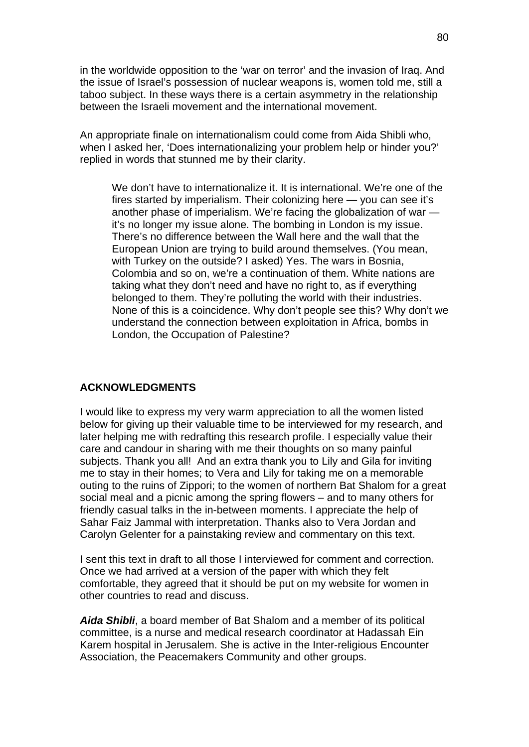in the worldwide opposition to the 'war on terror' and the invasion of Iraq. And the issue of Israel's possession of nuclear weapons is, women told me, still a taboo subject. In these ways there is a certain asymmetry in the relationship between the Israeli movement and the international movement.

An appropriate finale on internationalism could come from Aida Shibli who, when I asked her, 'Does internationalizing your problem help or hinder you?' replied in words that stunned me by their clarity.

> We don't have to internationalize it. It is international. We're one of the fires started by imperialism. Their colonizing here — you can see it's another phase of imperialism. We're facing the globalization of war — it's no longer my issue alone. The bombing in London is my issue. There's no difference between the Wall here and the wall that the European Union are trying to build around themselves. (You mean, with Turkey on the outside? I asked) Yes. The wars in Bosnia, Colombia and so on, we're a continuation of them. White nations are taking what they don't need and have no right to, as if everything belonged to them. They're polluting the world with their industries. None of this is a coincidence. Why don't people see this? Why don't we understand the connection between exploitation in Africa, bombs in London, the Occupation of Palestine?

## ACKNOWLEDGMENTS

I would like to express my very warm appreciation to all the women listed below for giving up their valuable time to be interviewed for my research, and later helping me with redrafting this research profile. I especially value their care and candour in sharing with me their thoughts on so many painful subjects. Thank you all! And an extra thank you to Lily and Gila for inviting me to stay in their homes; to Vera and Lily for taking me on a memorable outing to the ruins of Zippori; to the women of northern Bat Shalom for a great social meal and a picnic among the spring flowers – and to many others for friendly casual talks in the in-between moments. I appreciate the help of Sahar Faiz Jammal with interpretation. Thanks also to Vera Jordan and Carolyn Gelenter for a painstaking review and commentary on this text.

I sent this text in draft to all those I interviewed for comment and correction. Once we had arrived at a version of the paper with which they felt comfortable, they agreed that it should be put on my website for women in other countries to read and discuss.

***Aida Shibli***, a board member of Bat Shalom and a member of its political committee, is a nurse and medical research coordinator at Hadassah Ein Karem hospital in Jerusalem. She is active in the Inter-religious Encounter Association, the Peacemakers Community and other groups.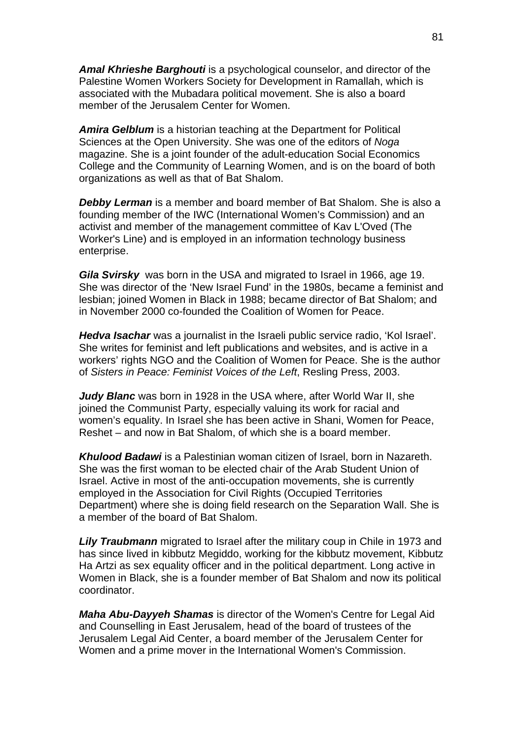***Amal Khrieshe Barghouti*** is a psychological counselor, and director of the Palestine Women Workers Society for Development in Ramallah, which is associated with the Mubadara political movement. She is also a board member of the Jerusalem Center for Women.

***Amira Gelblum*** is a historian teaching at the Department for Political Sciences at the Open University. She was one of the editors of *Noga* magazine. She is a joint founder of the adult-education Social Economics College and the Community of Learning Women, and is on the board of both organizations as well as that of Bat Shalom.

***Debby Lerman*** is a member and board member of Bat Shalom. She is also a founding member of the IWC (International Women's Commission) and an activist and member of the management committee of Kav L'Oved (The Worker's Line) and is employed in an information technology business enterprise.

***Gila Svirsky*** was born in the USA and migrated to Israel in 1966, age 19. She was director of the 'New Israel Fund' in the 1980s, became a feminist and lesbian; joined Women in Black in 1988; became director of Bat Shalom; and in November 2000 co-founded the Coalition of Women for Peace.

***Hedva Isachar*** was a journalist in the Israeli public service radio, 'Kol Israel'. She writes for feminist and left publications and websites, and is active in a workers' rights NGO and the Coalition of Women for Peace. She is the author of *Sisters in Peace: Feminist Voices of the Left*, Resling Press, 2003.

***Judy Blanc*** was born in 1928 in the USA where, after World War II, she joined the Communist Party, especially valuing its work for racial and women's equality. In Israel she has been active in Shani, Women for Peace, Reshet – and now in Bat Shalom, of which she is a board member.

***Khulood Badawi*** is a Palestinian woman citizen of Israel, born in Nazareth. She was the first woman to be elected chair of the Arab Student Union of Israel. Active in most of the anti-occupation movements, she is currently employed in the Association for Civil Rights (Occupied Territories Department) where she is doing field research on the Separation Wall. She is a member of the board of Bat Shalom.

***Lily Traubmann*** migrated to Israel after the military coup in Chile in 1973 and has since lived in kibbutz Megiddo, working for the kibbutz movement, Kibbutz Ha Artzi as sex equality officer and in the political department. Long active in Women in Black, she is a founder member of Bat Shalom and now its political coordinator.

***Maha Abu-Dayyeh Shamas*** is director of the Women's Centre for Legal Aid and Counselling in East Jerusalem, head of the board of trustees of the Jerusalem Legal Aid Center, a board member of the Jerusalem Center for Women and a prime mover in the International Women's Commission.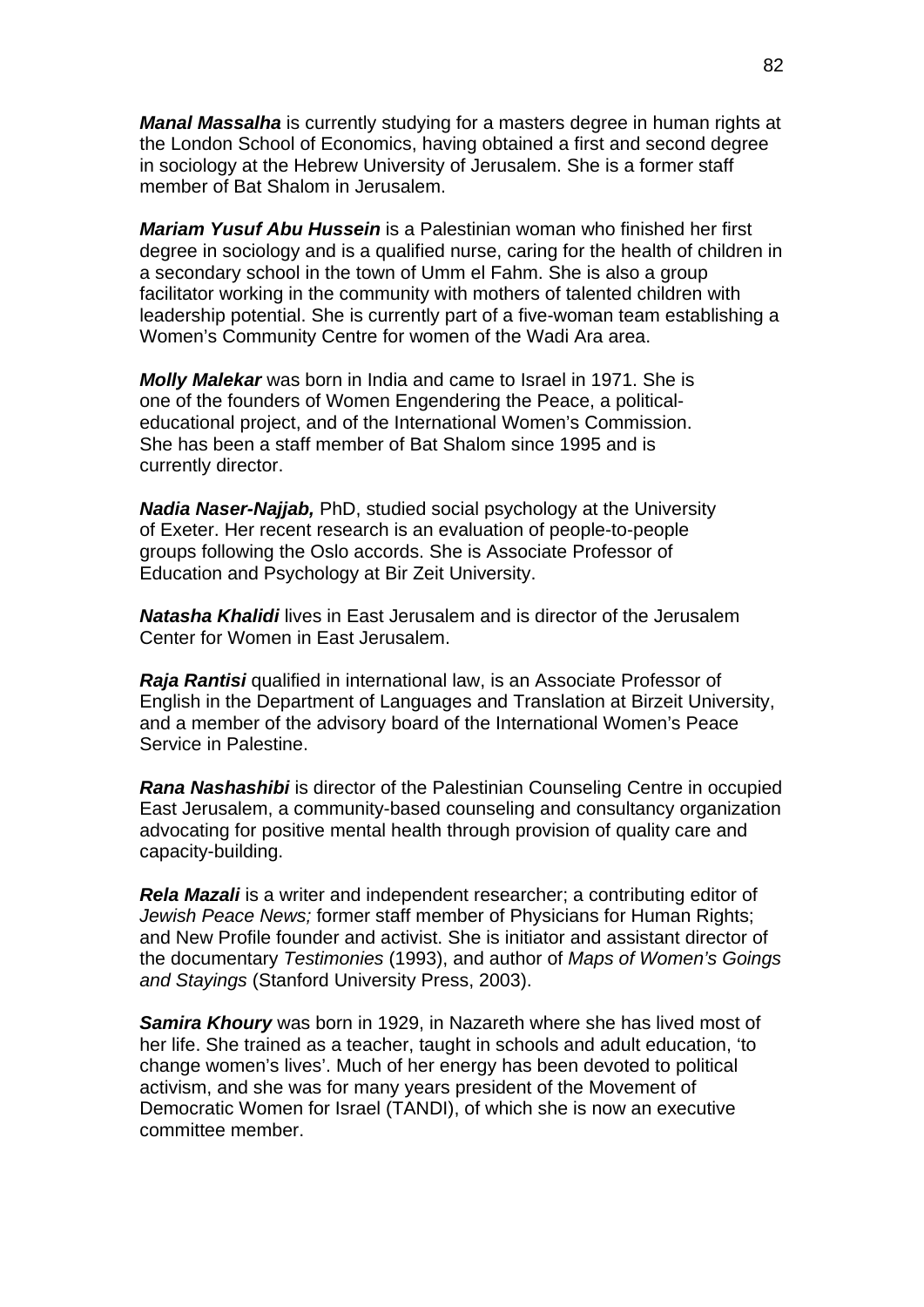***Manal Massalha*** is currently studying for a masters degree in human rights at the London School of Economics, having obtained a first and second degree in sociology at the Hebrew University of Jerusalem. She is a former staff member of Bat Shalom in Jerusalem.

***Mariam Yusuf Abu Hussein*** is a Palestinian woman who finished her first degree in sociology and is a qualified nurse, caring for the health of children in a secondary school in the town of Umm el Fahm. She is also a group facilitator working in the community with mothers of talented children with leadership potential. She is currently part of a five-woman team establishing a Women's Community Centre for women of the Wadi Ara area.

***Molly Malekar*** was born in India and came to Israel in 1971. She is one of the founders of Women Engendering the Peace, a political-educational project, and of the International Women's Commission. She has been a staff member of Bat Shalom since 1995 and is currently director.

***Nadia Naser-Najjab,*** PhD, studied social psychology at the University of Exeter. Her recent research is an evaluation of people-to-people groups following the Oslo accords. She is Associate Professor of Education and Psychology at Bir Zeit University.

***Natasha Khalidi*** lives in East Jerusalem and is director of the Jerusalem Center for Women in East Jerusalem.

***Raja Rantisi*** qualified in international law, is an Associate Professor of English in the Department of Languages and Translation at Birzeit University, and a member of the advisory board of the International Women's Peace Service in Palestine.

***Rana Nashashibi*** is director of the Palestinian Counseling Centre in occupied East Jerusalem, a community-based counseling and consultancy organization advocating for positive mental health through provision of quality care and capacity-building.

***Rela Mazali*** is a writer and independent researcher; a contributing editor of *Jewish Peace News;* former staff member of Physicians for Human Rights; and New Profile founder and activist. She is initiator and assistant director of the documentary *Testimonies* (1993), and author of *Maps of Women's Goings and Stayings* (Stanford University Press, 2003).

***Samira Khoury*** was born in 1929, in Nazareth where she has lived most of her life. She trained as a teacher, taught in schools and adult education, 'to change women's lives'. Much of her energy has been devoted to political activism, and she was for many years president of the Movement of Democratic Women for Israel (TANDI), of which she is now an executive committee member.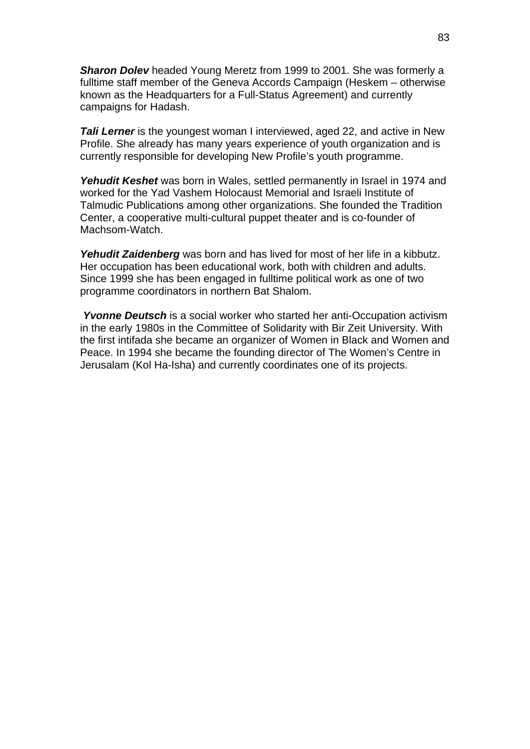***Sharon Dolev*** headed Young Meretz from 1999 to 2001. She was formerly a fulltime staff member of the Geneva Accords Campaign (Heskem – otherwise known as the Headquarters for a Full-Status Agreement) and currently campaigns for Hadash.

***Tali Lerner*** is the youngest woman I interviewed, aged 22, and active in New Profile. She already has many years experience of youth organization and is currently responsible for developing New Profile's youth programme.

***Yehudit Keshet*** was born in Wales, settled permanently in Israel in 1974 and worked for the Yad Vashem Holocaust Memorial and Israeli Institute of Talmudic Publications among other organizations. She founded the Tradition Center, a cooperative multi-cultural puppet theater and is co-founder of Machsom-Watch.

***Yehudit Zaidenberg*** was born and has lived for most of her life in a kibbutz. Her occupation has been educational work, both with children and adults. Since 1999 she has been engaged in fulltime political work as one of two programme coordinators in northern Bat Shalom.

***Yvonne Deutsch*** is a social worker who started her anti-Occupation activism in the early 1980s in the Committee of Solidarity with Bir Zeit University. With the first intifada she became an organizer of Women in Black and Women and Peace. In 1994 she became the founding director of The Women's Centre in Jerusalam (Kol Ha-Isha) and currently coordinates one of its projects.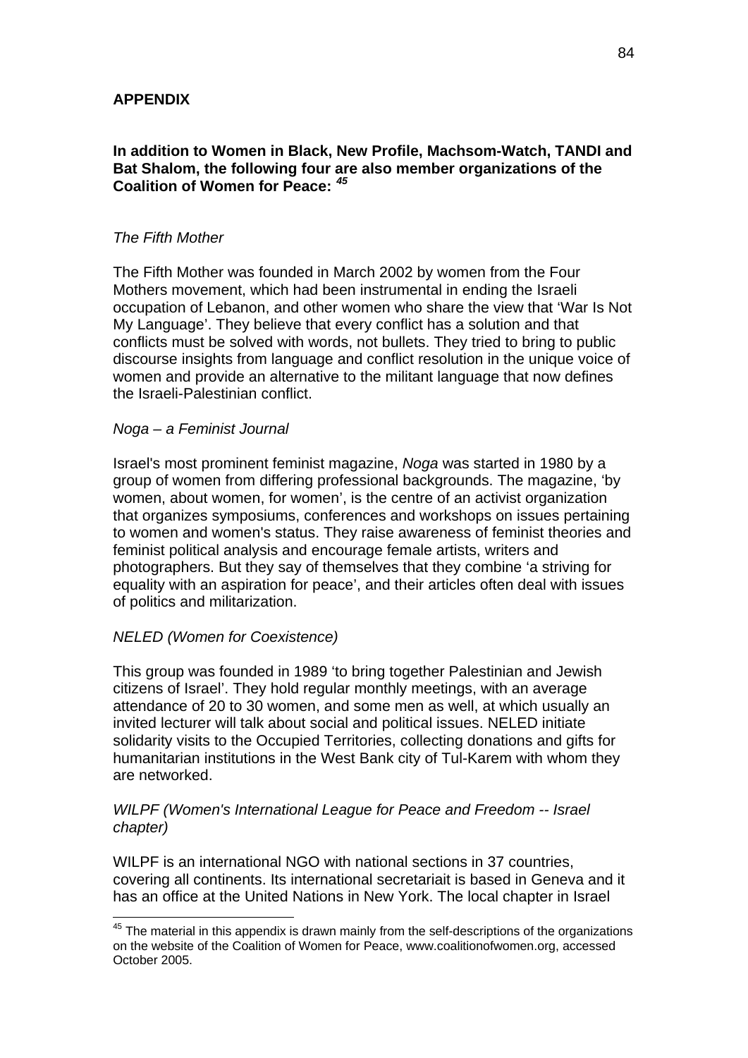## APPENDIX

**In addition to Women in Black, New Profile, Machsom-Watch, TANDI and Bat Shalom, the following four are also member organizations of the Coalition of Women for Peace:** [45]

*The Fifth Mother*

The Fifth Mother was founded in March 2002 by women from the Four Mothers movement, which had been instrumental in ending the Israeli occupation of Lebanon, and other women who share the view that 'War Is Not My Language'. They believe that every conflict has a solution and that conflicts must be solved with words, not bullets. They tried to bring to public discourse insights from language and conflict resolution in the unique voice of women and provide an alternative to the militant language that now defines the Israeli-Palestinian conflict.

*Noga – a Feminist Journal*

Israel's most prominent feminist magazine, *Noga* was started in 1980 by a group of women from differing professional backgrounds. The magazine, 'by women, about women, for women', is the centre of an activist organization that organizes symposiums, conferences and workshops on issues pertaining to women and women's status. They raise awareness of feminist theories and feminist political analysis and encourage female artists, writers and photographers. But they say of themselves that they combine 'a striving for equality with an aspiration for peace', and their articles often deal with issues of politics and militarization.

*NELED (Women for Coexistence)*

This group was founded in 1989 'to bring together Palestinian and Jewish citizens of Israel'. They hold regular monthly meetings, with an average attendance of 20 to 30 women, and some men as well, at which usually an invited lecturer will talk about social and political issues. NELED initiate solidarity visits to the Occupied Territories, collecting donations and gifts for humanitarian institutions in the West Bank city of Tul-Karem with whom they are networked.

*WILPF (Women's International League for Peace and Freedom -- Israel chapter)*

WILPF is an international NGO with national sections in 37 countries, covering all continents. Its international secretariait is based in Geneva and it has an office at the United Nations in New York. The local chapter in Israel

[45] The material in this appendix is drawn mainly from the self-descriptions of the organizations on the website of the Coalition of Women for Peace, www.coalitionofwomen.org, accessed October 2005.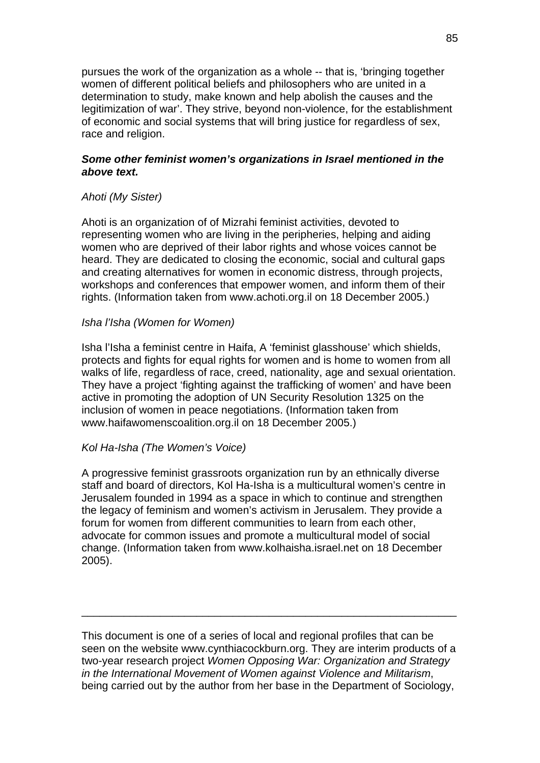pursues the work of the organization as a whole -- that is, 'bringing together women of different political beliefs and philosophers who are united in a determination to study, make known and help abolish the causes and the legitimization of war'. They strive, beyond non-violence, for the establishment of economic and social systems that will bring justice for regardless of sex, race and religion.

***Some other feminist women's organizations in Israel mentioned in the above text.***

*Ahoti (My Sister)*

Ahoti is an organization of of Mizrahi feminist activities, devoted to representing women who are living in the peripheries, helping and aiding women who are deprived of their labor rights and whose voices cannot be heard. They are dedicated to closing the economic, social and cultural gaps and creating alternatives for women in economic distress, through projects, workshops and conferences that empower women, and inform them of their rights. (Information taken from www.achoti.org.il on 18 December 2005.)

*Isha l'Isha (Women for Women)*

Isha l'Isha a feminist centre in Haifa, A 'feminist glasshouse' which shields, protects and fights for equal rights for women and is home to women from all walks of life, regardless of race, creed, nationality, age and sexual orientation. They have a project 'fighting against the trafficking of women' and have been active in promoting the adoption of UN Security Resolution 1325 on the inclusion of women in peace negotiations. (Information taken from www.haifawomenscoalition.org.il on 18 December 2005.)

*Kol Ha-Isha (The Women's Voice)*

A progressive feminist grassroots organization run by an ethnically diverse staff and board of directors, Kol Ha-Isha is a multicultural women's centre in Jerusalem founded in 1994 as a space in which to continue and strengthen the legacy of feminism and women's activism in Jerusalem. They provide a forum for women from different communities to learn from each other, advocate for common issues and promote a multicultural model of social change. (Information taken from www.kolhaisha.israel.net on 18 December 2005).

---

This document is one of a series of local and regional profiles that can be seen on the website www.cynthiacockburn.org. They are interim products of a two-year research project *Women Opposing War: Organization and Strategy in the International Movement of Women against Violence and Militarism*, being carried out by the author from her base in the Department of Sociology,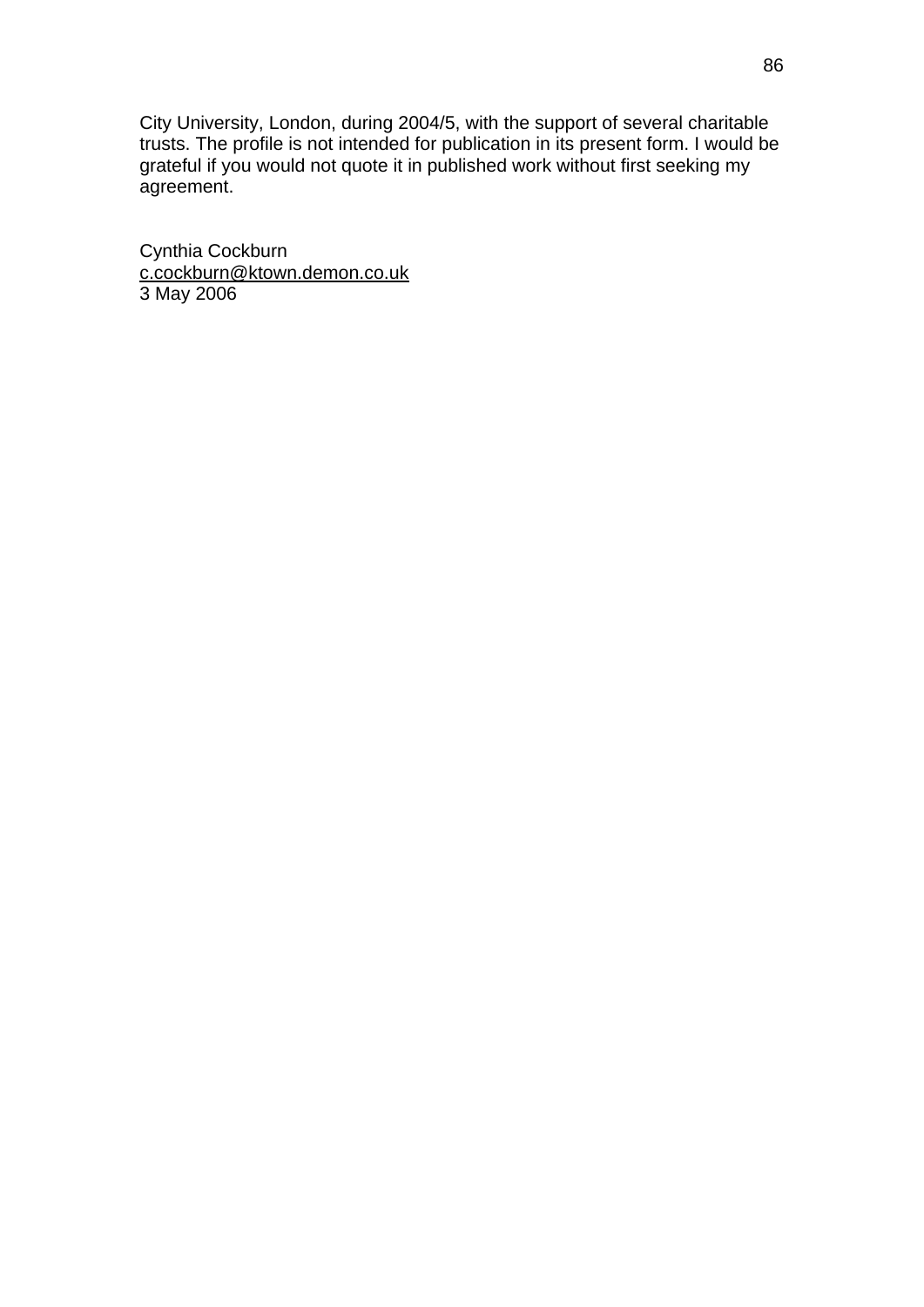City University, London, during 2004/5, with the support of several charitable trusts. The profile is not intended for publication in its present form. I would be grateful if you would not quote it in published work without first seeking my agreement.

Cynthia Cockburn
c.cockburn@ktown.demon.co.uk
3 May 2006